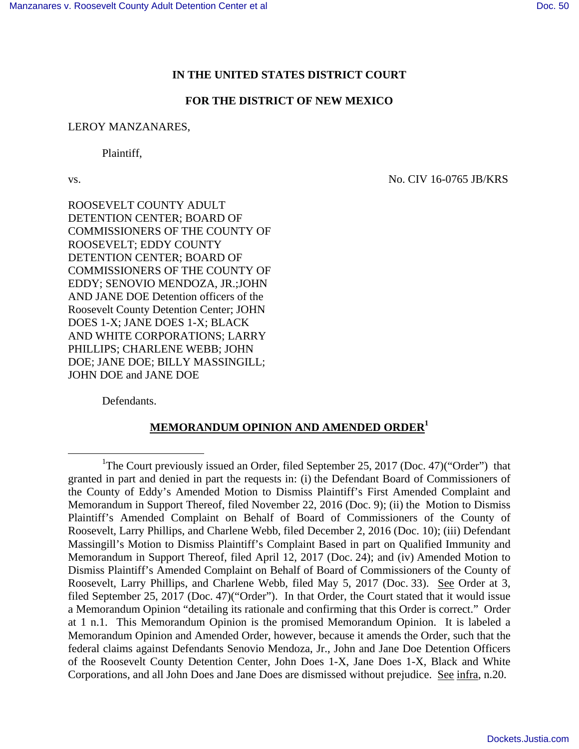# IN THE UNITED STATES DISTRICT COURT

# FOR THE DISTRICT OF NEW MEXICO

LEROY MANZANARES,

Plaintiff,

vs. No. CIV 16-0765 JB/KRS

ROOSEVELT COUNTY ADULT DETENTION CENTER; BOARD OF COMMISSIONERS OF THE COUNTY OF ROOSEVELT; EDDY COUNTY DETENTION CENTER; BOARD OF COMMISSIONERS OF THE COUNTY OF EDDY; SENOVIO MENDOZA, JR.;JOHN AND JANE DOE Detention officers of the Roosevelt County Detention Center; JOHN DOES 1-X; JANE DOES 1-X; BLACK AND WHITE CORPORATIONS; LARRY PHILLIPS; CHARLENE WEBB; JOHN DOE; JANE DOE; BILLY MASSINGILL; JOHN DOE and JANE DOE

Defendants.

## MEMORANDUM OPINION AND AMENDED ORDER[1]

---

[1]The Court previously issued an Order, filed September 25, 2017 (Doc. 47)("Order") that granted in part and denied in part the requests in: (i) the Defendant Board of Commissioners of the County of Eddy's Amended Motion to Dismiss Plaintiff's First Amended Complaint and Memorandum in Support Thereof, filed November 22, 2016 (Doc. 9); (ii) the Motion to Dismiss Plaintiff's Amended Complaint on Behalf of Board of Commissioners of the County of Roosevelt, Larry Phillips, and Charlene Webb, filed December 2, 2016 (Doc. 10); (iii) Defendant Massingill's Motion to Dismiss Plaintiff's Complaint Based in part on Qualified Immunity and Memorandum in Support Thereof, filed April 12, 2017 (Doc. 24); and (iv) Amended Motion to Dismiss Plaintiff's Amended Complaint on Behalf of Board of Commissioners of the County of Roosevelt, Larry Phillips, and Charlene Webb, filed May 5, 2017 (Doc. 33). See Order at 3, filed September 25, 2017 (Doc. 47)("Order"). In that Order, the Court stated that it would issue a Memorandum Opinion "detailing its rationale and confirming that this Order is correct." Order at 1 n.1. This Memorandum Opinion is the promised Memorandum Opinion. It is labeled a Memorandum Opinion and Amended Order, however, because it amends the Order, such that the federal claims against Defendants Senovio Mendoza, Jr., John and Jane Doe Detention Officers of the Roosevelt County Detention Center, John Does 1-X, Jane Does 1-X, Black and White Corporations, and all John Does and Jane Does are dismissed without prejudice. See infra, n.20.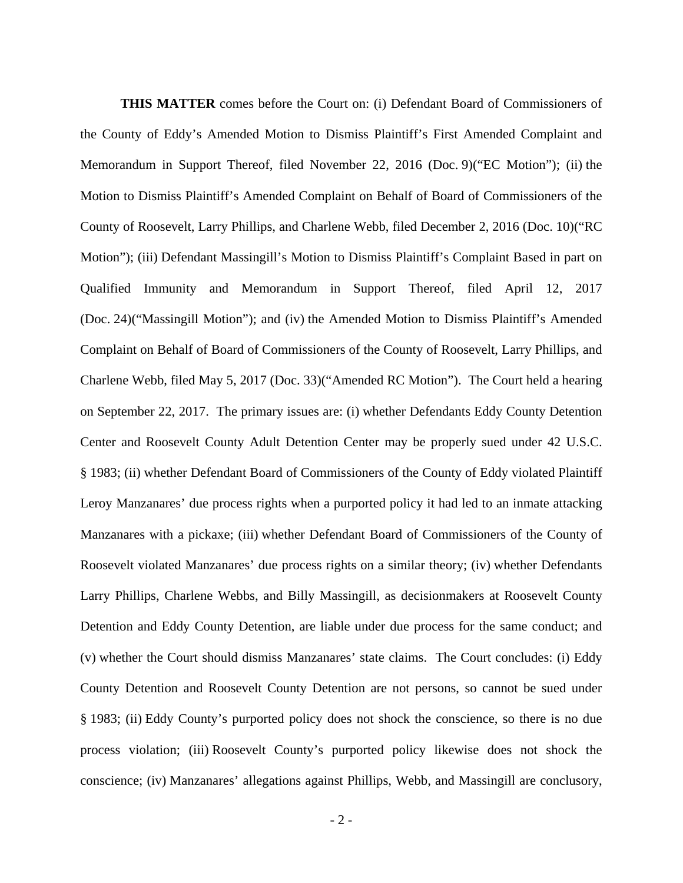**THIS MATTER** comes before the Court on: (i) Defendant Board of Commissioners of the County of Eddy's Amended Motion to Dismiss Plaintiff's First Amended Complaint and Memorandum in Support Thereof, filed November 22, 2016 (Doc. 9)("EC Motion"); (ii) the Motion to Dismiss Plaintiff's Amended Complaint on Behalf of Board of Commissioners of the County of Roosevelt, Larry Phillips, and Charlene Webb, filed December 2, 2016 (Doc. 10)("RC Motion"); (iii) Defendant Massingill's Motion to Dismiss Plaintiff's Complaint Based in part on Qualified Immunity and Memorandum in Support Thereof, filed April 12, 2017 (Doc. 24)("Massingill Motion"); and (iv) the Amended Motion to Dismiss Plaintiff's Amended Complaint on Behalf of Board of Commissioners of the County of Roosevelt, Larry Phillips, and Charlene Webb, filed May 5, 2017 (Doc. 33)("Amended RC Motion"). The Court held a hearing on September 22, 2017. The primary issues are: (i) whether Defendants Eddy County Detention Center and Roosevelt County Adult Detention Center may be properly sued under 42 U.S.C. § 1983; (ii) whether Defendant Board of Commissioners of the County of Eddy violated Plaintiff Leroy Manzanares' due process rights when a purported policy it had led to an inmate attacking Manzanares with a pickaxe; (iii) whether Defendant Board of Commissioners of the County of Roosevelt violated Manzanares' due process rights on a similar theory; (iv) whether Defendants Larry Phillips, Charlene Webbs, and Billy Massingill, as decisionmakers at Roosevelt County Detention and Eddy County Detention, are liable under due process for the same conduct; and (v) whether the Court should dismiss Manzanares' state claims. The Court concludes: (i) Eddy County Detention and Roosevelt County Detention are not persons, so cannot be sued under § 1983; (ii) Eddy County's purported policy does not shock the conscience, so there is no due process violation; (iii) Roosevelt County's purported policy likewise does not shock the conscience; (iv) Manzanares' allegations against Phillips, Webb, and Massingill are conclusory,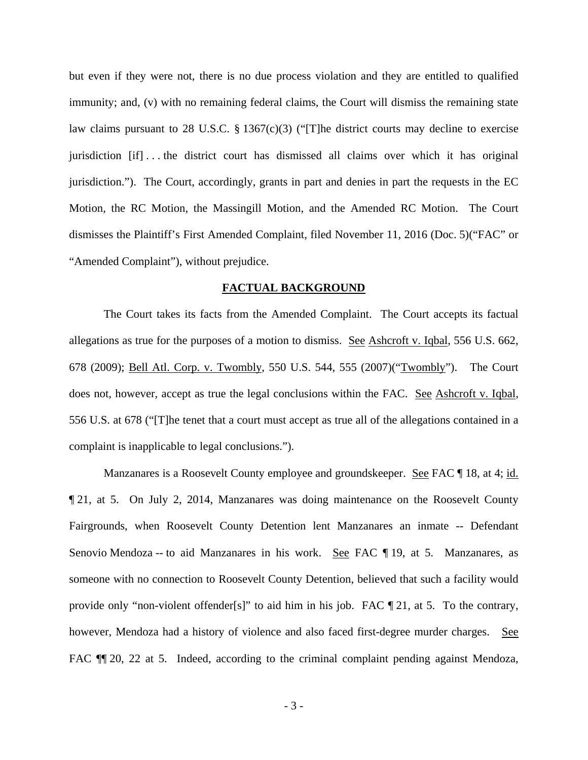but even if they were not, there is no due process violation and they are entitled to qualified immunity; and, (v) with no remaining federal claims, the Court will dismiss the remaining state law claims pursuant to 28 U.S.C. § 1367(c)(3) ("[T]he district courts may decline to exercise jurisdiction [if] . . . the district court has dismissed all claims over which it has original jurisdiction."). The Court, accordingly, grants in part and denies in part the requests in the EC Motion, the RC Motion, the Massingill Motion, and the Amended RC Motion. The Court dismisses the Plaintiff's First Amended Complaint, filed November 11, 2016 (Doc. 5)("FAC" or "Amended Complaint"), without prejudice.

## FACTUAL BACKGROUND

The Court takes its facts from the Amended Complaint. The Court accepts its factual allegations as true for the purposes of a motion to dismiss. See Ashcroft v. Iqbal, 556 U.S. 662, 678 (2009); Bell Atl. Corp. v. Twombly, 550 U.S. 544, 555 (2007)("Twombly"). The Court does not, however, accept as true the legal conclusions within the FAC. See Ashcroft v. Iqbal, 556 U.S. at 678 ("[T]he tenet that a court must accept as true all of the allegations contained in a complaint is inapplicable to legal conclusions.").

Manzanares is a Roosevelt County employee and groundskeeper. See FAC ¶ 18, at 4; id. ¶ 21, at 5. On July 2, 2014, Manzanares was doing maintenance on the Roosevelt County Fairgrounds, when Roosevelt County Detention lent Manzanares an inmate -- Defendant Senovio Mendoza -- to aid Manzanares in his work. See FAC ¶ 19, at 5. Manzanares, as someone with no connection to Roosevelt County Detention, believed that such a facility would provide only "non-violent offender[s]" to aid him in his job. FAC ¶ 21, at 5. To the contrary, however, Mendoza had a history of violence and also faced first-degree murder charges. See FAC ¶¶ 20, 22 at 5. Indeed, according to the criminal complaint pending against Mendoza,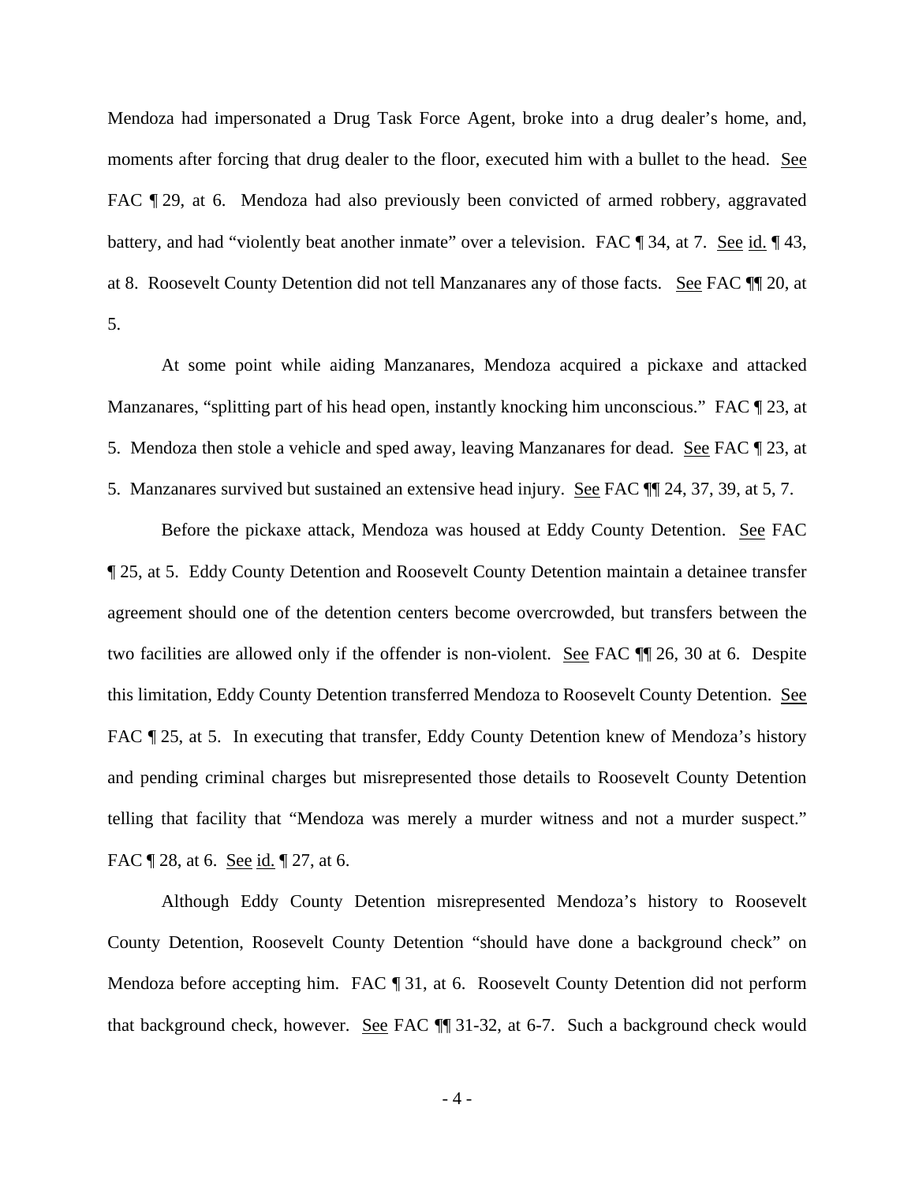Mendoza had impersonated a Drug Task Force Agent, broke into a drug dealer's home, and, moments after forcing that drug dealer to the floor, executed him with a bullet to the head. See FAC ¶ 29, at 6. Mendoza had also previously been convicted of armed robbery, aggravated battery, and had "violently beat another inmate" over a television. FAC ¶ 34, at 7. See id. ¶ 43, at 8. Roosevelt County Detention did not tell Manzanares any of those facts. See FAC ¶¶ 20, at 5.

At some point while aiding Manzanares, Mendoza acquired a pickaxe and attacked Manzanares, "splitting part of his head open, instantly knocking him unconscious." FAC ¶ 23, at 5. Mendoza then stole a vehicle and sped away, leaving Manzanares for dead. See FAC ¶ 23, at 5. Manzanares survived but sustained an extensive head injury. See FAC ¶¶ 24, 37, 39, at 5, 7.

Before the pickaxe attack, Mendoza was housed at Eddy County Detention. See FAC ¶ 25, at 5. Eddy County Detention and Roosevelt County Detention maintain a detainee transfer agreement should one of the detention centers become overcrowded, but transfers between the two facilities are allowed only if the offender is non-violent. See FAC ¶¶ 26, 30 at 6. Despite this limitation, Eddy County Detention transferred Mendoza to Roosevelt County Detention. See FAC ¶ 25, at 5. In executing that transfer, Eddy County Detention knew of Mendoza's history and pending criminal charges but misrepresented those details to Roosevelt County Detention telling that facility that "Mendoza was merely a murder witness and not a murder suspect." FAC ¶ 28, at 6. See id. ¶ 27, at 6.

Although Eddy County Detention misrepresented Mendoza's history to Roosevelt County Detention, Roosevelt County Detention "should have done a background check" on Mendoza before accepting him. FAC ¶ 31, at 6. Roosevelt County Detention did not perform that background check, however. See FAC ¶¶ 31-32, at 6-7. Such a background check would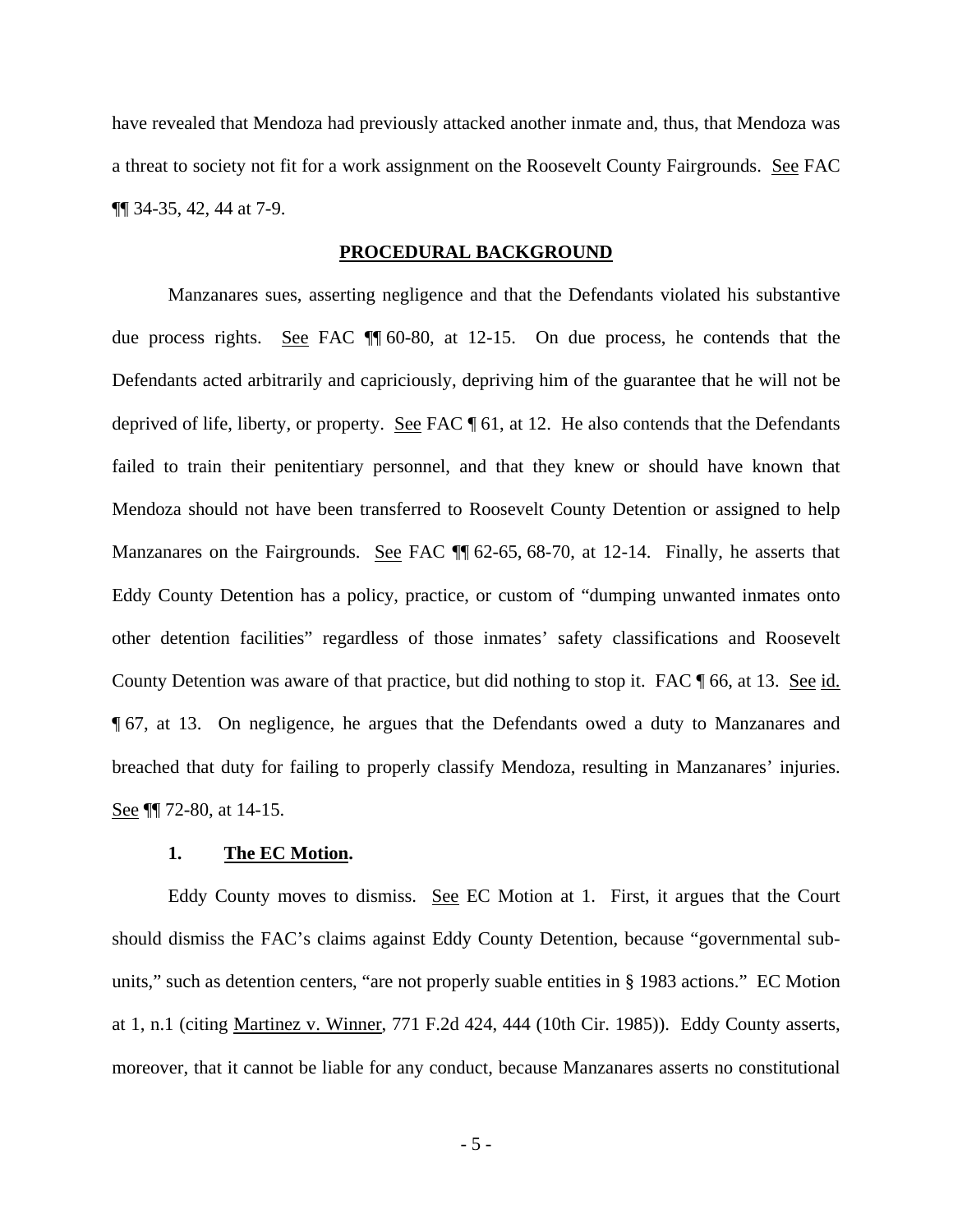have revealed that Mendoza had previously attacked another inmate and, thus, that Mendoza was a threat to society not fit for a work assignment on the Roosevelt County Fairgrounds. See FAC ¶¶ 34-35, 42, 44 at 7-9.

## PROCEDURAL BACKGROUND

Manzanares sues, asserting negligence and that the Defendants violated his substantive due process rights. See FAC ¶¶ 60-80, at 12-15. On due process, he contends that the Defendants acted arbitrarily and capriciously, depriving him of the guarantee that he will not be deprived of life, liberty, or property. See FAC ¶ 61, at 12. He also contends that the Defendants failed to train their penitentiary personnel, and that they knew or should have known that Mendoza should not have been transferred to Roosevelt County Detention or assigned to help Manzanares on the Fairgrounds. See FAC ¶¶ 62-65, 68-70, at 12-14. Finally, he asserts that Eddy County Detention has a policy, practice, or custom of "dumping unwanted inmates onto other detention facilities" regardless of those inmates' safety classifications and Roosevelt County Detention was aware of that practice, but did nothing to stop it. FAC ¶ 66, at 13. See id. ¶ 67, at 13. On negligence, he argues that the Defendants owed a duty to Manzanares and breached that duty for failing to properly classify Mendoza, resulting in Manzanares' injuries. See ¶¶ 72-80, at 14-15.

### 1. The EC Motion.

Eddy County moves to dismiss. See EC Motion at 1. First, it argues that the Court should dismiss the FAC's claims against Eddy County Detention, because "governmental sub-units," such as detention centers, "are not properly suable entities in § 1983 actions." EC Motion at 1, n.1 (citing Martinez v. Winner, 771 F.2d 424, 444 (10th Cir. 1985)). Eddy County asserts, moreover, that it cannot be liable for any conduct, because Manzanares asserts no constitutional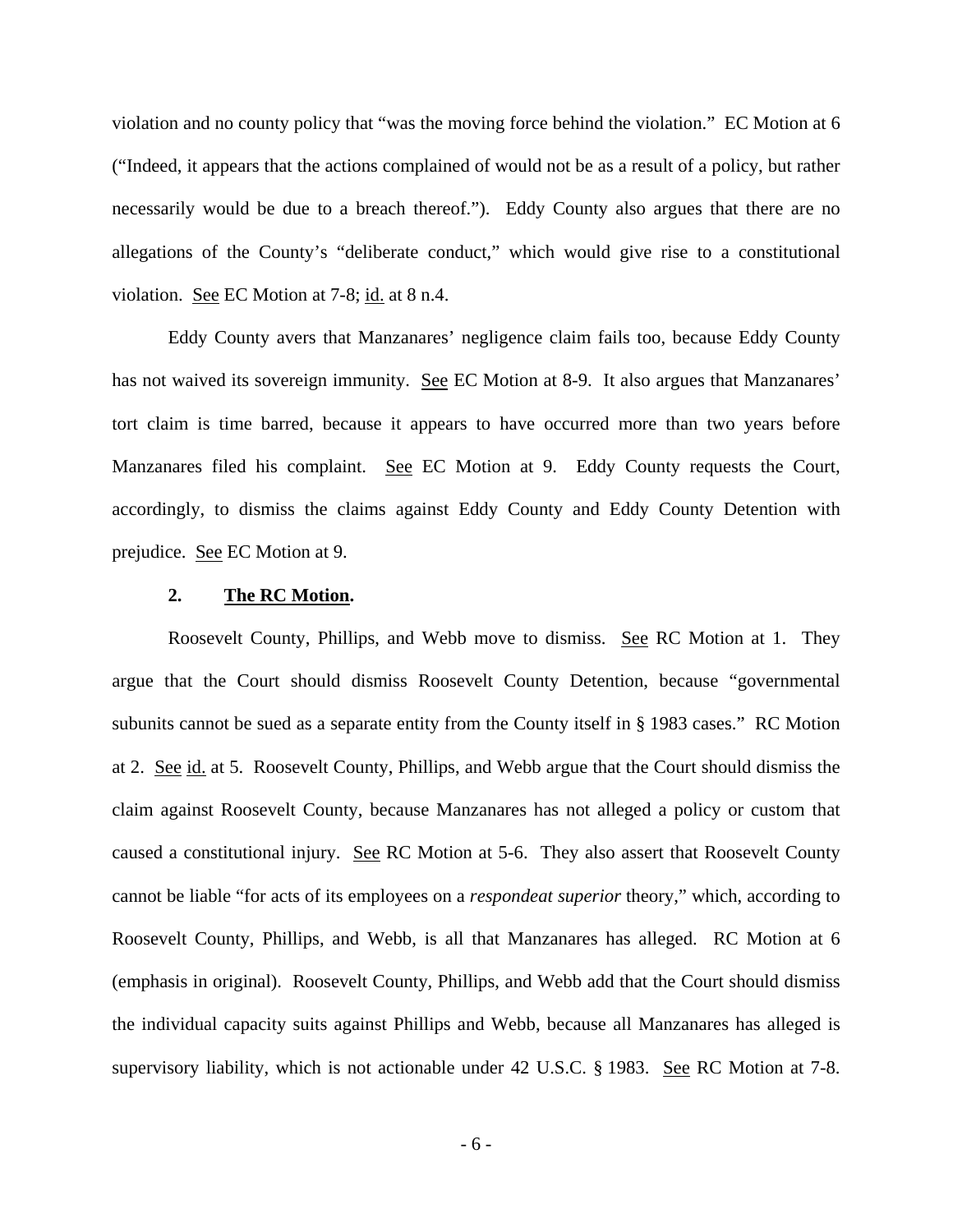violation and no county policy that "was the moving force behind the violation." EC Motion at 6 ("Indeed, it appears that the actions complained of would not be as a result of a policy, but rather necessarily would be due to a breach thereof."). Eddy County also argues that there are no allegations of the County's "deliberate conduct," which would give rise to a constitutional violation. See EC Motion at 7-8; id. at 8 n.4.

Eddy County avers that Manzanares' negligence claim fails too, because Eddy County has not waived its sovereign immunity. See EC Motion at 8-9. It also argues that Manzanares' tort claim is time barred, because it appears to have occurred more than two years before Manzanares filed his complaint. See EC Motion at 9. Eddy County requests the Court, accordingly, to dismiss the claims against Eddy County and Eddy County Detention with prejudice. See EC Motion at 9.

#### 2. The RC Motion.

Roosevelt County, Phillips, and Webb move to dismiss. See RC Motion at 1. They argue that the Court should dismiss Roosevelt County Detention, because "governmental subunits cannot be sued as a separate entity from the County itself in § 1983 cases." RC Motion at 2. See id. at 5. Roosevelt County, Phillips, and Webb argue that the Court should dismiss the claim against Roosevelt County, because Manzanares has not alleged a policy or custom that caused a constitutional injury. See RC Motion at 5-6. They also assert that Roosevelt County cannot be liable "for acts of its employees on a *respondeat superior* theory," which, according to Roosevelt County, Phillips, and Webb, is all that Manzanares has alleged. RC Motion at 6 (emphasis in original). Roosevelt County, Phillips, and Webb add that the Court should dismiss the individual capacity suits against Phillips and Webb, because all Manzanares has alleged is supervisory liability, which is not actionable under 42 U.S.C. § 1983. See RC Motion at 7-8.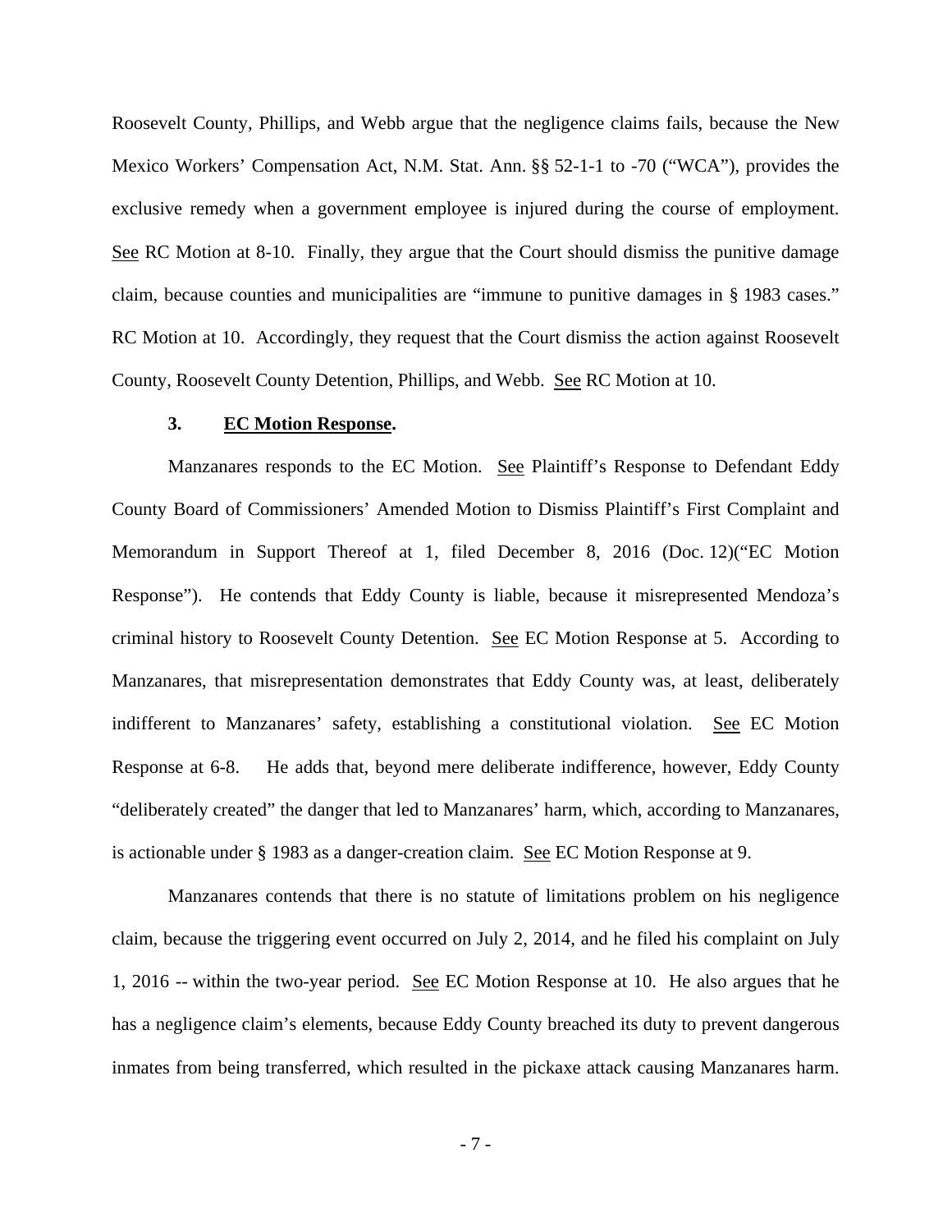Roosevelt County, Phillips, and Webb argue that the negligence claims fails, because the New Mexico Workers' Compensation Act, N.M. Stat. Ann. §§ 52-1-1 to -70 ("WCA"), provides the exclusive remedy when a government employee is injured during the course of employment. See RC Motion at 8-10. Finally, they argue that the Court should dismiss the punitive damage claim, because counties and municipalities are "immune to punitive damages in § 1983 cases." RC Motion at 10. Accordingly, they request that the Court dismiss the action against Roosevelt County, Roosevelt County Detention, Phillips, and Webb. See RC Motion at 10.

### 3. EC Motion Response.

Manzanares responds to the EC Motion. See Plaintiff's Response to Defendant Eddy County Board of Commissioners' Amended Motion to Dismiss Plaintiff's First Complaint and Memorandum in Support Thereof at 1, filed December 8, 2016 (Doc. 12)("EC Motion Response"). He contends that Eddy County is liable, because it misrepresented Mendoza's criminal history to Roosevelt County Detention. See EC Motion Response at 5. According to Manzanares, that misrepresentation demonstrates that Eddy County was, at least, deliberately indifferent to Manzanares' safety, establishing a constitutional violation. See EC Motion Response at 6-8. He adds that, beyond mere deliberate indifference, however, Eddy County "deliberately created" the danger that led to Manzanares' harm, which, according to Manzanares, is actionable under § 1983 as a danger-creation claim. See EC Motion Response at 9.

Manzanares contends that there is no statute of limitations problem on his negligence claim, because the triggering event occurred on July 2, 2014, and he filed his complaint on July 1, 2016 -- within the two-year period. See EC Motion Response at 10. He also argues that he has a negligence claim's elements, because Eddy County breached its duty to prevent dangerous inmates from being transferred, which resulted in the pickaxe attack causing Manzanares harm.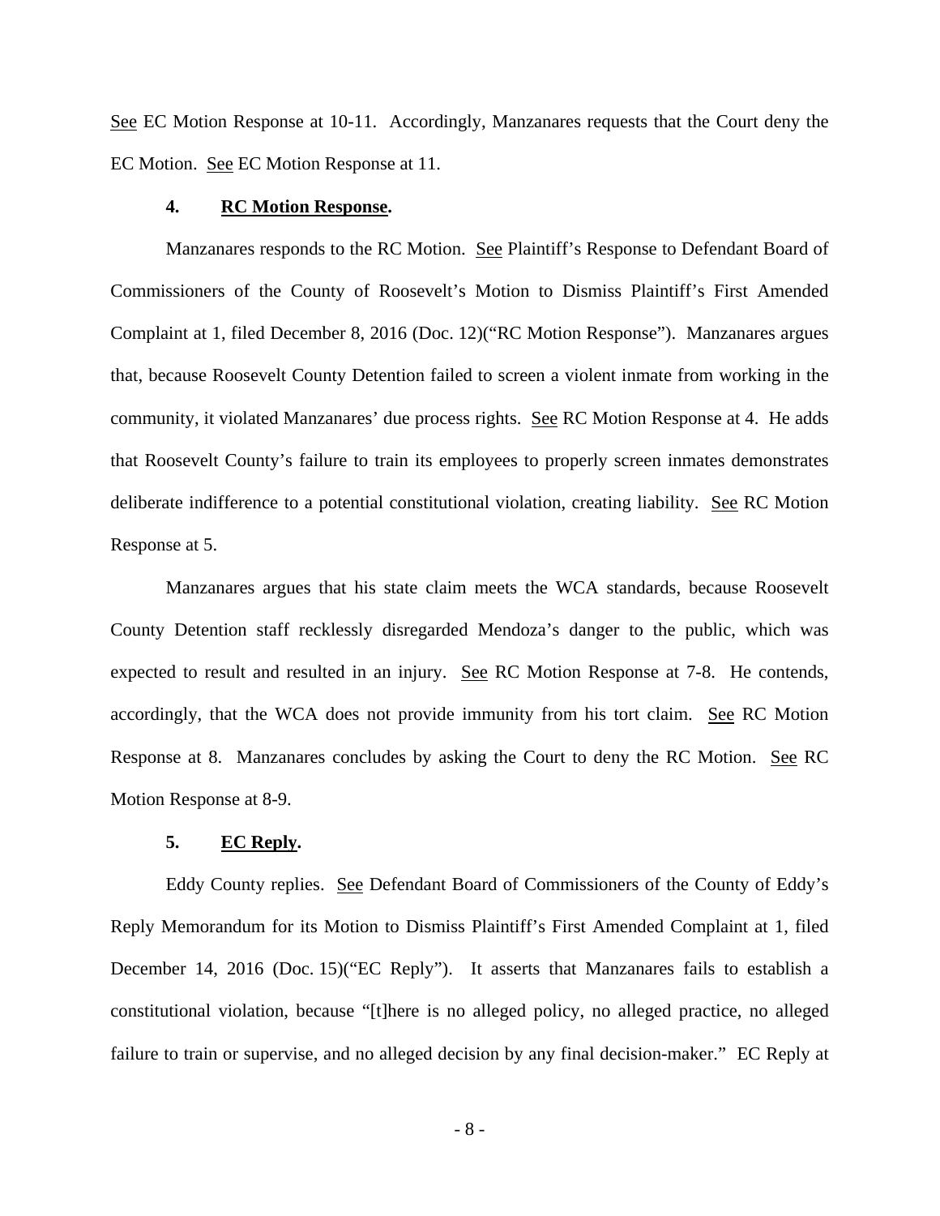See EC Motion Response at 10-11. Accordingly, Manzanares requests that the Court deny the EC Motion. See EC Motion Response at 11.

#### 4. RC Motion Response.

Manzanares responds to the RC Motion. See Plaintiff's Response to Defendant Board of Commissioners of the County of Roosevelt's Motion to Dismiss Plaintiff's First Amended Complaint at 1, filed December 8, 2016 (Doc. 12)("RC Motion Response"). Manzanares argues that, because Roosevelt County Detention failed to screen a violent inmate from working in the community, it violated Manzanares' due process rights. See RC Motion Response at 4. He adds that Roosevelt County's failure to train its employees to properly screen inmates demonstrates deliberate indifference to a potential constitutional violation, creating liability. See RC Motion Response at 5.

Manzanares argues that his state claim meets the WCA standards, because Roosevelt County Detention staff recklessly disregarded Mendoza's danger to the public, which was expected to result and resulted in an injury. See RC Motion Response at 7-8. He contends, accordingly, that the WCA does not provide immunity from his tort claim. See RC Motion Response at 8. Manzanares concludes by asking the Court to deny the RC Motion. See RC Motion Response at 8-9.

#### 5. EC Reply.

Eddy County replies. See Defendant Board of Commissioners of the County of Eddy's Reply Memorandum for its Motion to Dismiss Plaintiff's First Amended Complaint at 1, filed December 14, 2016 (Doc. 15)("EC Reply"). It asserts that Manzanares fails to establish a constitutional violation, because "[t]here is no alleged policy, no alleged practice, no alleged failure to train or supervise, and no alleged decision by any final decision-maker." EC Reply at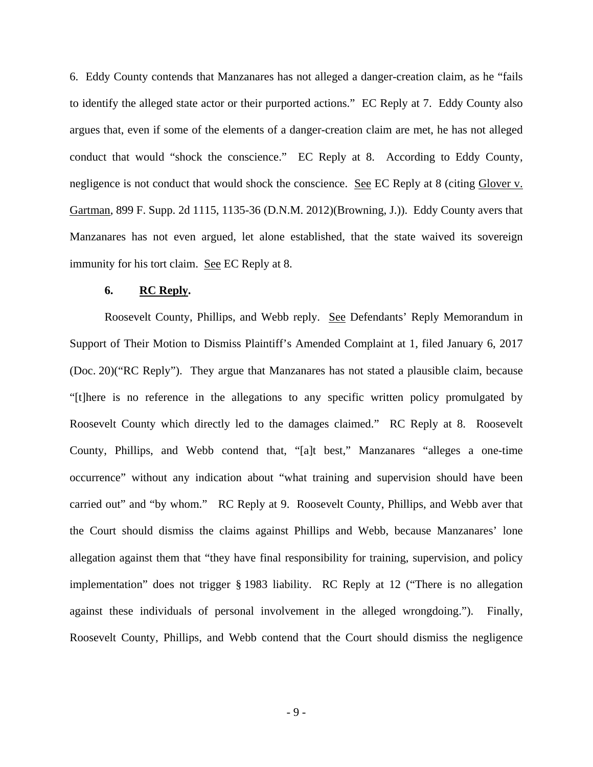6. Eddy County contends that Manzanares has not alleged a danger-creation claim, as he "fails to identify the alleged state actor or their purported actions." EC Reply at 7. Eddy County also argues that, even if some of the elements of a danger-creation claim are met, he has not alleged conduct that would "shock the conscience." EC Reply at 8. According to Eddy County, negligence is not conduct that would shock the conscience. See EC Reply at 8 (citing Glover v. Gartman, 899 F. Supp. 2d 1115, 1135-36 (D.N.M. 2012)(Browning, J.)). Eddy County avers that Manzanares has not even argued, let alone established, that the state waived its sovereign immunity for his tort claim. See EC Reply at 8.

### 6. RC Reply.

Roosevelt County, Phillips, and Webb reply. See Defendants' Reply Memorandum in Support of Their Motion to Dismiss Plaintiff's Amended Complaint at 1, filed January 6, 2017 (Doc. 20)("RC Reply"). They argue that Manzanares has not stated a plausible claim, because "[t]here is no reference in the allegations to any specific written policy promulgated by Roosevelt County which directly led to the damages claimed." RC Reply at 8. Roosevelt County, Phillips, and Webb contend that, "[a]t best," Manzanares "alleges a one-time occurrence" without any indication about "what training and supervision should have been carried out" and "by whom." RC Reply at 9. Roosevelt County, Phillips, and Webb aver that the Court should dismiss the claims against Phillips and Webb, because Manzanares' lone allegation against them that "they have final responsibility for training, supervision, and policy implementation" does not trigger § 1983 liability. RC Reply at 12 ("There is no allegation against these individuals of personal involvement in the alleged wrongdoing."). Finally, Roosevelt County, Phillips, and Webb contend that the Court should dismiss the negligence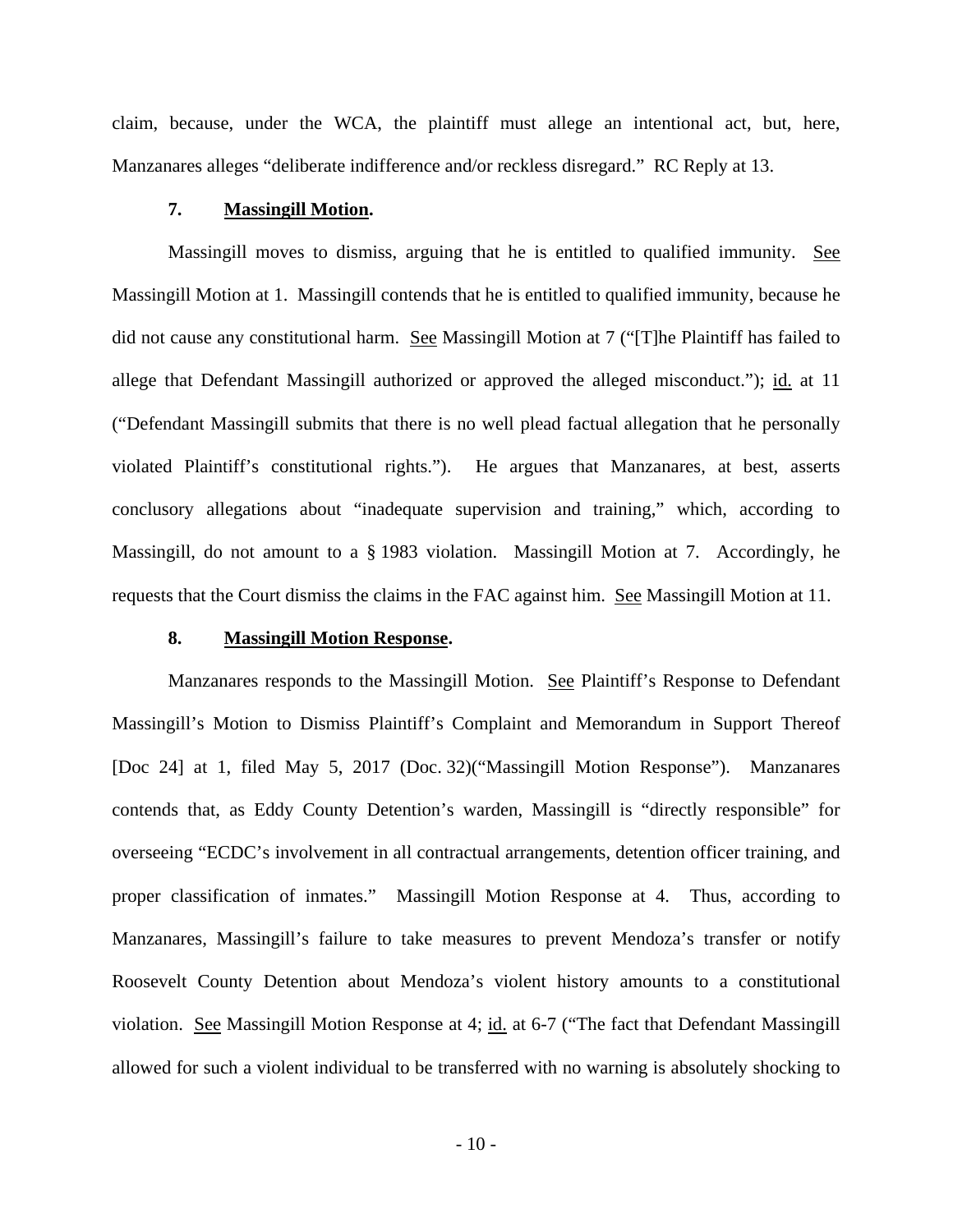claim, because, under the WCA, the plaintiff must allege an intentional act, but, here, Manzanares alleges "deliberate indifference and/or reckless disregard." RC Reply at 13.

**7. Massingill Motion.**

Massingill moves to dismiss, arguing that he is entitled to qualified immunity. See Massingill Motion at 1. Massingill contends that he is entitled to qualified immunity, because he did not cause any constitutional harm. See Massingill Motion at 7 ("[T]he Plaintiff has failed to allege that Defendant Massingill authorized or approved the alleged misconduct."); id. at 11 ("Defendant Massingill submits that there is no well plead factual allegation that he personally violated Plaintiff's constitutional rights."). He argues that Manzanares, at best, asserts conclusory allegations about "inadequate supervision and training," which, according to Massingill, do not amount to a § 1983 violation. Massingill Motion at 7. Accordingly, he requests that the Court dismiss the claims in the FAC against him. See Massingill Motion at 11.

**8. Massingill Motion Response.**

Manzanares responds to the Massingill Motion. See Plaintiff's Response to Defendant Massingill's Motion to Dismiss Plaintiff's Complaint and Memorandum in Support Thereof [Doc 24] at 1, filed May 5, 2017 (Doc. 32)("Massingill Motion Response"). Manzanares contends that, as Eddy County Detention's warden, Massingill is "directly responsible" for overseeing "ECDC's involvement in all contractual arrangements, detention officer training, and proper classification of inmates." Massingill Motion Response at 4. Thus, according to Manzanares, Massingill's failure to take measures to prevent Mendoza's transfer or notify Roosevelt County Detention about Mendoza's violent history amounts to a constitutional violation. See Massingill Motion Response at 4; id. at 6-7 ("The fact that Defendant Massingill allowed for such a violent individual to be transferred with no warning is absolutely shocking to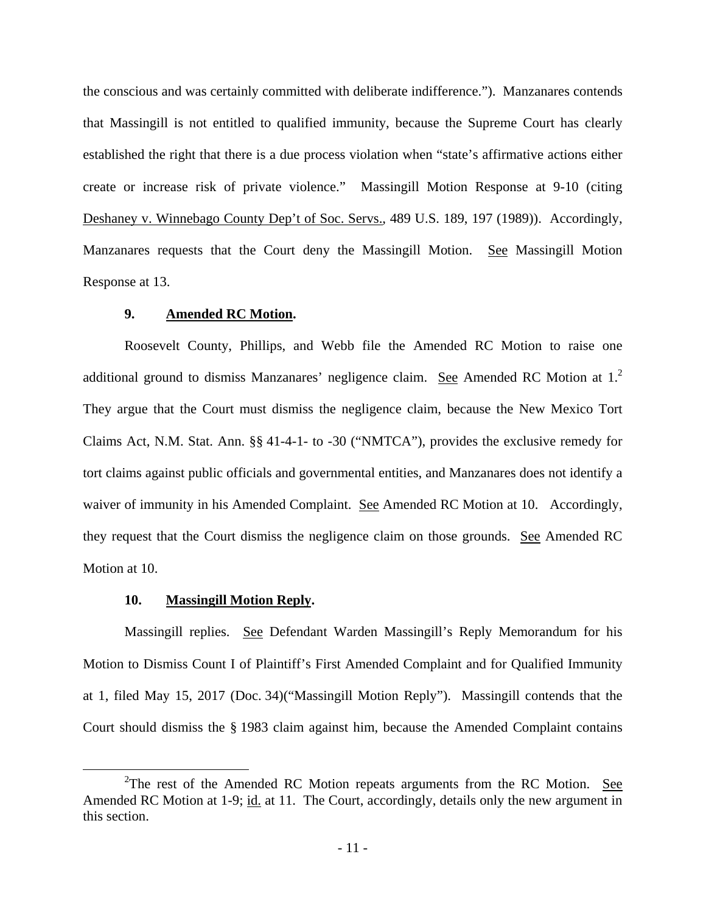the conscious and was certainly committed with deliberate indifference."). Manzanares contends that Massingill is not entitled to qualified immunity, because the Supreme Court has clearly established the right that there is a due process violation when "state's affirmative actions either create or increase risk of private violence." Massingill Motion Response at 9-10 (citing Deshaney v. Winnebago County Dep't of Soc. Servs., 489 U.S. 189, 197 (1989)). Accordingly, Manzanares requests that the Court deny the Massingill Motion. See Massingill Motion Response at 13.

**9. Amended RC Motion.**

Roosevelt County, Phillips, and Webb file the Amended RC Motion to raise one additional ground to dismiss Manzanares' negligence claim. See Amended RC Motion at 1.[2] They argue that the Court must dismiss the negligence claim, because the New Mexico Tort Claims Act, N.M. Stat. Ann. §§ 41-4-1- to -30 ("NMTCA"), provides the exclusive remedy for tort claims against public officials and governmental entities, and Manzanares does not identify a waiver of immunity in his Amended Complaint. See Amended RC Motion at 10. Accordingly, they request that the Court dismiss the negligence claim on those grounds. See Amended RC Motion at 10.

**10. Massingill Motion Reply.**

Massingill replies. See Defendant Warden Massingill's Reply Memorandum for his Motion to Dismiss Count I of Plaintiff's First Amended Complaint and for Qualified Immunity at 1, filed May 15, 2017 (Doc. 34)("Massingill Motion Reply"). Massingill contends that the Court should dismiss the § 1983 claim against him, because the Amended Complaint contains

[2]The rest of the Amended RC Motion repeats arguments from the RC Motion. See Amended RC Motion at 1-9; id. at 11. The Court, accordingly, details only the new argument in this section.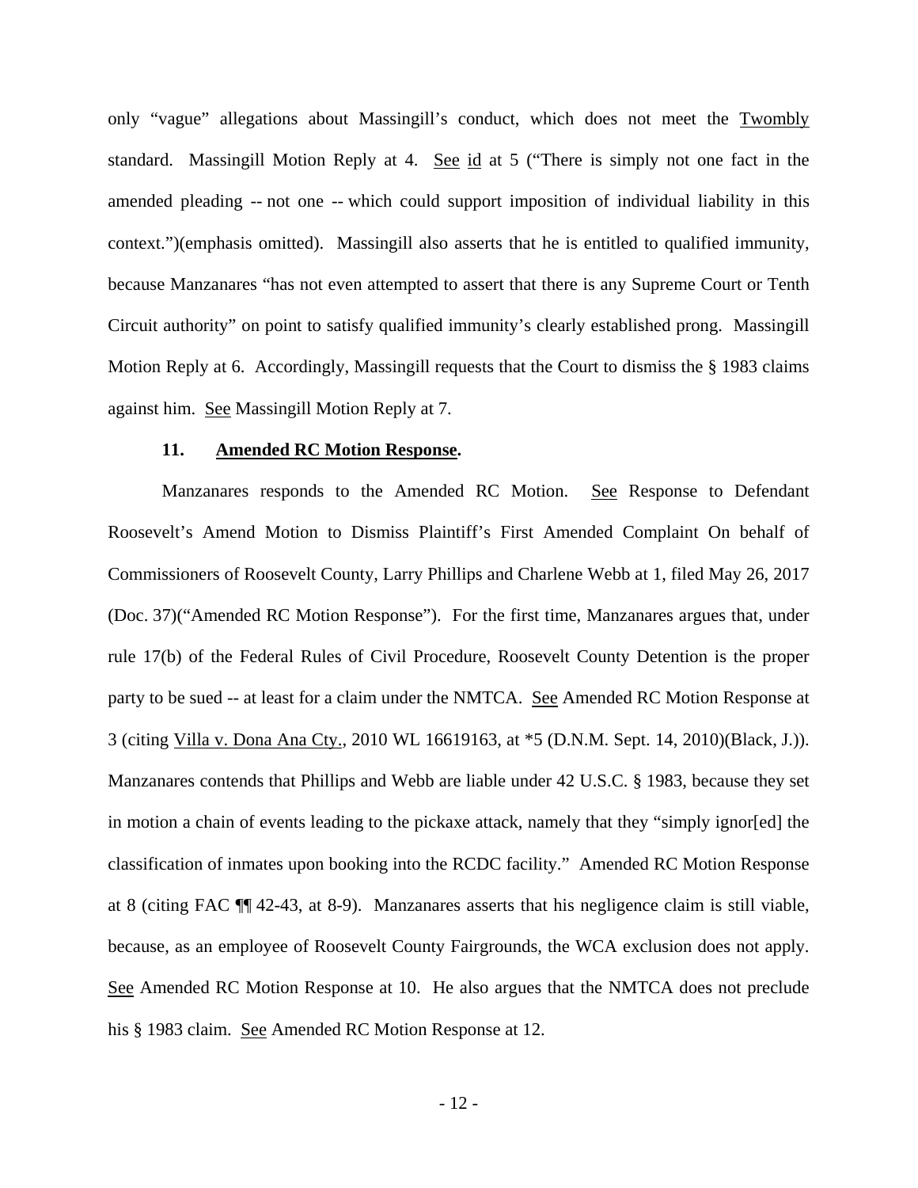only "vague" allegations about Massingill's conduct, which does not meet the Twombly standard. Massingill Motion Reply at 4. See id at 5 ("There is simply not one fact in the amended pleading -- not one -- which could support imposition of individual liability in this context.")(emphasis omitted). Massingill also asserts that he is entitled to qualified immunity, because Manzanares "has not even attempted to assert that there is any Supreme Court or Tenth Circuit authority" on point to satisfy qualified immunity's clearly established prong. Massingill Motion Reply at 6. Accordingly, Massingill requests that the Court to dismiss the § 1983 claims against him. See Massingill Motion Reply at 7.

**11. Amended RC Motion Response.**

Manzanares responds to the Amended RC Motion. See Response to Defendant Roosevelt's Amend Motion to Dismiss Plaintiff's First Amended Complaint On behalf of Commissioners of Roosevelt County, Larry Phillips and Charlene Webb at 1, filed May 26, 2017 (Doc. 37)("Amended RC Motion Response"). For the first time, Manzanares argues that, under rule 17(b) of the Federal Rules of Civil Procedure, Roosevelt County Detention is the proper party to be sued -- at least for a claim under the NMTCA. See Amended RC Motion Response at 3 (citing Villa v. Dona Ana Cty., 2010 WL 16619163, at *5 (D.N.M. Sept. 14, 2010)(Black, J.)). Manzanares contends that Phillips and Webb are liable under 42 U.S.C. § 1983, because they set in motion a chain of events leading to the pickaxe attack, namely that they "simply ignor[ed] the classification of inmates upon booking into the RCDC facility." Amended RC Motion Response at 8 (citing FAC ¶¶ 42-43, at 8-9). Manzanares asserts that his negligence claim is still viable, because, as an employee of Roosevelt County Fairgrounds, the WCA exclusion does not apply. See Amended RC Motion Response at 10. He also argues that the NMTCA does not preclude his § 1983 claim. See Amended RC Motion Response at 12.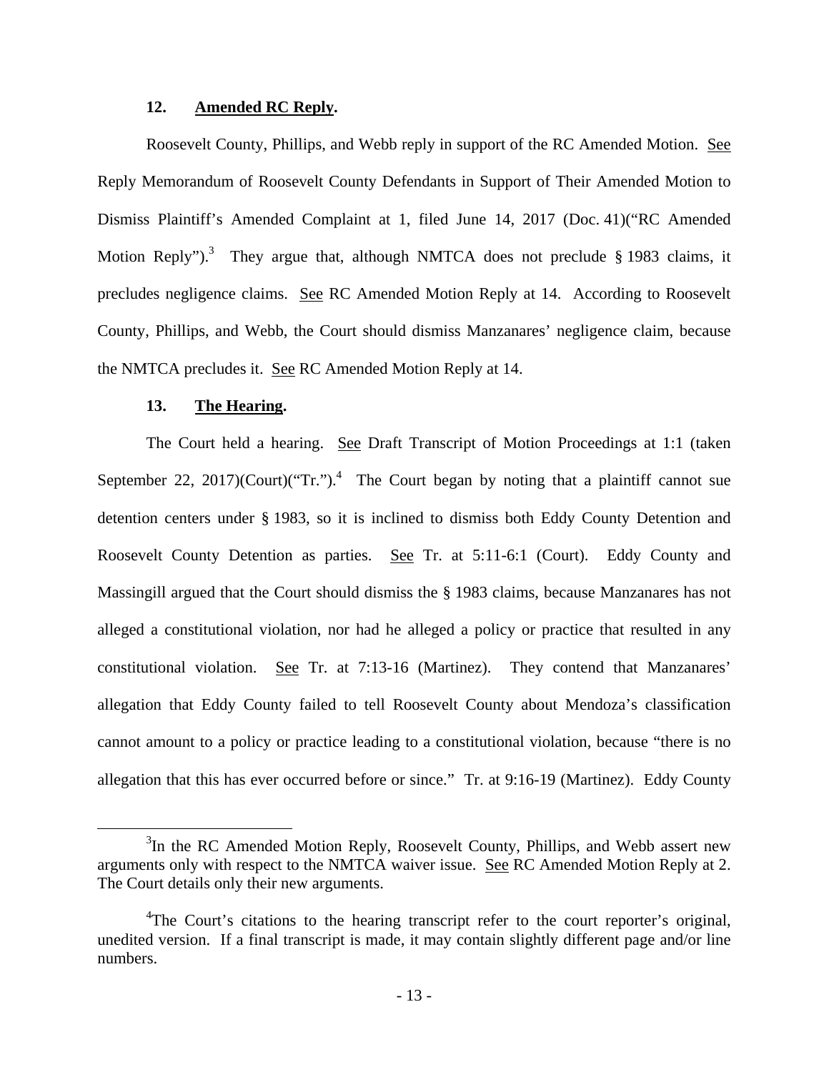### 12. **Amended RC Reply.**

Roosevelt County, Phillips, and Webb reply in support of the RC Amended Motion. See Reply Memorandum of Roosevelt County Defendants in Support of Their Amended Motion to Dismiss Plaintiff's Amended Complaint at 1, filed June 14, 2017 (Doc. 41)("RC Amended Motion Reply").[3] They argue that, although NMTCA does not preclude § 1983 claims, it precludes negligence claims. See RC Amended Motion Reply at 14. According to Roosevelt County, Phillips, and Webb, the Court should dismiss Manzanares' negligence claim, because the NMTCA precludes it. See RC Amended Motion Reply at 14.

### 13. **The Hearing.**

The Court held a hearing. See Draft Transcript of Motion Proceedings at 1:1 (taken September 22, 2017)(Court)("Tr.").[4] The Court began by noting that a plaintiff cannot sue detention centers under § 1983, so it is inclined to dismiss both Eddy County Detention and Roosevelt County Detention as parties. See Tr. at 5:11-6:1 (Court). Eddy County and Massingill argued that the Court should dismiss the § 1983 claims, because Manzanares has not alleged a constitutional violation, nor had he alleged a policy or practice that resulted in any constitutional violation. See Tr. at 7:13-16 (Martinez). They contend that Manzanares' allegation that Eddy County failed to tell Roosevelt County about Mendoza's classification cannot amount to a policy or practice leading to a constitutional violation, because "there is no allegation that this has ever occurred before or since." Tr. at 9:16-19 (Martinez). Eddy County

---

[3]In the RC Amended Motion Reply, Roosevelt County, Phillips, and Webb assert new arguments only with respect to the NMTCA waiver issue. See RC Amended Motion Reply at 2. The Court details only their new arguments.

[4]The Court's citations to the hearing transcript refer to the court reporter's original, unedited version. If a final transcript is made, it may contain slightly different page and/or line numbers.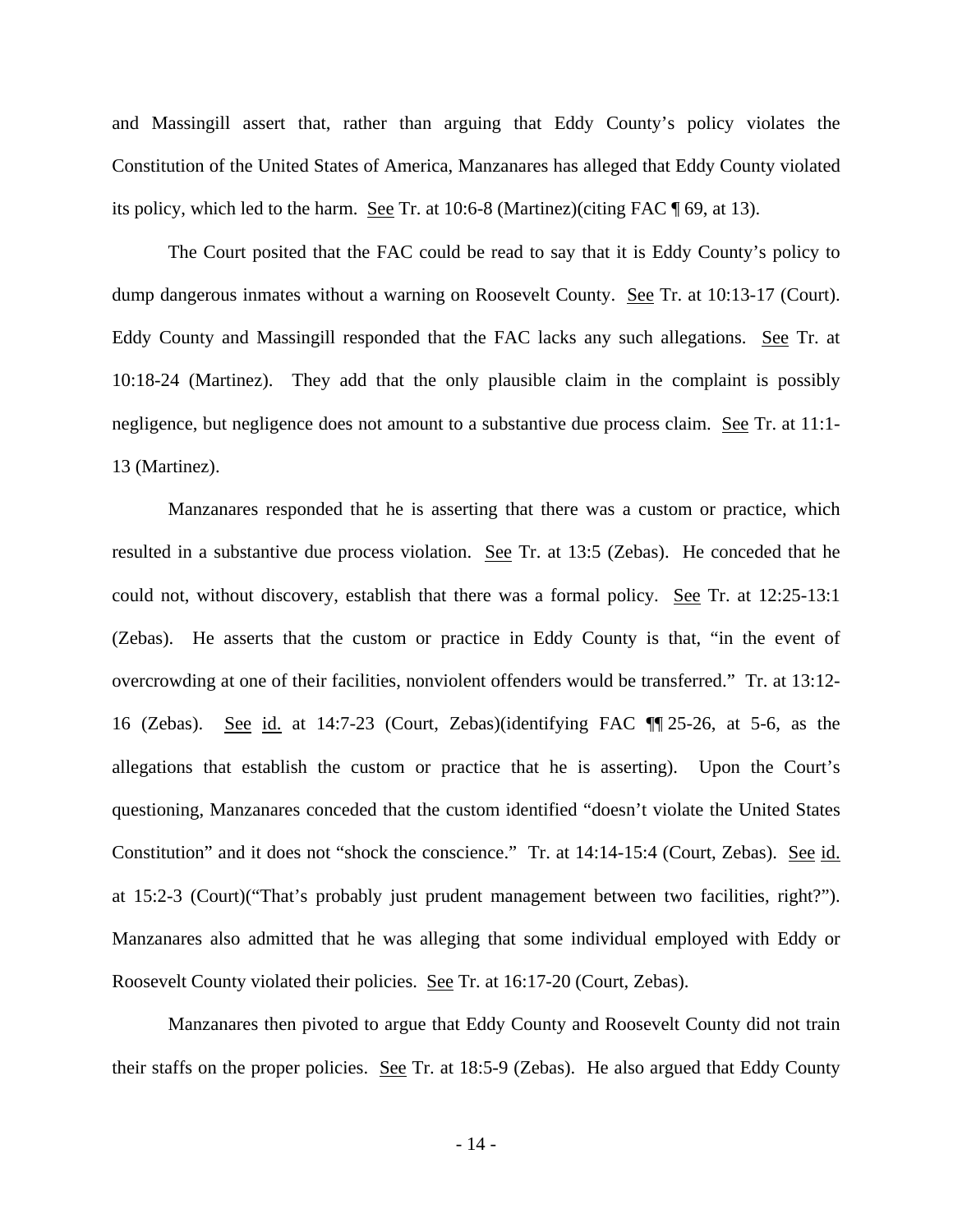and Massingill assert that, rather than arguing that Eddy County's policy violates the Constitution of the United States of America, Manzanares has alleged that Eddy County violated its policy, which led to the harm. See Tr. at 10:6-8 (Martinez)(citing FAC ¶ 69, at 13).

The Court posited that the FAC could be read to say that it is Eddy County's policy to dump dangerous inmates without a warning on Roosevelt County. See Tr. at 10:13-17 (Court). Eddy County and Massingill responded that the FAC lacks any such allegations. See Tr. at 10:18-24 (Martinez). They add that the only plausible claim in the complaint is possibly negligence, but negligence does not amount to a substantive due process claim. See Tr. at 11:1-13 (Martinez).

Manzanares responded that he is asserting that there was a custom or practice, which resulted in a substantive due process violation. See Tr. at 13:5 (Zebas). He conceded that he could not, without discovery, establish that there was a formal policy. See Tr. at 12:25-13:1 (Zebas). He asserts that the custom or practice in Eddy County is that, "in the event of overcrowding at one of their facilities, nonviolent offenders would be transferred." Tr. at 13:12-16 (Zebas). See id. at 14:7-23 (Court, Zebas)(identifying FAC ¶¶ 25-26, at 5-6, as the allegations that establish the custom or practice that he is asserting). Upon the Court's questioning, Manzanares conceded that the custom identified "doesn't violate the United States Constitution" and it does not "shock the conscience." Tr. at 14:14-15:4 (Court, Zebas). See id. at 15:2-3 (Court)("That's probably just prudent management between two facilities, right?"). Manzanares also admitted that he was alleging that some individual employed with Eddy or Roosevelt County violated their policies. See Tr. at 16:17-20 (Court, Zebas).

Manzanares then pivoted to argue that Eddy County and Roosevelt County did not train their staffs on the proper policies. See Tr. at 18:5-9 (Zebas). He also argued that Eddy County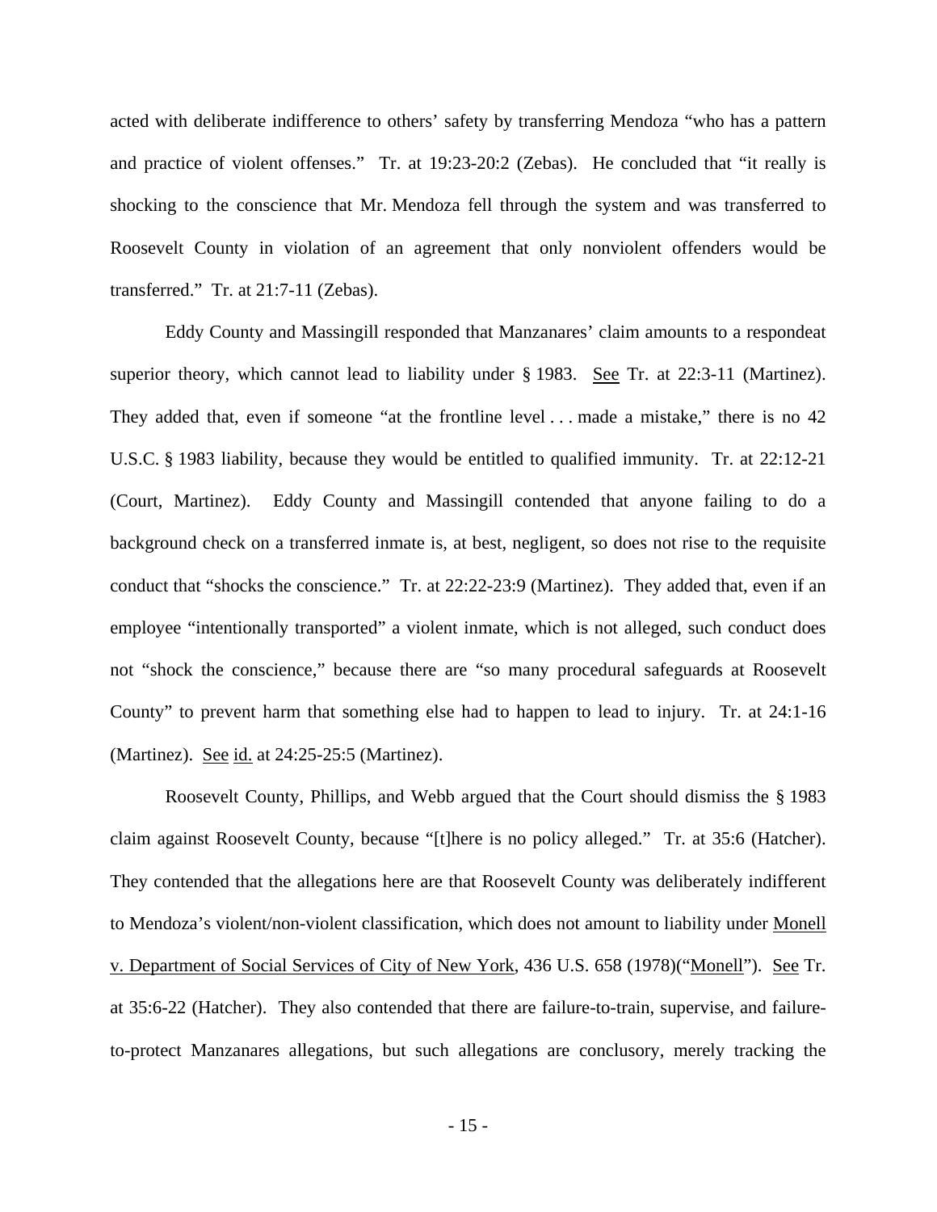acted with deliberate indifference to others' safety by transferring Mendoza "who has a pattern and practice of violent offenses." Tr. at 19:23-20:2 (Zebas). He concluded that "it really is shocking to the conscience that Mr. Mendoza fell through the system and was transferred to Roosevelt County in violation of an agreement that only nonviolent offenders would be transferred." Tr. at 21:7-11 (Zebas).

Eddy County and Massingill responded that Manzanares' claim amounts to a respondeat superior theory, which cannot lead to liability under § 1983. See Tr. at 22:3-11 (Martinez). They added that, even if someone "at the frontline level . . . made a mistake," there is no 42 U.S.C. § 1983 liability, because they would be entitled to qualified immunity. Tr. at 22:12-21 (Court, Martinez). Eddy County and Massingill contended that anyone failing to do a background check on a transferred inmate is, at best, negligent, so does not rise to the requisite conduct that "shocks the conscience." Tr. at 22:22-23:9 (Martinez). They added that, even if an employee "intentionally transported" a violent inmate, which is not alleged, such conduct does not "shock the conscience," because there are "so many procedural safeguards at Roosevelt County" to prevent harm that something else had to happen to lead to injury. Tr. at 24:1-16 (Martinez). See id. at 24:25-25:5 (Martinez).

Roosevelt County, Phillips, and Webb argued that the Court should dismiss the § 1983 claim against Roosevelt County, because "[t]here is no policy alleged." Tr. at 35:6 (Hatcher). They contended that the allegations here are that Roosevelt County was deliberately indifferent to Mendoza's violent/non-violent classification, which does not amount to liability under Monell v. Department of Social Services of City of New York, 436 U.S. 658 (1978)("Monell"). See Tr. at 35:6-22 (Hatcher). They also contended that there are failure-to-train, supervise, and failure-to-protect Manzanares allegations, but such allegations are conclusory, merely tracking the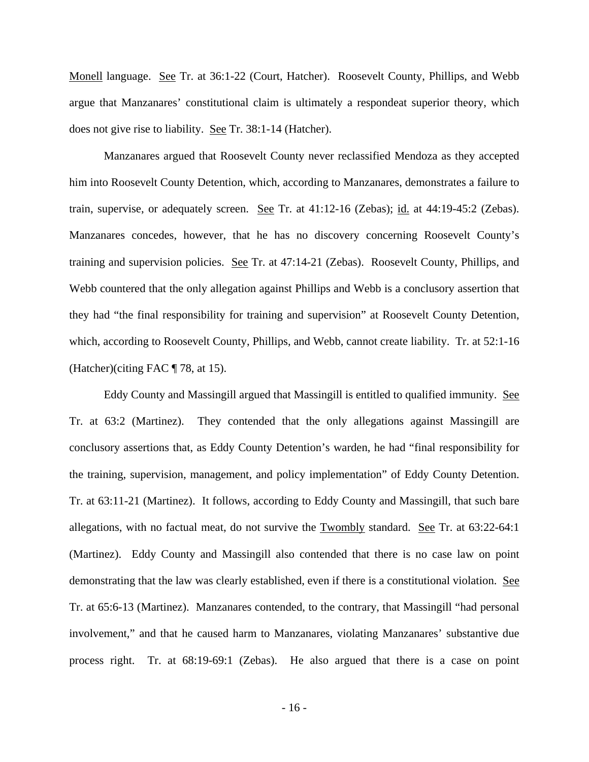Monell language. See Tr. at 36:1-22 (Court, Hatcher). Roosevelt County, Phillips, and Webb argue that Manzanares' constitutional claim is ultimately a respondeat superior theory, which does not give rise to liability. See Tr. 38:1-14 (Hatcher).

Manzanares argued that Roosevelt County never reclassified Mendoza as they accepted him into Roosevelt County Detention, which, according to Manzanares, demonstrates a failure to train, supervise, or adequately screen. See Tr. at 41:12-16 (Zebas); id. at 44:19-45:2 (Zebas). Manzanares concedes, however, that he has no discovery concerning Roosevelt County's training and supervision policies. See Tr. at 47:14-21 (Zebas). Roosevelt County, Phillips, and Webb countered that the only allegation against Phillips and Webb is a conclusory assertion that they had "the final responsibility for training and supervision" at Roosevelt County Detention, which, according to Roosevelt County, Phillips, and Webb, cannot create liability. Tr. at 52:1-16 (Hatcher)(citing FAC ¶ 78, at 15).

Eddy County and Massingill argued that Massingill is entitled to qualified immunity. See Tr. at 63:2 (Martinez). They contended that the only allegations against Massingill are conclusory assertions that, as Eddy County Detention's warden, he had "final responsibility for the training, supervision, management, and policy implementation" of Eddy County Detention. Tr. at 63:11-21 (Martinez). It follows, according to Eddy County and Massingill, that such bare allegations, with no factual meat, do not survive the Twombly standard. See Tr. at 63:22-64:1 (Martinez). Eddy County and Massingill also contended that there is no case law on point demonstrating that the law was clearly established, even if there is a constitutional violation. See Tr. at 65:6-13 (Martinez). Manzanares contended, to the contrary, that Massingill "had personal involvement," and that he caused harm to Manzanares, violating Manzanares' substantive due process right. Tr. at 68:19-69:1 (Zebas). He also argued that there is a case on point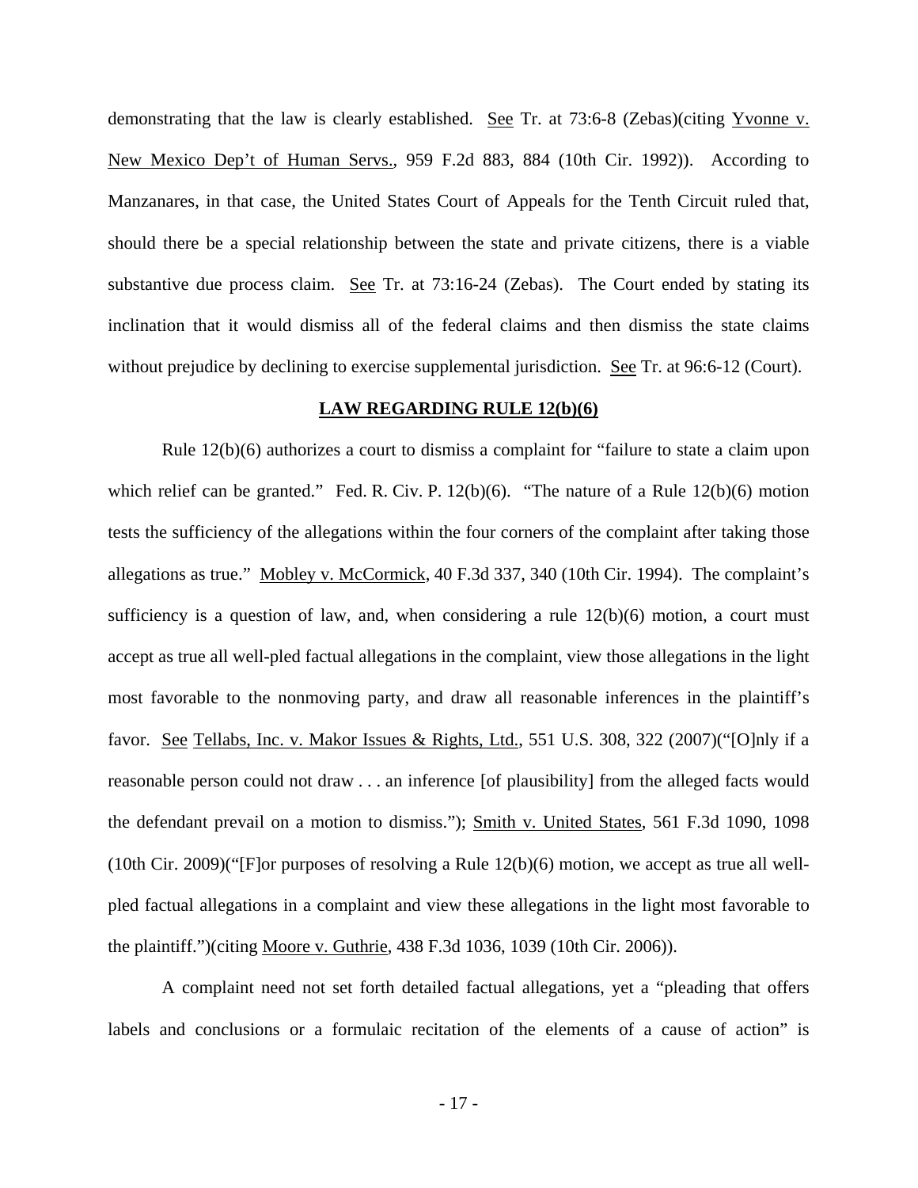demonstrating that the law is clearly established. See Tr. at 73:6-8 (Zebas)(citing Yvonne v. New Mexico Dep't of Human Servs., 959 F.2d 883, 884 (10th Cir. 1992)). According to Manzanares, in that case, the United States Court of Appeals for the Tenth Circuit ruled that, should there be a special relationship between the state and private citizens, there is a viable substantive due process claim. See Tr. at 73:16-24 (Zebas). The Court ended by stating its inclination that it would dismiss all of the federal claims and then dismiss the state claims without prejudice by declining to exercise supplemental jurisdiction. See Tr. at 96:6-12 (Court).

## LAW REGARDING RULE 12(b)(6)

Rule 12(b)(6) authorizes a court to dismiss a complaint for "failure to state a claim upon which relief can be granted." Fed. R. Civ. P. 12(b)(6). "The nature of a Rule 12(b)(6) motion tests the sufficiency of the allegations within the four corners of the complaint after taking those allegations as true." Mobley v. McCormick, 40 F.3d 337, 340 (10th Cir. 1994). The complaint's sufficiency is a question of law, and, when considering a rule 12(b)(6) motion, a court must accept as true all well-pled factual allegations in the complaint, view those allegations in the light most favorable to the nonmoving party, and draw all reasonable inferences in the plaintiff's favor. See Tellabs, Inc. v. Makor Issues & Rights, Ltd., 551 U.S. 308, 322 (2007)("[O]nly if a reasonable person could not draw . . . an inference [of plausibility] from the alleged facts would the defendant prevail on a motion to dismiss."); Smith v. United States, 561 F.3d 1090, 1098 (10th Cir. 2009)("[F]or purposes of resolving a Rule 12(b)(6) motion, we accept as true all well-pled factual allegations in a complaint and view these allegations in the light most favorable to the plaintiff.")(citing Moore v. Guthrie, 438 F.3d 1036, 1039 (10th Cir. 2006)).

A complaint need not set forth detailed factual allegations, yet a "pleading that offers labels and conclusions or a formulaic recitation of the elements of a cause of action" is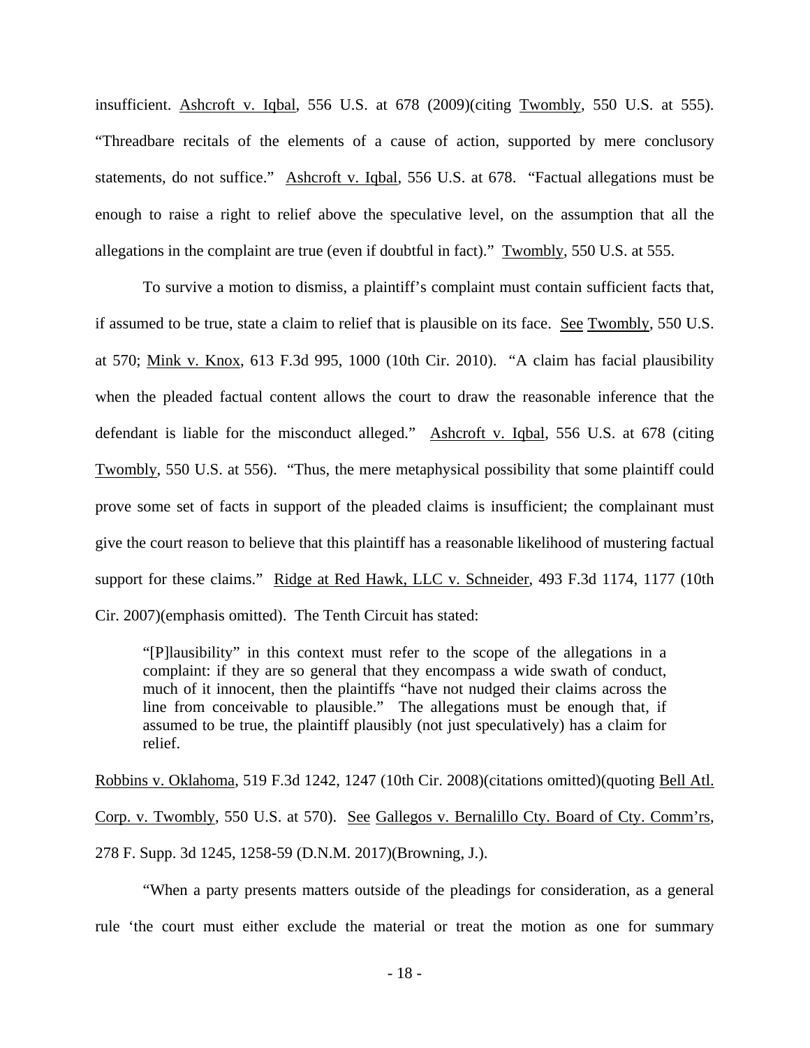insufficient. Ashcroft v. Iqbal, 556 U.S. at 678 (2009)(citing Twombly, 550 U.S. at 555). "Threadbare recitals of the elements of a cause of action, supported by mere conclusory statements, do not suffice." Ashcroft v. Iqbal, 556 U.S. at 678. "Factual allegations must be enough to raise a right to relief above the speculative level, on the assumption that all the allegations in the complaint are true (even if doubtful in fact)." Twombly, 550 U.S. at 555.

To survive a motion to dismiss, a plaintiff's complaint must contain sufficient facts that, if assumed to be true, state a claim to relief that is plausible on its face. See Twombly, 550 U.S. at 570; Mink v. Knox, 613 F.3d 995, 1000 (10th Cir. 2010). "A claim has facial plausibility when the pleaded factual content allows the court to draw the reasonable inference that the defendant is liable for the misconduct alleged." Ashcroft v. Iqbal, 556 U.S. at 678 (citing Twombly, 550 U.S. at 556). "Thus, the mere metaphysical possibility that some plaintiff could prove some set of facts in support of the pleaded claims is insufficient; the complainant must give the court reason to believe that this plaintiff has a reasonable likelihood of mustering factual support for these claims." Ridge at Red Hawk, LLC v. Schneider, 493 F.3d 1174, 1177 (10th Cir. 2007)(emphasis omitted). The Tenth Circuit has stated:

> "[P]lausibility" in this context must refer to the scope of the allegations in a complaint: if they are so general that they encompass a wide swath of conduct, much of it innocent, then the plaintiffs "have not nudged their claims across the line from conceivable to plausible." The allegations must be enough that, if assumed to be true, the plaintiff plausibly (not just speculatively) has a claim for relief.

Robbins v. Oklahoma, 519 F.3d 1242, 1247 (10th Cir. 2008)(citations omitted)(quoting Bell Atl. Corp. v. Twombly, 550 U.S. at 570). See Gallegos v. Bernalillo Cty. Board of Cty. Comm'rs, 278 F. Supp. 3d 1245, 1258-59 (D.N.M. 2017)(Browning, J.).

"When a party presents matters outside of the pleadings for consideration, as a general rule 'the court must either exclude the material or treat the motion as one for summary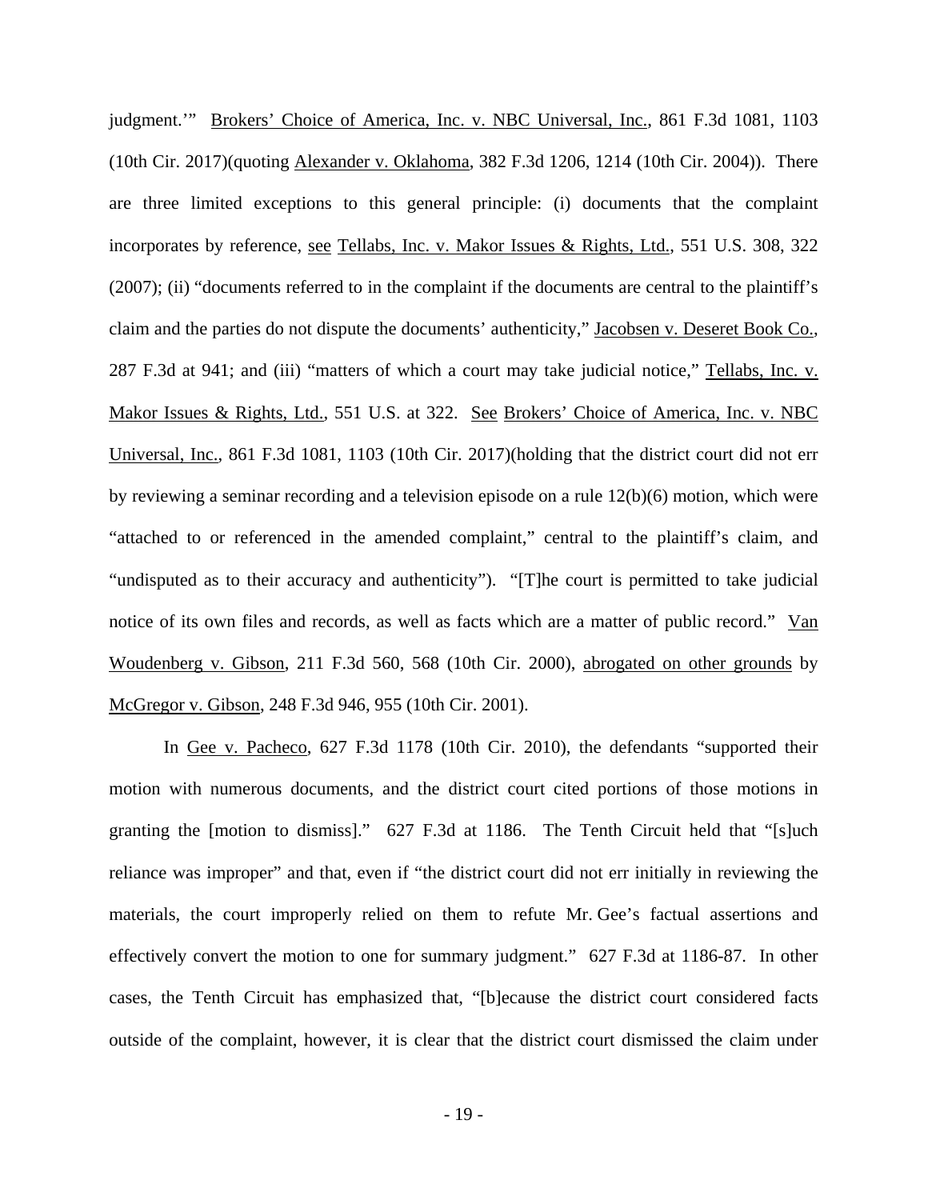judgment.'" Brokers' Choice of America, Inc. v. NBC Universal, Inc., 861 F.3d 1081, 1103 (10th Cir. 2017)(quoting Alexander v. Oklahoma, 382 F.3d 1206, 1214 (10th Cir. 2004)). There are three limited exceptions to this general principle: (i) documents that the complaint incorporates by reference, see Tellabs, Inc. v. Makor Issues & Rights, Ltd., 551 U.S. 308, 322 (2007); (ii) "documents referred to in the complaint if the documents are central to the plaintiff's claim and the parties do not dispute the documents' authenticity," Jacobsen v. Deseret Book Co., 287 F.3d at 941; and (iii) "matters of which a court may take judicial notice," Tellabs, Inc. v. Makor Issues & Rights, Ltd., 551 U.S. at 322. See Brokers' Choice of America, Inc. v. NBC Universal, Inc., 861 F.3d 1081, 1103 (10th Cir. 2017)(holding that the district court did not err by reviewing a seminar recording and a television episode on a rule 12(b)(6) motion, which were "attached to or referenced in the amended complaint," central to the plaintiff's claim, and "undisputed as to their accuracy and authenticity"). "[T]he court is permitted to take judicial notice of its own files and records, as well as facts which are a matter of public record." Van Woudenberg v. Gibson, 211 F.3d 560, 568 (10th Cir. 2000), abrogated on other grounds by McGregor v. Gibson, 248 F.3d 946, 955 (10th Cir. 2001).

In Gee v. Pacheco, 627 F.3d 1178 (10th Cir. 2010), the defendants "supported their motion with numerous documents, and the district court cited portions of those motions in granting the [motion to dismiss]." 627 F.3d at 1186. The Tenth Circuit held that "[s]uch reliance was improper" and that, even if "the district court did not err initially in reviewing the materials, the court improperly relied on them to refute Mr. Gee's factual assertions and effectively convert the motion to one for summary judgment." 627 F.3d at 1186-87. In other cases, the Tenth Circuit has emphasized that, "[b]ecause the district court considered facts outside of the complaint, however, it is clear that the district court dismissed the claim under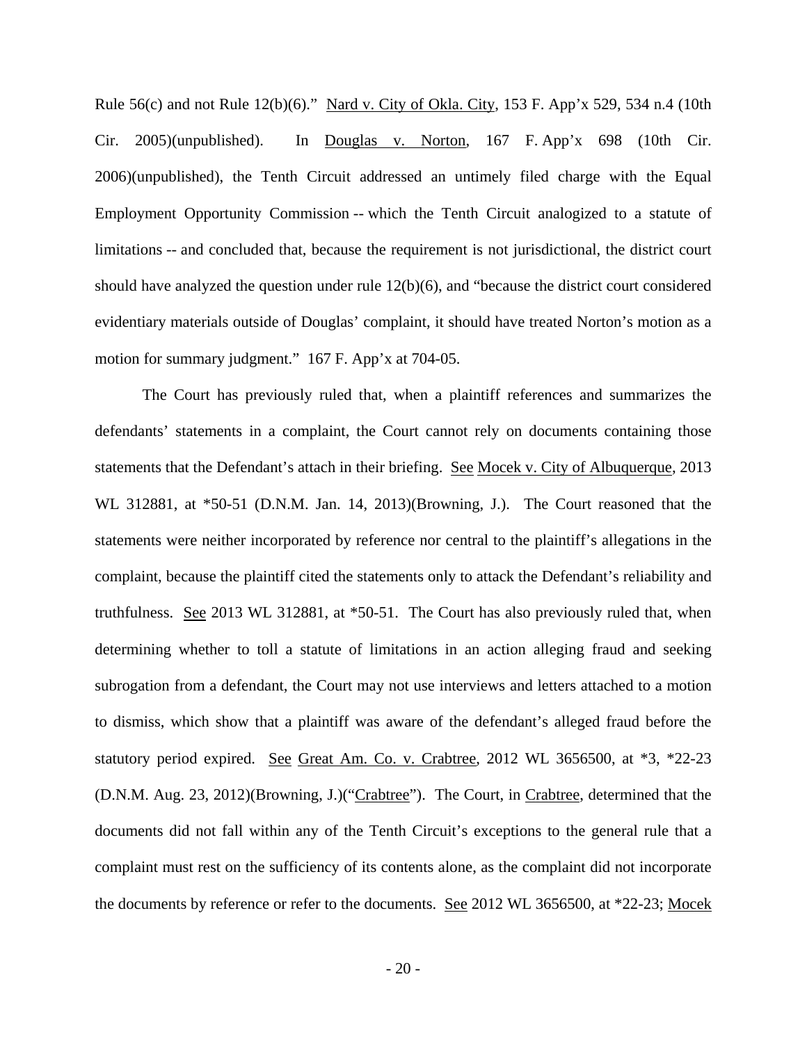Rule 56(c) and not Rule 12(b)(6)." Nard v. City of Okla. City, 153 F. App'x 529, 534 n.4 (10th Cir. 2005)(unpublished). In Douglas v. Norton, 167 F. App'x 698 (10th Cir. 2006)(unpublished), the Tenth Circuit addressed an untimely filed charge with the Equal Employment Opportunity Commission -- which the Tenth Circuit analogized to a statute of limitations -- and concluded that, because the requirement is not jurisdictional, the district court should have analyzed the question under rule 12(b)(6), and "because the district court considered evidentiary materials outside of Douglas' complaint, it should have treated Norton's motion as a motion for summary judgment." 167 F. App'x at 704-05.

The Court has previously ruled that, when a plaintiff references and summarizes the defendants' statements in a complaint, the Court cannot rely on documents containing those statements that the Defendant's attach in their briefing. See Mocek v. City of Albuquerque, 2013 WL 312881, at *50-51 (D.N.M. Jan. 14, 2013)(Browning, J.). The Court reasoned that the statements were neither incorporated by reference nor central to the plaintiff's allegations in the complaint, because the plaintiff cited the statements only to attack the Defendant's reliability and truthfulness. See 2013 WL 312881, at *50-51. The Court has also previously ruled that, when determining whether to toll a statute of limitations in an action alleging fraud and seeking subrogation from a defendant, the Court may not use interviews and letters attached to a motion to dismiss, which show that a plaintiff was aware of the defendant's alleged fraud before the statutory period expired. See Great Am. Co. v. Crabtree, 2012 WL 3656500, at *3, *22-23 (D.N.M. Aug. 23, 2012)(Browning, J.)("Crabtree"). The Court, in Crabtree, determined that the documents did not fall within any of the Tenth Circuit's exceptions to the general rule that a complaint must rest on the sufficiency of its contents alone, as the complaint did not incorporate the documents by reference or refer to the documents. See 2012 WL 3656500, at *22-23; Mocek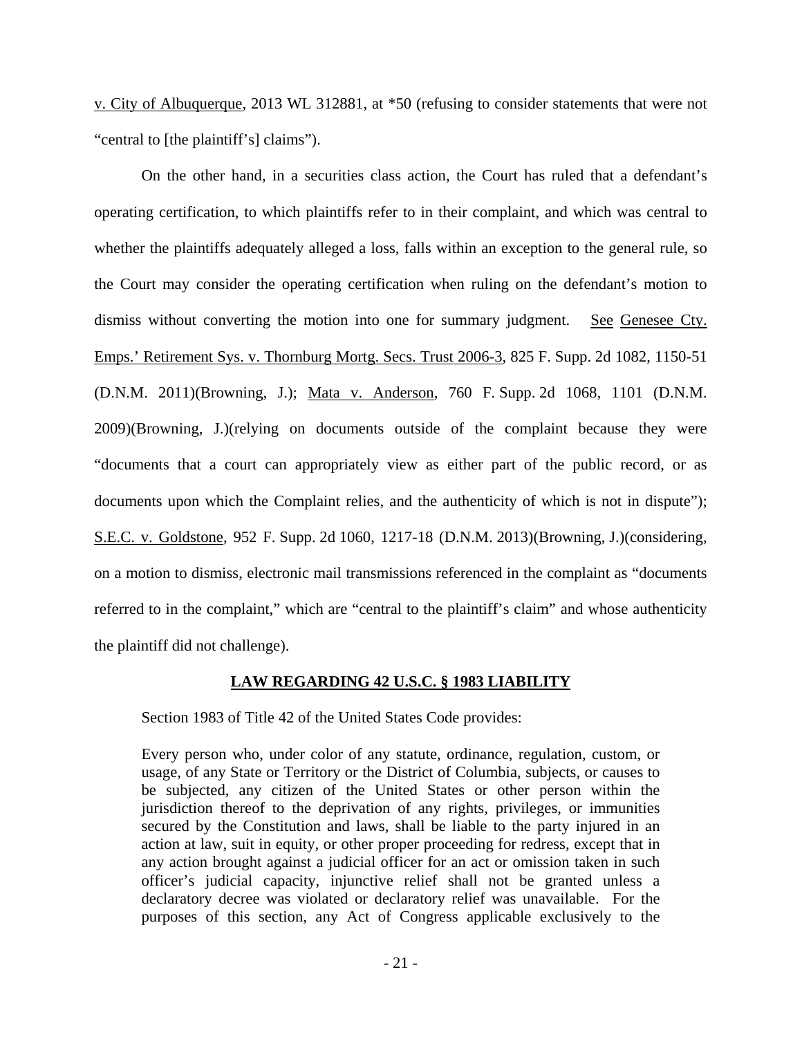v. City of Albuquerque, 2013 WL 312881, at *50 (refusing to consider statements that were not "central to [the plaintiff's] claims").

On the other hand, in a securities class action, the Court has ruled that a defendant's operating certification, to which plaintiffs refer to in their complaint, and which was central to whether the plaintiffs adequately alleged a loss, falls within an exception to the general rule, so the Court may consider the operating certification when ruling on the defendant's motion to dismiss without converting the motion into one for summary judgment. See Genesee Cty. Emps.' Retirement Sys. v. Thornburg Mortg. Secs. Trust 2006-3, 825 F. Supp. 2d 1082, 1150-51 (D.N.M. 2011)(Browning, J.); Mata v. Anderson, 760 F. Supp. 2d 1068, 1101 (D.N.M. 2009)(Browning, J.)(relying on documents outside of the complaint because they were "documents that a court can appropriately view as either part of the public record, or as documents upon which the Complaint relies, and the authenticity of which is not in dispute"); S.E.C. v. Goldstone, 952 F. Supp. 2d 1060, 1217-18 (D.N.M. 2013)(Browning, J.)(considering, on a motion to dismiss, electronic mail transmissions referenced in the complaint as "documents referred to in the complaint," which are "central to the plaintiff's claim" and whose authenticity the plaintiff did not challenge).

## LAW REGARDING 42 U.S.C. § 1983 LIABILITY

Section 1983 of Title 42 of the United States Code provides:

> Every person who, under color of any statute, ordinance, regulation, custom, or usage, of any State or Territory or the District of Columbia, subjects, or causes to be subjected, any citizen of the United States or other person within the jurisdiction thereof to the deprivation of any rights, privileges, or immunities secured by the Constitution and laws, shall be liable to the party injured in an action at law, suit in equity, or other proper proceeding for redress, except that in any action brought against a judicial officer for an act or omission taken in such officer's judicial capacity, injunctive relief shall not be granted unless a declaratory decree was violated or declaratory relief was unavailable. For the purposes of this section, any Act of Congress applicable exclusively to the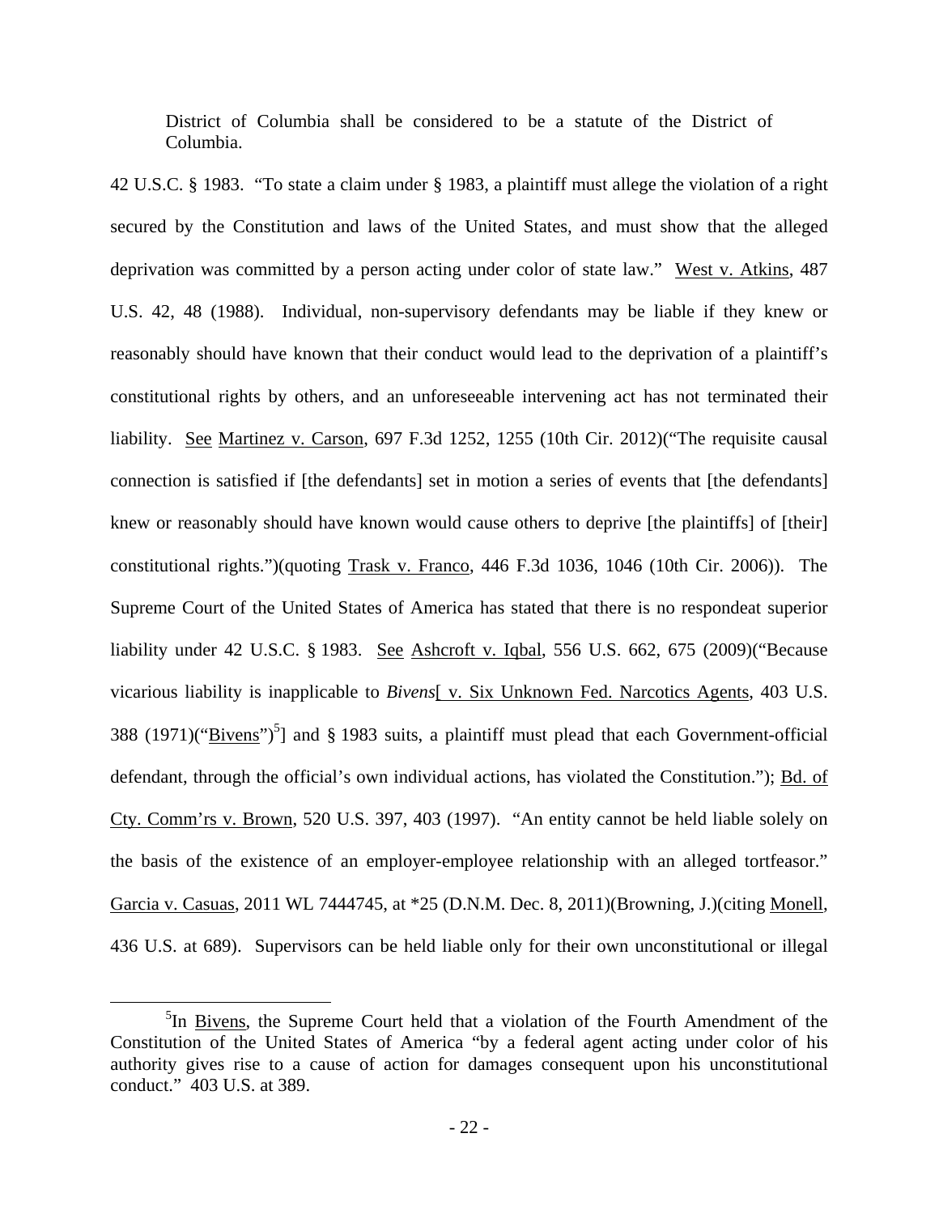> District of Columbia shall be considered to be a statute of the District of Columbia.

42 U.S.C. § 1983. "To state a claim under § 1983, a plaintiff must allege the violation of a right secured by the Constitution and laws of the United States, and must show that the alleged deprivation was committed by a person acting under color of state law." West v. Atkins, 487 U.S. 42, 48 (1988). Individual, non-supervisory defendants may be liable if they knew or reasonably should have known that their conduct would lead to the deprivation of a plaintiff's constitutional rights by others, and an unforeseeable intervening act has not terminated their liability. See Martinez v. Carson, 697 F.3d 1252, 1255 (10th Cir. 2012)("The requisite causal connection is satisfied if [the defendants] set in motion a series of events that [the defendants] knew or reasonably should have known would cause others to deprive [the plaintiffs] of [their] constitutional rights.")(quoting Trask v. Franco, 446 F.3d 1036, 1046 (10th Cir. 2006)). The Supreme Court of the United States of America has stated that there is no respondeat superior liability under 42 U.S.C. § 1983. See Ashcroft v. Iqbal, 556 U.S. 662, 675 (2009)("Because vicarious liability is inapplicable to *Bivens*[ v. Six Unknown Fed. Narcotics Agents, 403 U.S. 388 (1971)("Bivens")[5]] and § 1983 suits, a plaintiff must plead that each Government-official defendant, through the official's own individual actions, has violated the Constitution."); Bd. of Cty. Comm'rs v. Brown, 520 U.S. 397, 403 (1997). "An entity cannot be held liable solely on the basis of the existence of an employer-employee relationship with an alleged tortfeasor." Garcia v. Casuas, 2011 WL 7444745, at *25 (D.N.M. Dec. 8, 2011)(Browning, J.)(citing Monell, 436 U.S. at 689). Supervisors can be held liable only for their own unconstitutional or illegal

[5] In Bivens, the Supreme Court held that a violation of the Fourth Amendment of the Constitution of the United States of America "by a federal agent acting under color of his authority gives rise to a cause of action for damages consequent upon his unconstitutional conduct." 403 U.S. at 389.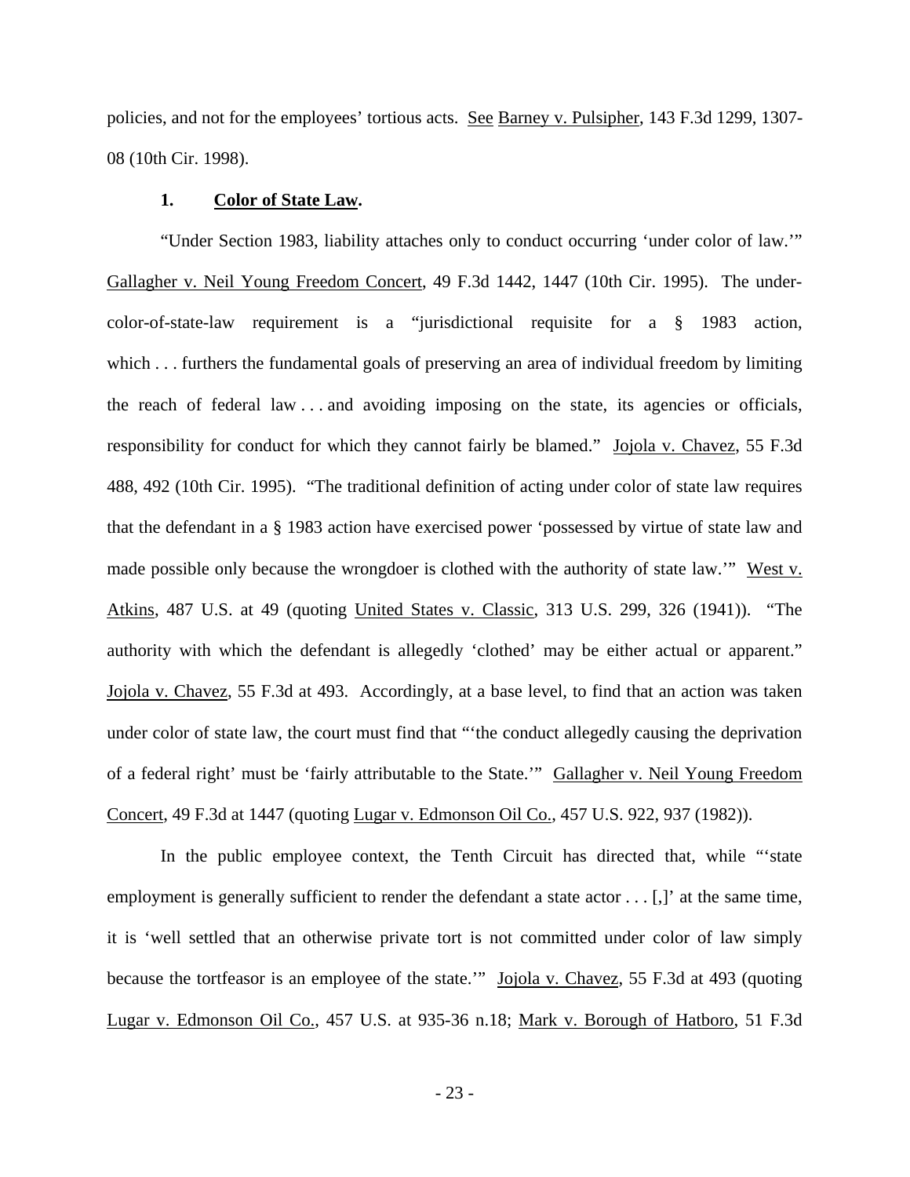policies, and not for the employees' tortious acts. See Barney v. Pulsipher, 143 F.3d 1299, 1307-08 (10th Cir. 1998).

**1. Color of State Law.**

"Under Section 1983, liability attaches only to conduct occurring 'under color of law.'" Gallagher v. Neil Young Freedom Concert, 49 F.3d 1442, 1447 (10th Cir. 1995). The under-color-of-state-law requirement is a "jurisdictional requisite for a § 1983 action, which . . . furthers the fundamental goals of preserving an area of individual freedom by limiting the reach of federal law . . . and avoiding imposing on the state, its agencies or officials, responsibility for conduct for which they cannot fairly be blamed." Jojola v. Chavez, 55 F.3d 488, 492 (10th Cir. 1995). "The traditional definition of acting under color of state law requires that the defendant in a § 1983 action have exercised power 'possessed by virtue of state law and made possible only because the wrongdoer is clothed with the authority of state law.'" West v. Atkins, 487 U.S. at 49 (quoting United States v. Classic, 313 U.S. 299, 326 (1941)). "The authority with which the defendant is allegedly 'clothed' may be either actual or apparent." Jojola v. Chavez, 55 F.3d at 493. Accordingly, at a base level, to find that an action was taken under color of state law, the court must find that "'the conduct allegedly causing the deprivation of a federal right' must be 'fairly attributable to the State.'" Gallagher v. Neil Young Freedom Concert, 49 F.3d at 1447 (quoting Lugar v. Edmonson Oil Co., 457 U.S. 922, 937 (1982)).

In the public employee context, the Tenth Circuit has directed that, while "'state employment is generally sufficient to render the defendant a state actor . . . [,]' at the same time, it is 'well settled that an otherwise private tort is not committed under color of law simply because the tortfeasor is an employee of the state.'" Jojola v. Chavez, 55 F.3d at 493 (quoting Lugar v. Edmonson Oil Co., 457 U.S. at 935-36 n.18; Mark v. Borough of Hatboro, 51 F.3d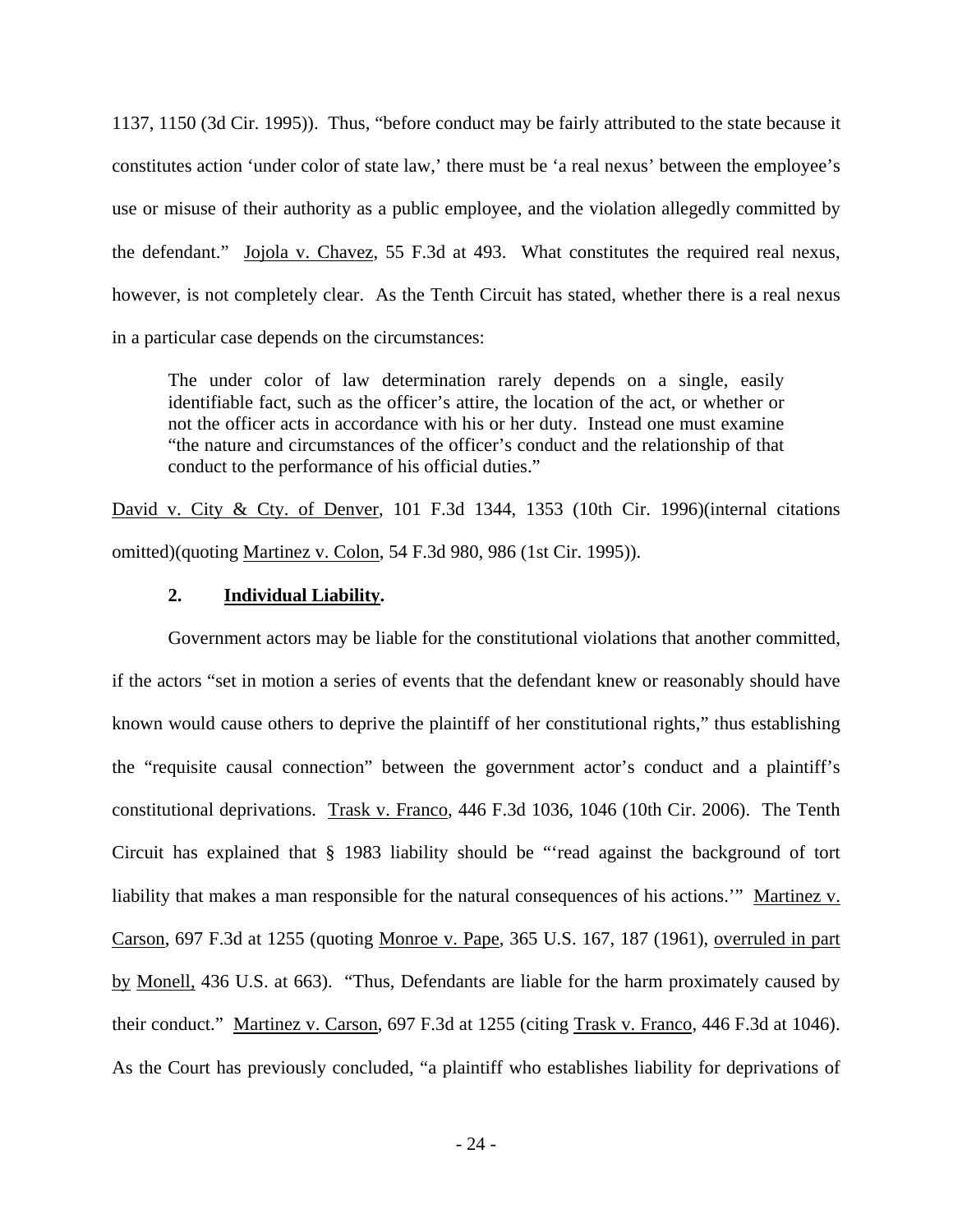1137, 1150 (3d Cir. 1995)). Thus, "before conduct may be fairly attributed to the state because it constitutes action 'under color of state law,' there must be 'a real nexus' between the employee's use or misuse of their authority as a public employee, and the violation allegedly committed by the defendant." Jojola v. Chavez, 55 F.3d at 493. What constitutes the required real nexus, however, is not completely clear. As the Tenth Circuit has stated, whether there is a real nexus in a particular case depends on the circumstances:

> The under color of law determination rarely depends on a single, easily identifiable fact, such as the officer's attire, the location of the act, or whether or not the officer acts in accordance with his or her duty. Instead one must examine "the nature and circumstances of the officer's conduct and the relationship of that conduct to the performance of his official duties."

David v. City & Cty. of Denver, 101 F.3d 1344, 1353 (10th Cir. 1996)(internal citations omitted)(quoting Martinez v. Colon, 54 F.3d 980, 986 (1st Cir. 1995)).

**2. Individual Liability.**

Government actors may be liable for the constitutional violations that another committed, if the actors "set in motion a series of events that the defendant knew or reasonably should have known would cause others to deprive the plaintiff of her constitutional rights," thus establishing the "requisite causal connection" between the government actor's conduct and a plaintiff's constitutional deprivations. Trask v. Franco, 446 F.3d 1036, 1046 (10th Cir. 2006). The Tenth Circuit has explained that § 1983 liability should be "'read against the background of tort liability that makes a man responsible for the natural consequences of his actions.'" Martinez v. Carson, 697 F.3d at 1255 (quoting Monroe v. Pape, 365 U.S. 167, 187 (1961), overruled in part by Monell, 436 U.S. at 663). "Thus, Defendants are liable for the harm proximately caused by their conduct." Martinez v. Carson, 697 F.3d at 1255 (citing Trask v. Franco, 446 F.3d at 1046). As the Court has previously concluded, "a plaintiff who establishes liability for deprivations of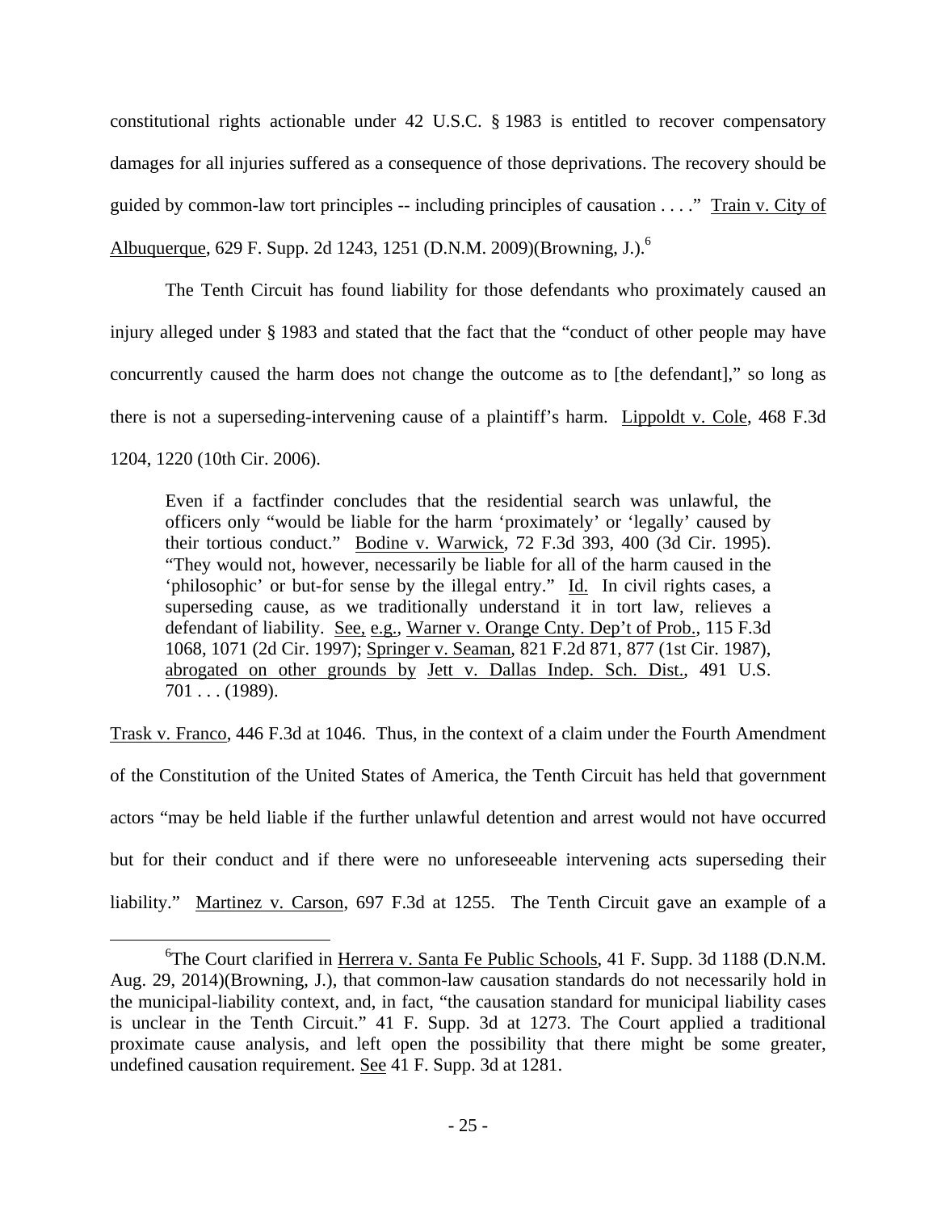constitutional rights actionable under 42 U.S.C. § 1983 is entitled to recover compensatory damages for all injuries suffered as a consequence of those deprivations. The recovery should be guided by common-law tort principles -- including principles of causation . . . ." Train v. City of Albuquerque, 629 F. Supp. 2d 1243, 1251 (D.N.M. 2009)(Browning, J.).[6]

The Tenth Circuit has found liability for those defendants who proximately caused an injury alleged under § 1983 and stated that the fact that the "conduct of other people may have concurrently caused the harm does not change the outcome as to [the defendant]," so long as there is not a superseding-intervening cause of a plaintiff's harm. Lippoldt v. Cole, 468 F.3d 1204, 1220 (10th Cir. 2006).

> Even if a factfinder concludes that the residential search was unlawful, the officers only "would be liable for the harm 'proximately' or 'legally' caused by their tortious conduct." Bodine v. Warwick, 72 F.3d 393, 400 (3d Cir. 1995). "They would not, however, necessarily be liable for all of the harm caused in the 'philosophic' or but-for sense by the illegal entry." Id. In civil rights cases, a superseding cause, as we traditionally understand it in tort law, relieves a defendant of liability. See, e.g., Warner v. Orange Cnty. Dep't of Prob., 115 F.3d 1068, 1071 (2d Cir. 1997); Springer v. Seaman, 821 F.2d 871, 877 (1st Cir. 1987), abrogated on other grounds by Jett v. Dallas Indep. Sch. Dist., 491 U.S. 701 . . . (1989).

Trask v. Franco, 446 F.3d at 1046. Thus, in the context of a claim under the Fourth Amendment of the Constitution of the United States of America, the Tenth Circuit has held that government actors "may be held liable if the further unlawful detention and arrest would not have occurred but for their conduct and if there were no unforeseeable intervening acts superseding their liability." Martinez v. Carson, 697 F.3d at 1255. The Tenth Circuit gave an example of a

[6] The Court clarified in Herrera v. Santa Fe Public Schools, 41 F. Supp. 3d 1188 (D.N.M. Aug. 29, 2014)(Browning, J.), that common-law causation standards do not necessarily hold in the municipal-liability context, and, in fact, "the causation standard for municipal liability cases is unclear in the Tenth Circuit." 41 F. Supp. 3d at 1273. The Court applied a traditional proximate cause analysis, and left open the possibility that there might be some greater, undefined causation requirement. See 41 F. Supp. 3d at 1281.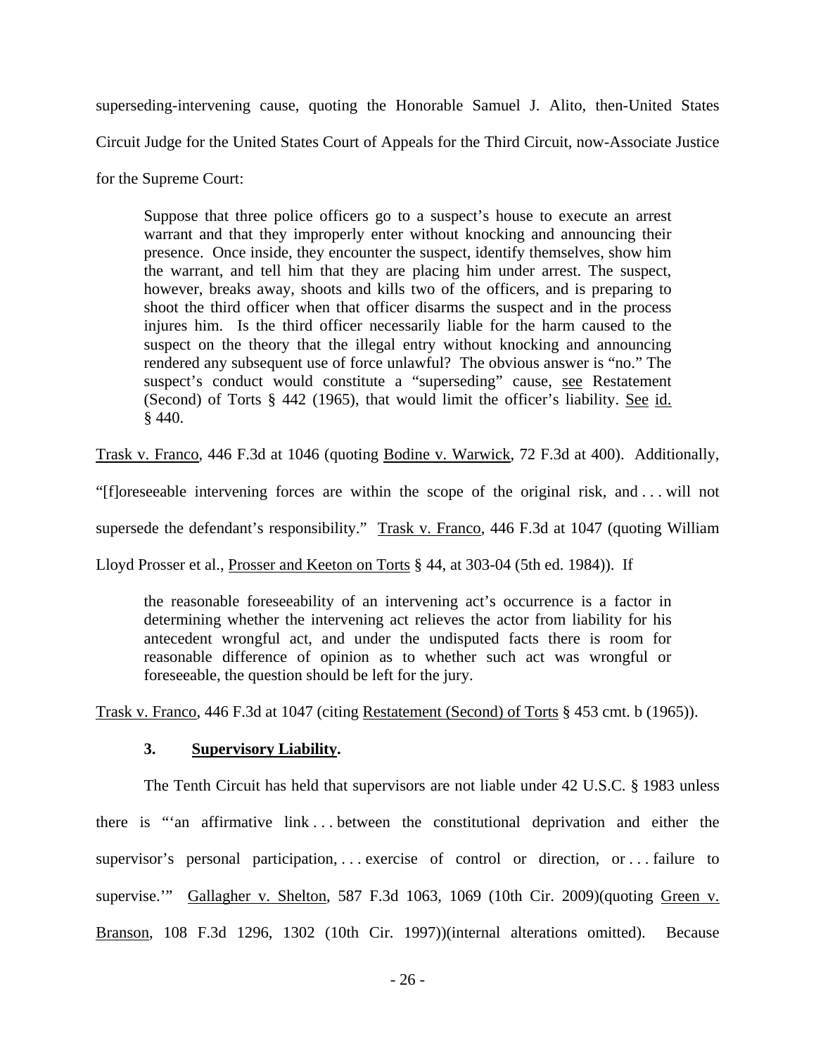superseding-intervening cause, quoting the Honorable Samuel J. Alito, then-United States Circuit Judge for the United States Court of Appeals for the Third Circuit, now-Associate Justice for the Supreme Court:

> Suppose that three police officers go to a suspect's house to execute an arrest warrant and that they improperly enter without knocking and announcing their presence. Once inside, they encounter the suspect, identify themselves, show him the warrant, and tell him that they are placing him under arrest. The suspect, however, breaks away, shoots and kills two of the officers, and is preparing to shoot the third officer when that officer disarms the suspect and in the process injures him. Is the third officer necessarily liable for the harm caused to the suspect on the theory that the illegal entry without knocking and announcing rendered any subsequent use of force unlawful? The obvious answer is "no." The suspect's conduct would constitute a "superseding" cause, see Restatement (Second) of Torts § 442 (1965), that would limit the officer's liability. See id. § 440.

Trask v. Franco, 446 F.3d at 1046 (quoting Bodine v. Warwick, 72 F.3d at 400). Additionally, "[f]oreseeable intervening forces are within the scope of the original risk, and . . . will not supersede the defendant's responsibility." Trask v. Franco, 446 F.3d at 1047 (quoting William Lloyd Prosser et al., Prosser and Keeton on Torts § 44, at 303-04 (5th ed. 1984)). If

> the reasonable foreseeability of an intervening act's occurrence is a factor in determining whether the intervening act relieves the actor from liability for his antecedent wrongful act, and under the undisputed facts there is room for reasonable difference of opinion as to whether such act was wrongful or foreseeable, the question should be left for the jury.

Trask v. Franco, 446 F.3d at 1047 (citing Restatement (Second) of Torts § 453 cmt. b (1965)).

### 3. **Supervisory Liability.**

The Tenth Circuit has held that supervisors are not liable under 42 U.S.C. § 1983 unless there is "'an affirmative link . . . between the constitutional deprivation and either the supervisor's personal participation, . . . exercise of control or direction, or . . . failure to supervise.'" Gallagher v. Shelton, 587 F.3d 1063, 1069 (10th Cir. 2009)(quoting Green v. Branson, 108 F.3d 1296, 1302 (10th Cir. 1997))(internal alterations omitted). Because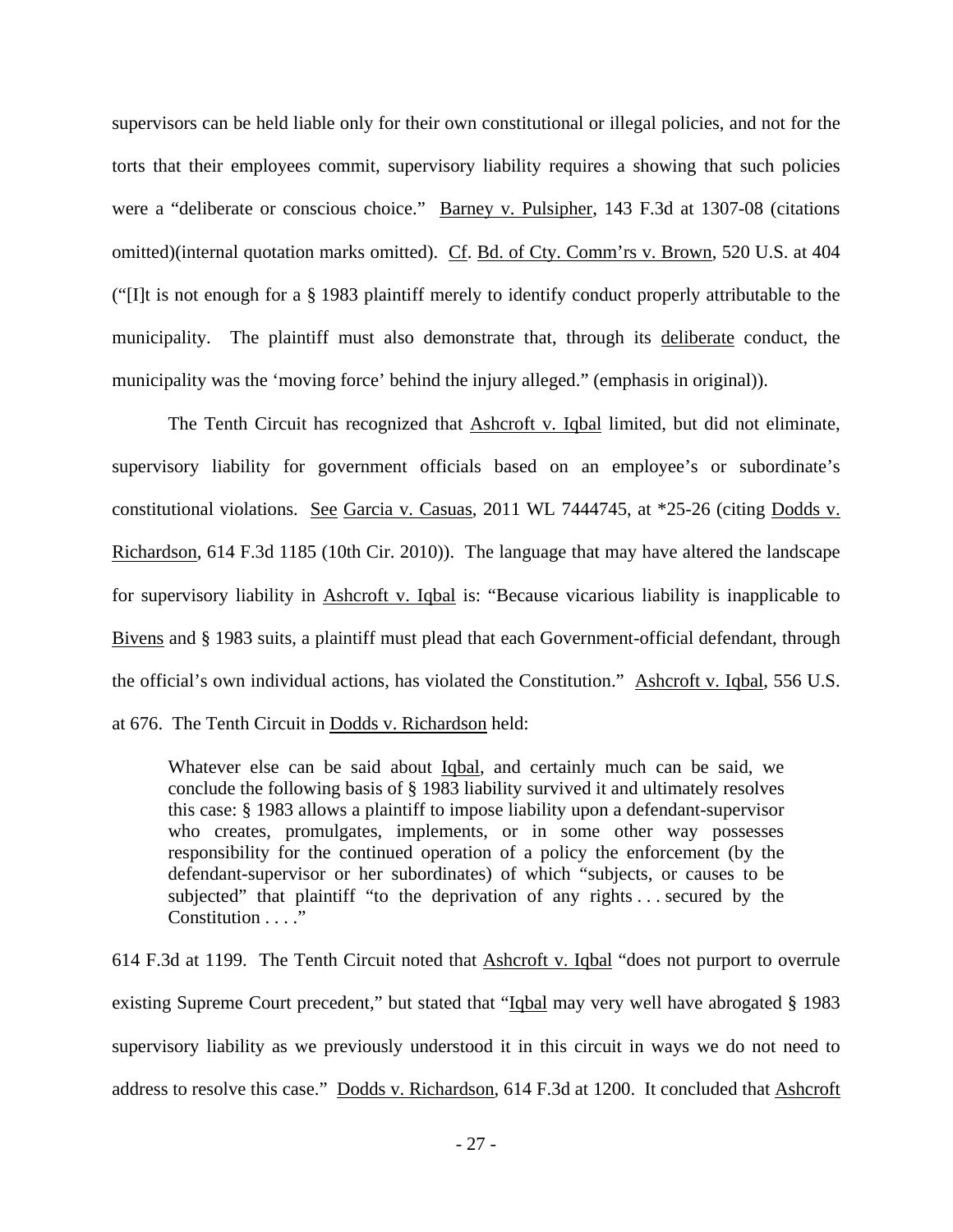supervisors can be held liable only for their own constitutional or illegal policies, and not for the torts that their employees commit, supervisory liability requires a showing that such policies were a "deliberate or conscious choice." Barney v. Pulsipher, 143 F.3d at 1307-08 (citations omitted)(internal quotation marks omitted). Cf. Bd. of Cty. Comm'rs v. Brown, 520 U.S. at 404 ("[I]t is not enough for a § 1983 plaintiff merely to identify conduct properly attributable to the municipality. The plaintiff must also demonstrate that, through its deliberate conduct, the municipality was the 'moving force' behind the injury alleged." (emphasis in original)).

The Tenth Circuit has recognized that Ashcroft v. Iqbal limited, but did not eliminate, supervisory liability for government officials based on an employee's or subordinate's constitutional violations. See Garcia v. Casuas, 2011 WL 7444745, at *25-26 (citing Dodds v. Richardson, 614 F.3d 1185 (10th Cir. 2010)). The language that may have altered the landscape for supervisory liability in Ashcroft v. Iqbal is: "Because vicarious liability is inapplicable to Bivens and § 1983 suits, a plaintiff must plead that each Government-official defendant, through the official's own individual actions, has violated the Constitution." Ashcroft v. Iqbal, 556 U.S. at 676. The Tenth Circuit in Dodds v. Richardson held:

> Whatever else can be said about Iqbal, and certainly much can be said, we conclude the following basis of § 1983 liability survived it and ultimately resolves this case: § 1983 allows a plaintiff to impose liability upon a defendant-supervisor who creates, promulgates, implements, or in some other way possesses responsibility for the continued operation of a policy the enforcement (by the defendant-supervisor or her subordinates) of which "subjects, or causes to be subjected" that plaintiff "to the deprivation of any rights . . . secured by the Constitution . . . ."

614 F.3d at 1199. The Tenth Circuit noted that Ashcroft v. Iqbal "does not purport to overrule existing Supreme Court precedent," but stated that "Iqbal may very well have abrogated § 1983 supervisory liability as we previously understood it in this circuit in ways we do not need to address to resolve this case." Dodds v. Richardson, 614 F.3d at 1200. It concluded that Ashcroft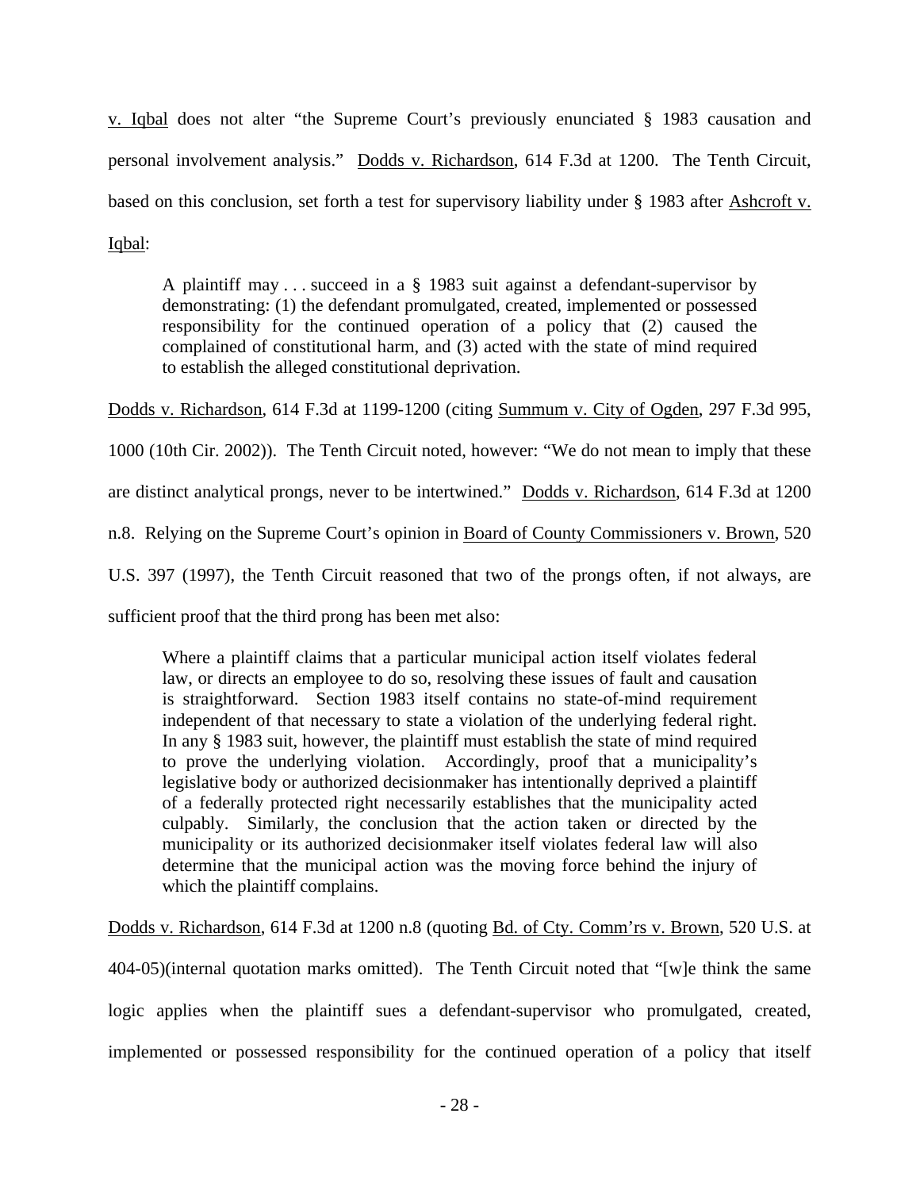v. Iqbal does not alter "the Supreme Court's previously enunciated § 1983 causation and personal involvement analysis." Dodds v. Richardson, 614 F.3d at 1200. The Tenth Circuit, based on this conclusion, set forth a test for supervisory liability under § 1983 after Ashcroft v. Iqbal:

> A plaintiff may . . . succeed in a § 1983 suit against a defendant-supervisor by demonstrating: (1) the defendant promulgated, created, implemented or possessed responsibility for the continued operation of a policy that (2) caused the complained of constitutional harm, and (3) acted with the state of mind required to establish the alleged constitutional deprivation.

Dodds v. Richardson, 614 F.3d at 1199-1200 (citing Summum v. City of Ogden, 297 F.3d 995, 1000 (10th Cir. 2002)). The Tenth Circuit noted, however: "We do not mean to imply that these are distinct analytical prongs, never to be intertwined." Dodds v. Richardson, 614 F.3d at 1200 n.8. Relying on the Supreme Court's opinion in Board of County Commissioners v. Brown, 520 U.S. 397 (1997), the Tenth Circuit reasoned that two of the prongs often, if not always, are sufficient proof that the third prong has been met also:

> Where a plaintiff claims that a particular municipal action itself violates federal law, or directs an employee to do so, resolving these issues of fault and causation is straightforward. Section 1983 itself contains no state-of-mind requirement independent of that necessary to state a violation of the underlying federal right. In any § 1983 suit, however, the plaintiff must establish the state of mind required to prove the underlying violation. Accordingly, proof that a municipality's legislative body or authorized decisionmaker has intentionally deprived a plaintiff of a federally protected right necessarily establishes that the municipality acted culpably. Similarly, the conclusion that the action taken or directed by the municipality or its authorized decisionmaker itself violates federal law will also determine that the municipal action was the moving force behind the injury of which the plaintiff complains.

Dodds v. Richardson, 614 F.3d at 1200 n.8 (quoting Bd. of Cty. Comm'rs v. Brown, 520 U.S. at 404-05)(internal quotation marks omitted). The Tenth Circuit noted that "[w]e think the same logic applies when the plaintiff sues a defendant-supervisor who promulgated, created, implemented or possessed responsibility for the continued operation of a policy that itself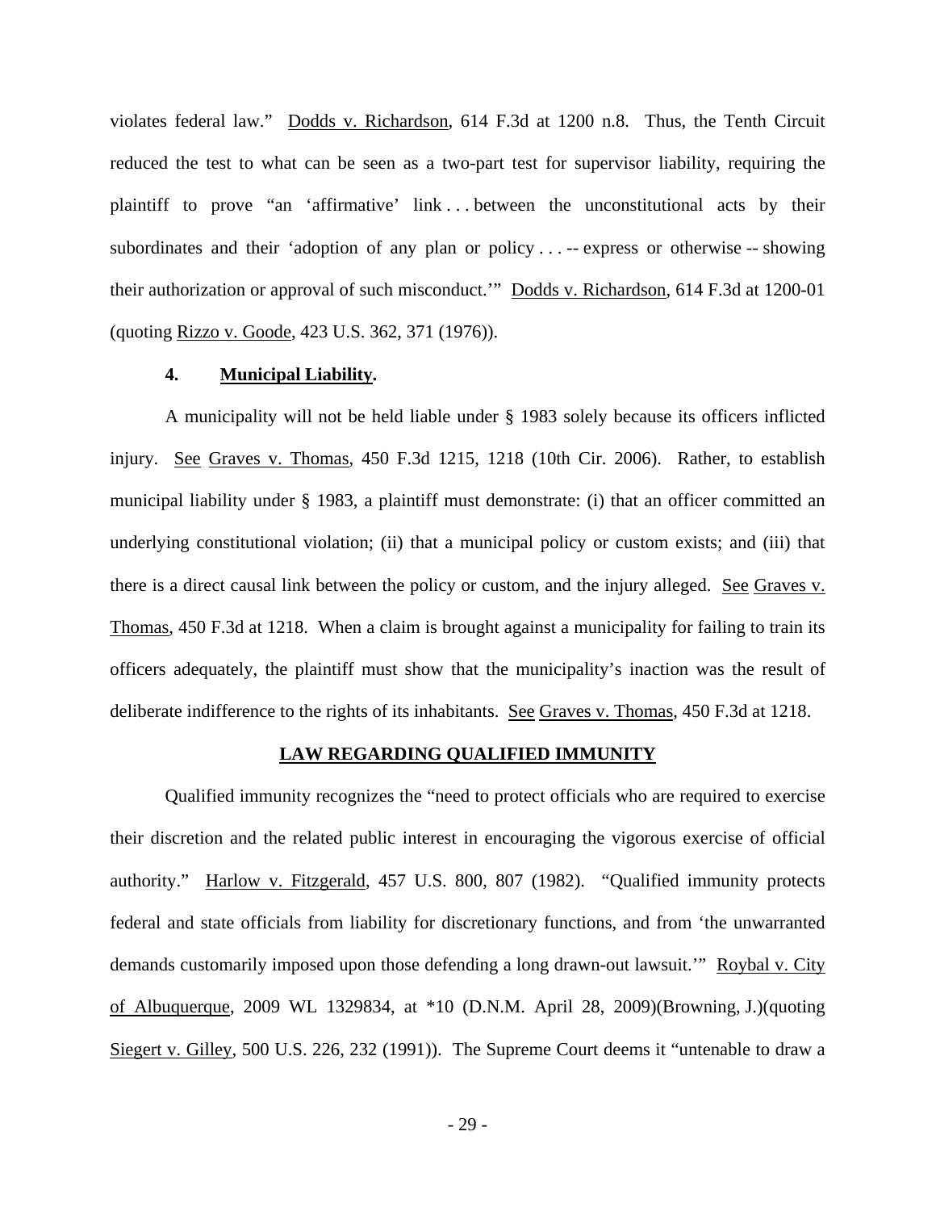violates federal law." Dodds v. Richardson, 614 F.3d at 1200 n.8. Thus, the Tenth Circuit reduced the test to what can be seen as a two-part test for supervisor liability, requiring the plaintiff to prove "an 'affirmative' link . . . between the unconstitutional acts by their subordinates and their 'adoption of any plan or policy . . . -- express or otherwise -- showing their authorization or approval of such misconduct.'" Dodds v. Richardson, 614 F.3d at 1200-01 (quoting Rizzo v. Goode, 423 U.S. 362, 371 (1976)).

### 4. **Municipal Liability.**

A municipality will not be held liable under § 1983 solely because its officers inflicted injury. See Graves v. Thomas, 450 F.3d 1215, 1218 (10th Cir. 2006). Rather, to establish municipal liability under § 1983, a plaintiff must demonstrate: (i) that an officer committed an underlying constitutional violation; (ii) that a municipal policy or custom exists; and (iii) that there is a direct causal link between the policy or custom, and the injury alleged. See Graves v. Thomas, 450 F.3d at 1218. When a claim is brought against a municipality for failing to train its officers adequately, the plaintiff must show that the municipality's inaction was the result of deliberate indifference to the rights of its inhabitants. See Graves v. Thomas, 450 F.3d at 1218.

## LAW REGARDING QUALIFIED IMMUNITY

Qualified immunity recognizes the "need to protect officials who are required to exercise their discretion and the related public interest in encouraging the vigorous exercise of official authority." Harlow v. Fitzgerald, 457 U.S. 800, 807 (1982). "Qualified immunity protects federal and state officials from liability for discretionary functions, and from 'the unwarranted demands customarily imposed upon those defending a long drawn-out lawsuit.'" Roybal v. City of Albuquerque, 2009 WL 1329834, at *10 (D.N.M. April 28, 2009)(Browning, J.)(quoting Siegert v. Gilley, 500 U.S. 226, 232 (1991)). The Supreme Court deems it "untenable to draw a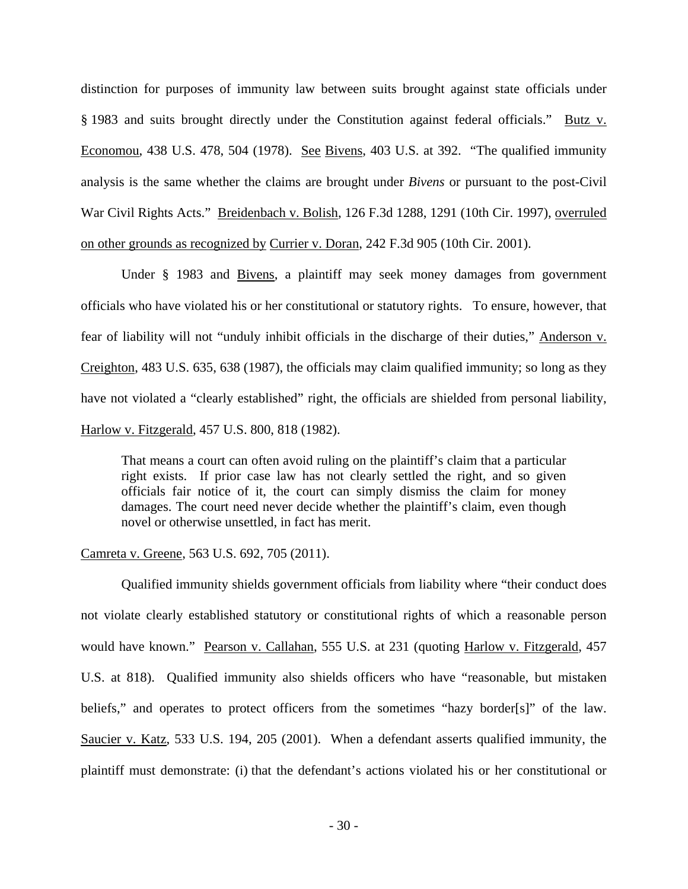distinction for purposes of immunity law between suits brought against state officials under § 1983 and suits brought directly under the Constitution against federal officials." Butz v. Economou, 438 U.S. 478, 504 (1978). See Bivens, 403 U.S. at 392. "The qualified immunity analysis is the same whether the claims are brought under *Bivens* or pursuant to the post-Civil War Civil Rights Acts." Breidenbach v. Bolish, 126 F.3d 1288, 1291 (10th Cir. 1997), overruled on other grounds as recognized by Currier v. Doran, 242 F.3d 905 (10th Cir. 2001).

Under § 1983 and Bivens, a plaintiff may seek money damages from government officials who have violated his or her constitutional or statutory rights. To ensure, however, that fear of liability will not "unduly inhibit officials in the discharge of their duties," Anderson v. Creighton, 483 U.S. 635, 638 (1987), the officials may claim qualified immunity; so long as they have not violated a "clearly established" right, the officials are shielded from personal liability, Harlow v. Fitzgerald, 457 U.S. 800, 818 (1982).

> That means a court can often avoid ruling on the plaintiff's claim that a particular right exists. If prior case law has not clearly settled the right, and so given officials fair notice of it, the court can simply dismiss the claim for money damages. The court need never decide whether the plaintiff's claim, even though novel or otherwise unsettled, in fact has merit.

Camreta v. Greene, 563 U.S. 692, 705 (2011).

Qualified immunity shields government officials from liability where "their conduct does not violate clearly established statutory or constitutional rights of which a reasonable person would have known." Pearson v. Callahan, 555 U.S. at 231 (quoting Harlow v. Fitzgerald, 457 U.S. at 818). Qualified immunity also shields officers who have "reasonable, but mistaken beliefs," and operates to protect officers from the sometimes "hazy border[s]" of the law. Saucier v. Katz, 533 U.S. 194, 205 (2001). When a defendant asserts qualified immunity, the plaintiff must demonstrate: (i) that the defendant's actions violated his or her constitutional or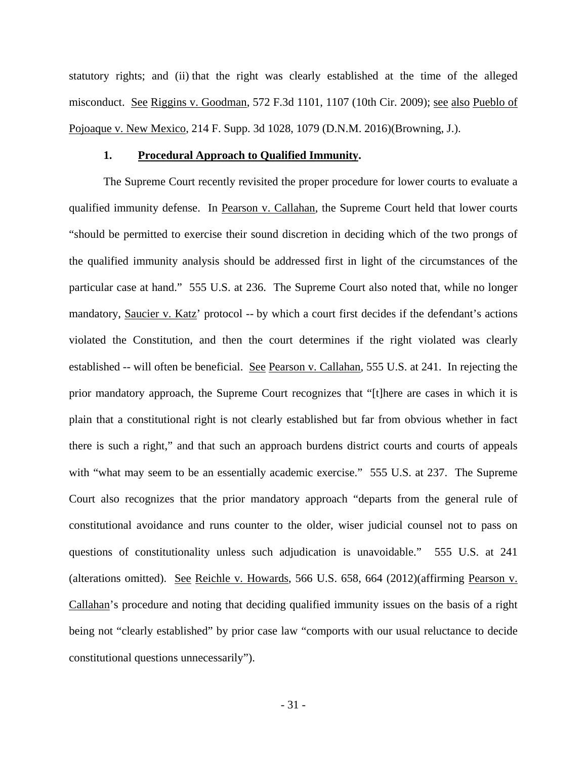statutory rights; and (ii) that the right was clearly established at the time of the alleged misconduct. See Riggins v. Goodman, 572 F.3d 1101, 1107 (10th Cir. 2009); see also Pueblo of Pojoaque v. New Mexico, 214 F. Supp. 3d 1028, 1079 (D.N.M. 2016)(Browning, J.).

**1. Procedural Approach to Qualified Immunity.**

The Supreme Court recently revisited the proper procedure for lower courts to evaluate a qualified immunity defense. In Pearson v. Callahan, the Supreme Court held that lower courts "should be permitted to exercise their sound discretion in deciding which of the two prongs of the qualified immunity analysis should be addressed first in light of the circumstances of the particular case at hand." 555 U.S. at 236. The Supreme Court also noted that, while no longer mandatory, Saucier v. Katz' protocol -- by which a court first decides if the defendant's actions violated the Constitution, and then the court determines if the right violated was clearly established -- will often be beneficial. See Pearson v. Callahan, 555 U.S. at 241. In rejecting the prior mandatory approach, the Supreme Court recognizes that "[t]here are cases in which it is plain that a constitutional right is not clearly established but far from obvious whether in fact there is such a right," and that such an approach burdens district courts and courts of appeals with "what may seem to be an essentially academic exercise." 555 U.S. at 237. The Supreme Court also recognizes that the prior mandatory approach "departs from the general rule of constitutional avoidance and runs counter to the older, wiser judicial counsel not to pass on questions of constitutionality unless such adjudication is unavoidable." 555 U.S. at 241 (alterations omitted). See Reichle v. Howards, 566 U.S. 658, 664 (2012)(affirming Pearson v. Callahan's procedure and noting that deciding qualified immunity issues on the basis of a right being not "clearly established" by prior case law "comports with our usual reluctance to decide constitutional questions unnecessarily").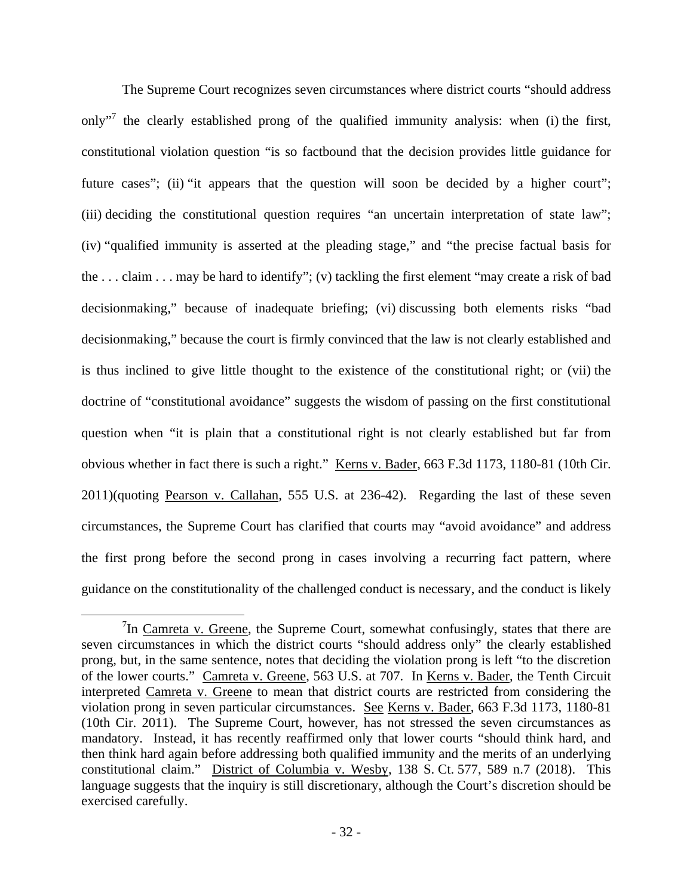The Supreme Court recognizes seven circumstances where district courts "should address only"[7] the clearly established prong of the qualified immunity analysis: when (i) the first, constitutional violation question "is so factbound that the decision provides little guidance for future cases"; (ii) "it appears that the question will soon be decided by a higher court"; (iii) deciding the constitutional question requires "an uncertain interpretation of state law"; (iv) "qualified immunity is asserted at the pleading stage," and "the precise factual basis for the . . . claim . . . may be hard to identify"; (v) tackling the first element "may create a risk of bad decisionmaking," because of inadequate briefing; (vi) discussing both elements risks "bad decisionmaking," because the court is firmly convinced that the law is not clearly established and is thus inclined to give little thought to the existence of the constitutional right; or (vii) the doctrine of "constitutional avoidance" suggests the wisdom of passing on the first constitutional question when "it is plain that a constitutional right is not clearly established but far from obvious whether in fact there is such a right." Kerns v. Bader, 663 F.3d 1173, 1180-81 (10th Cir. 2011)(quoting Pearson v. Callahan, 555 U.S. at 236-42). Regarding the last of these seven circumstances, the Supreme Court has clarified that courts may "avoid avoidance" and address the first prong before the second prong in cases involving a recurring fact pattern, where guidance on the constitutionality of the challenged conduct is necessary, and the conduct is likely

[7] In Camreta v. Greene, the Supreme Court, somewhat confusingly, states that there are seven circumstances in which the district courts "should address only" the clearly established prong, but, in the same sentence, notes that deciding the violation prong is left "to the discretion of the lower courts." Camreta v. Greene, 563 U.S. at 707. In Kerns v. Bader, the Tenth Circuit interpreted Camreta v. Greene to mean that district courts are restricted from considering the violation prong in seven particular circumstances. See Kerns v. Bader, 663 F.3d 1173, 1180-81 (10th Cir. 2011). The Supreme Court, however, has not stressed the seven circumstances as mandatory. Instead, it has recently reaffirmed only that lower courts "should think hard, and then think hard again before addressing both qualified immunity and the merits of an underlying constitutional claim." District of Columbia v. Wesby, 138 S. Ct. 577, 589 n.7 (2018). This language suggests that the inquiry is still discretionary, although the Court's discretion should be exercised carefully.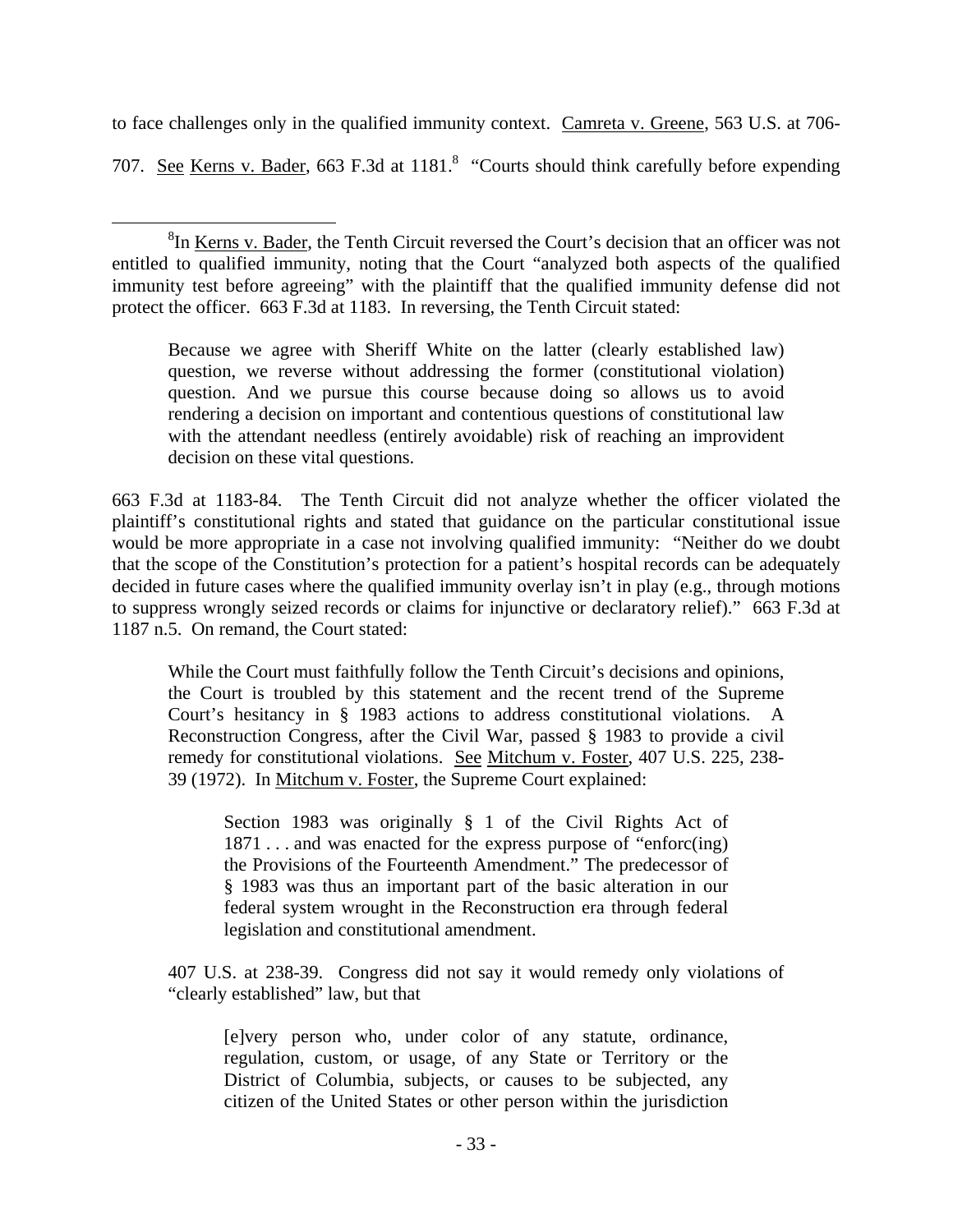to face challenges only in the qualified immunity context. Camreta v. Greene, 563 U.S. at 706-707. See Kerns v. Bader, 663 F.3d at 1181.[8] "Courts should think carefully before expending

---

[8]In Kerns v. Bader, the Tenth Circuit reversed the Court's decision that an officer was not entitled to qualified immunity, noting that the Court "analyzed both aspects of the qualified immunity test before agreeing" with the plaintiff that the qualified immunity defense did not protect the officer. 663 F.3d at 1183. In reversing, the Tenth Circuit stated:

> Because we agree with Sheriff White on the latter (clearly established law) question, we reverse without addressing the former (constitutional violation) question. And we pursue this course because doing so allows us to avoid rendering a decision on important and contentious questions of constitutional law with the attendant needless (entirely avoidable) risk of reaching an improvident decision on these vital questions.

663 F.3d at 1183-84. The Tenth Circuit did not analyze whether the officer violated the plaintiff's constitutional rights and stated that guidance on the particular constitutional issue would be more appropriate in a case not involving qualified immunity: "Neither do we doubt that the scope of the Constitution's protection for a patient's hospital records can be adequately decided in future cases where the qualified immunity overlay isn't in play (e.g., through motions to suppress wrongly seized records or claims for injunctive or declaratory relief)." 663 F.3d at 1187 n.5. On remand, the Court stated:

> While the Court must faithfully follow the Tenth Circuit's decisions and opinions, the Court is troubled by this statement and the recent trend of the Supreme Court's hesitancy in § 1983 actions to address constitutional violations. A Reconstruction Congress, after the Civil War, passed § 1983 to provide a civil remedy for constitutional violations. See Mitchum v. Foster, 407 U.S. 225, 238-39 (1972). In Mitchum v. Foster, the Supreme Court explained:
>
> > Section 1983 was originally § 1 of the Civil Rights Act of 1871 . . . and was enacted for the express purpose of "enforc(ing) the Provisions of the Fourteenth Amendment." The predecessor of § 1983 was thus an important part of the basic alteration in our federal system wrought in the Reconstruction era through federal legislation and constitutional amendment.
>
> 407 U.S. at 238-39. Congress did not say it would remedy only violations of "clearly established" law, but that
>
> > [e]very person who, under color of any statute, ordinance, regulation, custom, or usage, of any State or Territory or the District of Columbia, subjects, or causes to be subjected, any citizen of the United States or other person within the jurisdiction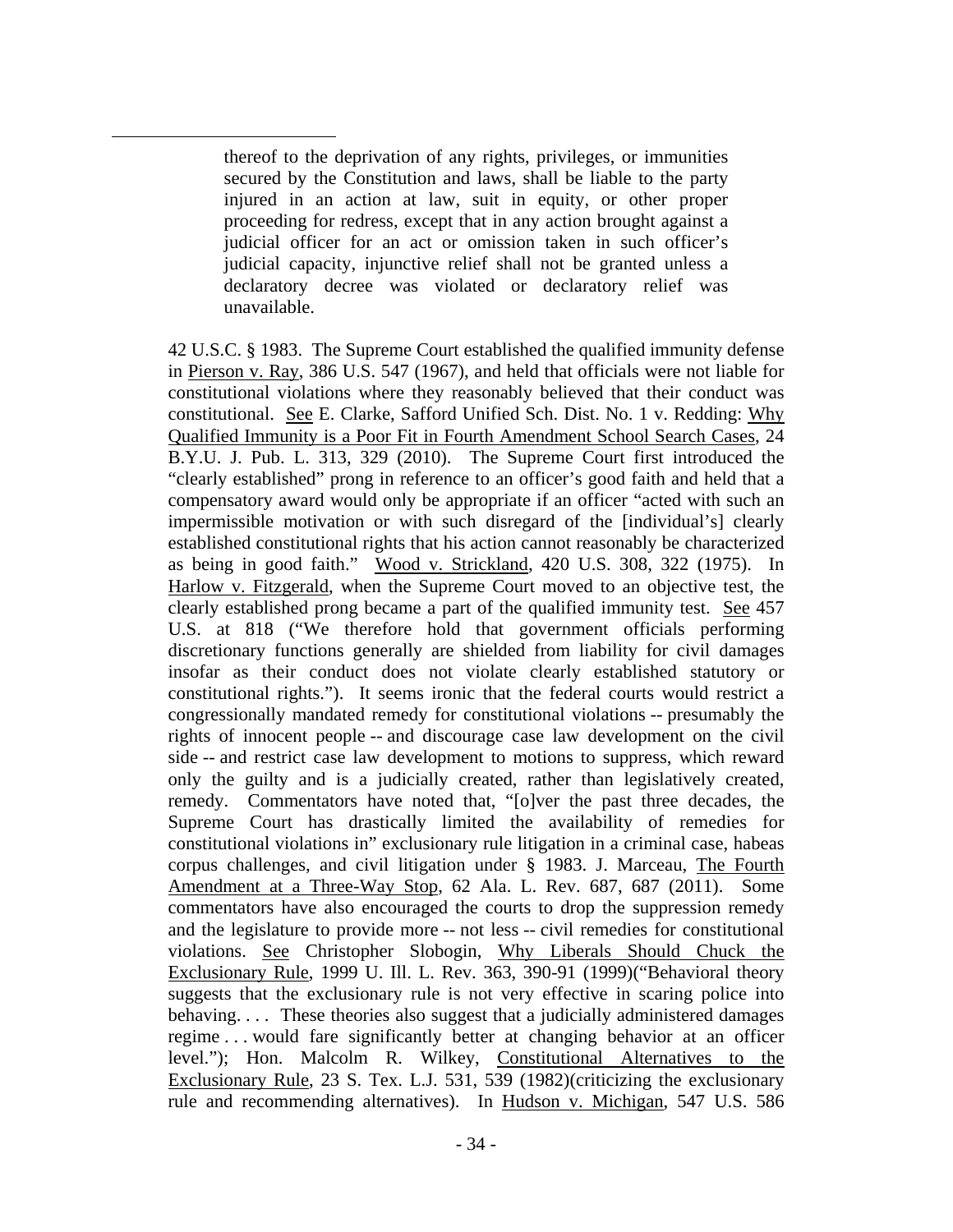> thereof to the deprivation of any rights, privileges, or immunities secured by the Constitution and laws, shall be liable to the party injured in an action at law, suit in equity, or other proper proceeding for redress, except that in any action brought against a judicial officer for an act or omission taken in such officer's judicial capacity, injunctive relief shall not be granted unless a declaratory decree was violated or declaratory relief was unavailable.

42 U.S.C. § 1983. The Supreme Court established the qualified immunity defense in Pierson v. Ray, 386 U.S. 547 (1967), and held that officials were not liable for constitutional violations where they reasonably believed that their conduct was constitutional. See E. Clarke, Safford Unified Sch. Dist. No. 1 v. Redding: Why Qualified Immunity is a Poor Fit in Fourth Amendment School Search Cases, 24 B.Y.U. J. Pub. L. 313, 329 (2010). The Supreme Court first introduced the "clearly established" prong in reference to an officer's good faith and held that a compensatory award would only be appropriate if an officer "acted with such an impermissible motivation or with such disregard of the [individual's] clearly established constitutional rights that his action cannot reasonably be characterized as being in good faith." Wood v. Strickland, 420 U.S. 308, 322 (1975). In Harlow v. Fitzgerald, when the Supreme Court moved to an objective test, the clearly established prong became a part of the qualified immunity test. See 457 U.S. at 818 ("We therefore hold that government officials performing discretionary functions generally are shielded from liability for civil damages insofar as their conduct does not violate clearly established statutory or constitutional rights."). It seems ironic that the federal courts would restrict a congressionally mandated remedy for constitutional violations -- presumably the rights of innocent people -- and discourage case law development on the civil side -- and restrict case law development to motions to suppress, which reward only the guilty and is a judicially created, rather than legislatively created, remedy. Commentators have noted that, "[o]ver the past three decades, the Supreme Court has drastically limited the availability of remedies for constitutional violations in" exclusionary rule litigation in a criminal case, habeas corpus challenges, and civil litigation under § 1983. J. Marceau, The Fourth Amendment at a Three-Way Stop, 62 Ala. L. Rev. 687, 687 (2011). Some commentators have also encouraged the courts to drop the suppression remedy and the legislature to provide more -- not less -- civil remedies for constitutional violations. See Christopher Slobogin, Why Liberals Should Chuck the Exclusionary Rule, 1999 U. Ill. L. Rev. 363, 390-91 (1999)("Behavioral theory suggests that the exclusionary rule is not very effective in scaring police into behaving. . . . These theories also suggest that a judicially administered damages regime . . . would fare significantly better at changing behavior at an officer level."); Hon. Malcolm R. Wilkey, Constitutional Alternatives to the Exclusionary Rule, 23 S. Tex. L.J. 531, 539 (1982)(criticizing the exclusionary rule and recommending alternatives). In Hudson v. Michigan, 547 U.S. 586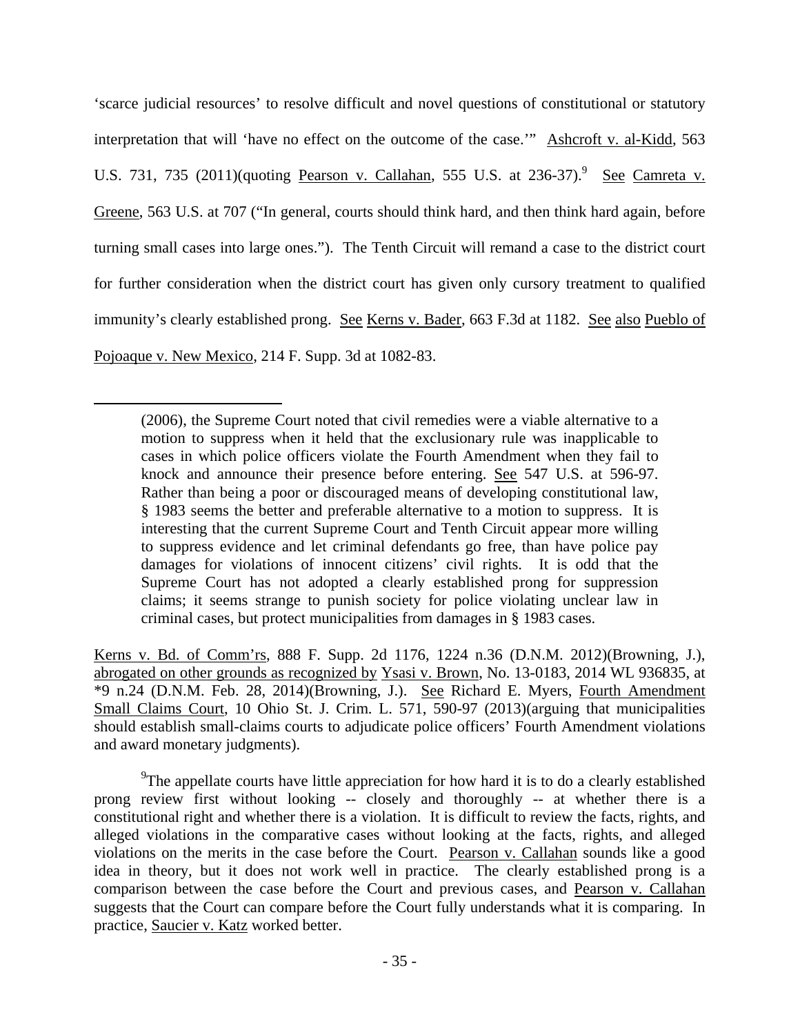'scarce judicial resources' to resolve difficult and novel questions of constitutional or statutory interpretation that will 'have no effect on the outcome of the case.'" Ashcroft v. al-Kidd, 563 U.S. 731, 735 (2011)(quoting Pearson v. Callahan, 555 U.S. at 236-37).[9] See Camreta v. Greene, 563 U.S. at 707 ("In general, courts should think hard, and then think hard again, before turning small cases into large ones."). The Tenth Circuit will remand a case to the district court for further consideration when the district court has given only cursory treatment to qualified immunity's clearly established prong. See Kerns v. Bader, 663 F.3d at 1182. See also Pueblo of Pojoaque v. New Mexico, 214 F. Supp. 3d at 1082-83.

---

> (2006), the Supreme Court noted that civil remedies were a viable alternative to a motion to suppress when it held that the exclusionary rule was inapplicable to cases in which police officers violate the Fourth Amendment when they fail to knock and announce their presence before entering. See 547 U.S. at 596-97. Rather than being a poor or discouraged means of developing constitutional law, § 1983 seems the better and preferable alternative to a motion to suppress. It is interesting that the current Supreme Court and Tenth Circuit appear more willing to suppress evidence and let criminal defendants go free, than have police pay damages for violations of innocent citizens' civil rights. It is odd that the Supreme Court has not adopted a clearly established prong for suppression claims; it seems strange to punish society for police violating unclear law in criminal cases, but protect municipalities from damages in § 1983 cases.

Kerns v. Bd. of Comm'rs, 888 F. Supp. 2d 1176, 1224 n.36 (D.N.M. 2012)(Browning, J.), abrogated on other grounds as recognized by Ysasi v. Brown, No. 13-0183, 2014 WL 936835, at *9 n.24 (D.N.M. Feb. 28, 2014)(Browning, J.). See Richard E. Myers, Fourth Amendment Small Claims Court, 10 Ohio St. J. Crim. L. 571, 590-97 (2013)(arguing that municipalities should establish small-claims courts to adjudicate police officers' Fourth Amendment violations and award monetary judgments).

[9]The appellate courts have little appreciation for how hard it is to do a clearly established prong review first without looking -- closely and thoroughly -- at whether there is a constitutional right and whether there is a violation. It is difficult to review the facts, rights, and alleged violations in the comparative cases without looking at the facts, rights, and alleged violations on the merits in the case before the Court. Pearson v. Callahan sounds like a good idea in theory, but it does not work well in practice. The clearly established prong is a comparison between the case before the Court and previous cases, and Pearson v. Callahan suggests that the Court can compare before the Court fully understands what it is comparing. In practice, Saucier v. Katz worked better.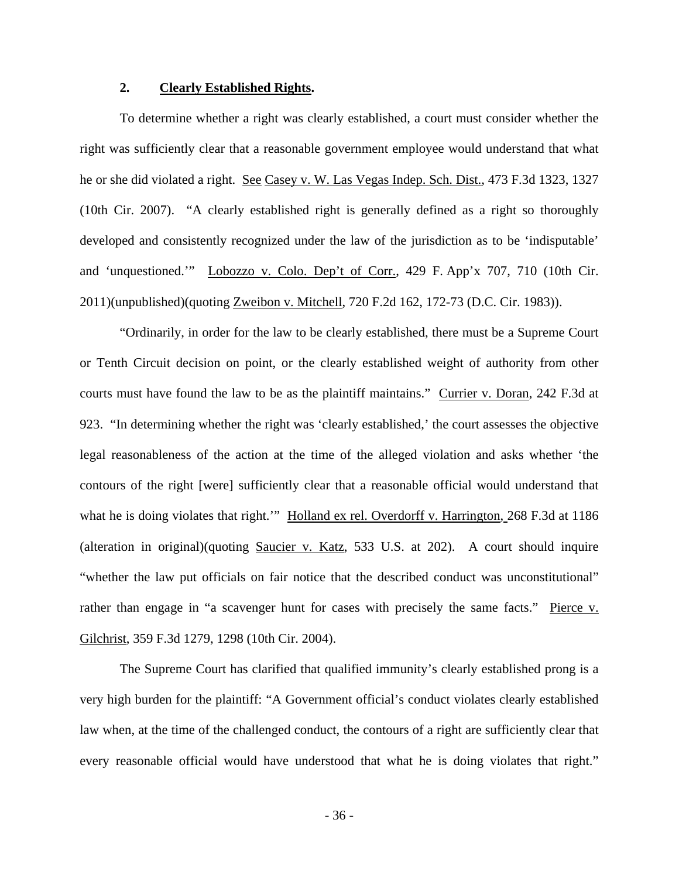### 2. **Clearly Established Rights**.

To determine whether a right was clearly established, a court must consider whether the right was sufficiently clear that a reasonable government employee would understand that what he or she did violated a right. See Casey v. W. Las Vegas Indep. Sch. Dist., 473 F.3d 1323, 1327 (10th Cir. 2007). "A clearly established right is generally defined as a right so thoroughly developed and consistently recognized under the law of the jurisdiction as to be 'indisputable' and 'unquestioned.'" Lobozzo v. Colo. Dep't of Corr., 429 F. App'x 707, 710 (10th Cir. 2011)(unpublished)(quoting Zweibon v. Mitchell, 720 F.2d 162, 172-73 (D.C. Cir. 1983)).

"Ordinarily, in order for the law to be clearly established, there must be a Supreme Court or Tenth Circuit decision on point, or the clearly established weight of authority from other courts must have found the law to be as the plaintiff maintains." Currier v. Doran, 242 F.3d at 923. "In determining whether the right was 'clearly established,' the court assesses the objective legal reasonableness of the action at the time of the alleged violation and asks whether 'the contours of the right [were] sufficiently clear that a reasonable official would understand that what he is doing violates that right.'" Holland ex rel. Overdorff v. Harrington, 268 F.3d at 1186 (alteration in original)(quoting Saucier v. Katz, 533 U.S. at 202). A court should inquire "whether the law put officials on fair notice that the described conduct was unconstitutional" rather than engage in "a scavenger hunt for cases with precisely the same facts." Pierce v. Gilchrist, 359 F.3d 1279, 1298 (10th Cir. 2004).

The Supreme Court has clarified that qualified immunity's clearly established prong is a very high burden for the plaintiff: "A Government official's conduct violates clearly established law when, at the time of the challenged conduct, the contours of a right are sufficiently clear that every reasonable official would have understood that what he is doing violates that right."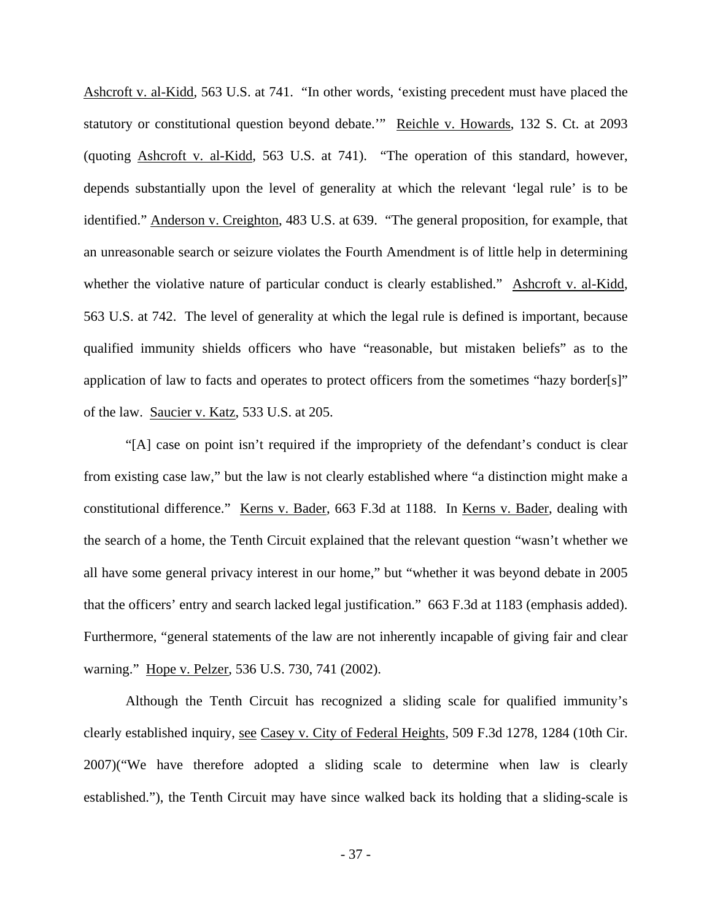Ashcroft v. al-Kidd, 563 U.S. at 741. "In other words, 'existing precedent must have placed the statutory or constitutional question beyond debate.'" Reichle v. Howards, 132 S. Ct. at 2093 (quoting Ashcroft v. al-Kidd, 563 U.S. at 741). "The operation of this standard, however, depends substantially upon the level of generality at which the relevant 'legal rule' is to be identified." Anderson v. Creighton, 483 U.S. at 639. "The general proposition, for example, that an unreasonable search or seizure violates the Fourth Amendment is of little help in determining whether the violative nature of particular conduct is clearly established." Ashcroft v. al-Kidd, 563 U.S. at 742. The level of generality at which the legal rule is defined is important, because qualified immunity shields officers who have "reasonable, but mistaken beliefs" as to the application of law to facts and operates to protect officers from the sometimes "hazy border[s]" of the law. Saucier v. Katz, 533 U.S. at 205.

"[A] case on point isn't required if the impropriety of the defendant's conduct is clear from existing case law," but the law is not clearly established where "a distinction might make a constitutional difference." Kerns v. Bader, 663 F.3d at 1188. In Kerns v. Bader, dealing with the search of a home, the Tenth Circuit explained that the relevant question "wasn't whether we all have some general privacy interest in our home," but "whether it was beyond debate in 2005 that the officers' entry and search lacked legal justification." 663 F.3d at 1183 (emphasis added). Furthermore, "general statements of the law are not inherently incapable of giving fair and clear warning." Hope v. Pelzer, 536 U.S. 730, 741 (2002).

Although the Tenth Circuit has recognized a sliding scale for qualified immunity's clearly established inquiry, see Casey v. City of Federal Heights, 509 F.3d 1278, 1284 (10th Cir. 2007)("We have therefore adopted a sliding scale to determine when law is clearly established."), the Tenth Circuit may have since walked back its holding that a sliding-scale is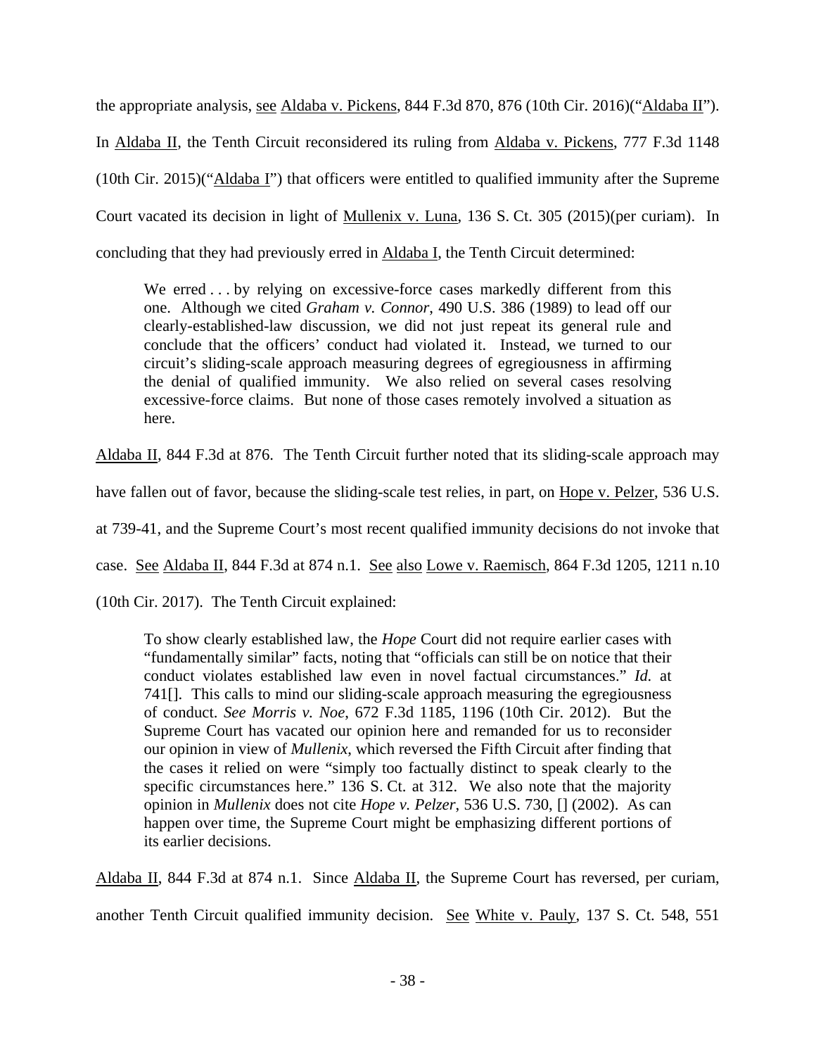the appropriate analysis, see Aldaba v. Pickens, 844 F.3d 870, 876 (10th Cir. 2016)("Aldaba II"). In Aldaba II, the Tenth Circuit reconsidered its ruling from Aldaba v. Pickens, 777 F.3d 1148 (10th Cir. 2015)("Aldaba I") that officers were entitled to qualified immunity after the Supreme Court vacated its decision in light of Mullenix v. Luna, 136 S. Ct. 305 (2015)(per curiam). In concluding that they had previously erred in Aldaba I, the Tenth Circuit determined:

> We erred . . . by relying on excessive-force cases markedly different from this one. Although we cited *Graham v. Connor*, 490 U.S. 386 (1989) to lead off our clearly-established-law discussion, we did not just repeat its general rule and conclude that the officers' conduct had violated it. Instead, we turned to our circuit's sliding-scale approach measuring degrees of egregiousness in affirming the denial of qualified immunity. We also relied on several cases resolving excessive-force claims. But none of those cases remotely involved a situation as here.

Aldaba II, 844 F.3d at 876. The Tenth Circuit further noted that its sliding-scale approach may have fallen out of favor, because the sliding-scale test relies, in part, on Hope v. Pelzer, 536 U.S. at 739-41, and the Supreme Court's most recent qualified immunity decisions do not invoke that case. See Aldaba II, 844 F.3d at 874 n.1. See also Lowe v. Raemisch, 864 F.3d 1205, 1211 n.10 (10th Cir. 2017). The Tenth Circuit explained:

> To show clearly established law, the *Hope* Court did not require earlier cases with "fundamentally similar" facts, noting that "officials can still be on notice that their conduct violates established law even in novel factual circumstances." *Id.* at 741[]. This calls to mind our sliding-scale approach measuring the egregiousness of conduct. *See Morris v. Noe*, 672 F.3d 1185, 1196 (10th Cir. 2012). But the Supreme Court has vacated our opinion here and remanded for us to reconsider our opinion in view of *Mullenix*, which reversed the Fifth Circuit after finding that the cases it relied on were "simply too factually distinct to speak clearly to the specific circumstances here." 136 S. Ct. at 312. We also note that the majority opinion in *Mullenix* does not cite *Hope v. Pelzer*, 536 U.S. 730, [] (2002). As can happen over time, the Supreme Court might be emphasizing different portions of its earlier decisions.

Aldaba II, 844 F.3d at 874 n.1. Since Aldaba II, the Supreme Court has reversed, per curiam, another Tenth Circuit qualified immunity decision. See White v. Pauly, 137 S. Ct. 548, 551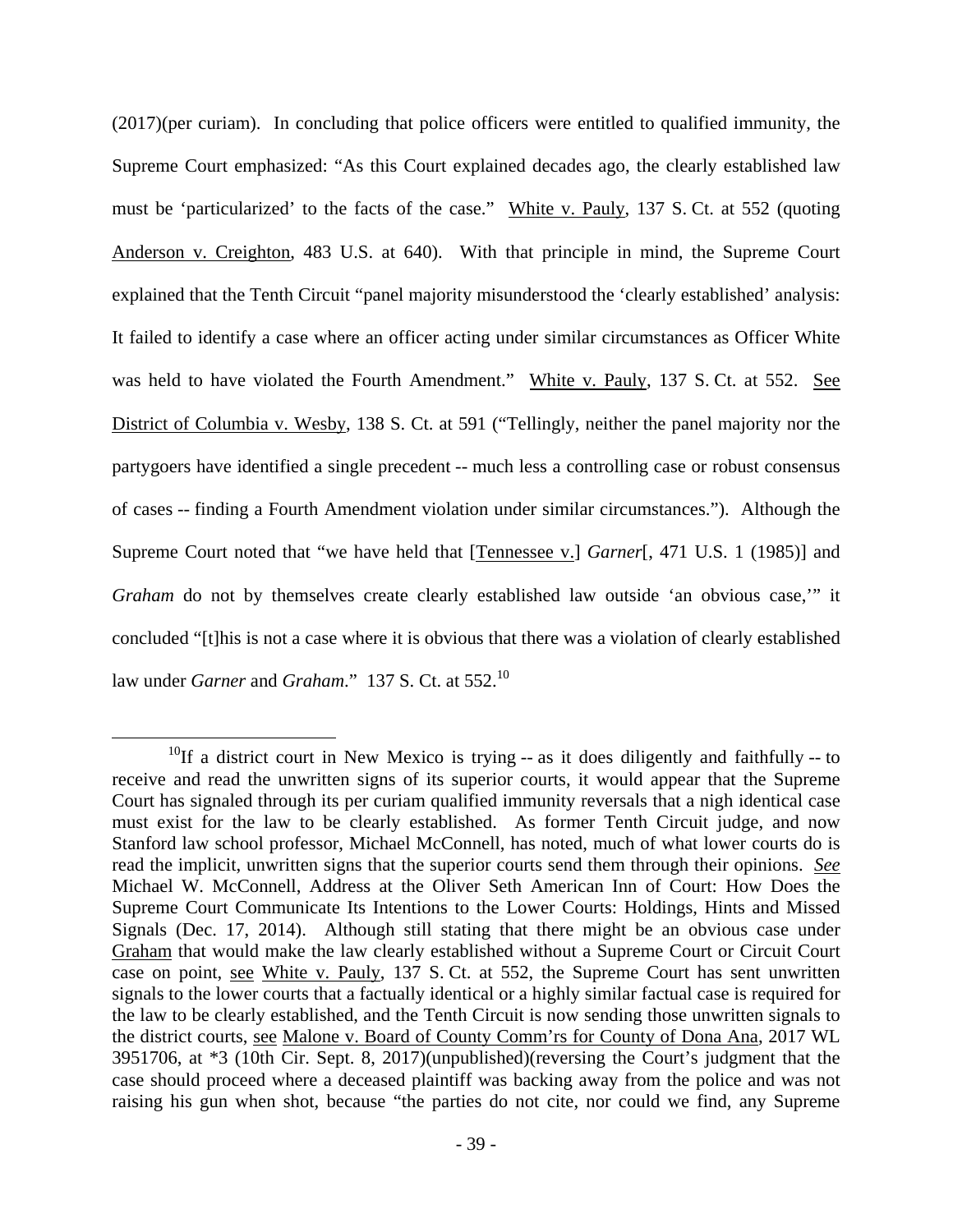(2017)(per curiam). In concluding that police officers were entitled to qualified immunity, the Supreme Court emphasized: "As this Court explained decades ago, the clearly established law must be 'particularized' to the facts of the case." White v. Pauly, 137 S. Ct. at 552 (quoting Anderson v. Creighton, 483 U.S. at 640). With that principle in mind, the Supreme Court explained that the Tenth Circuit "panel majority misunderstood the 'clearly established' analysis: It failed to identify a case where an officer acting under similar circumstances as Officer White was held to have violated the Fourth Amendment." White v. Pauly, 137 S. Ct. at 552. See District of Columbia v. Wesby, 138 S. Ct. at 591 ("Tellingly, neither the panel majority nor the partygoers have identified a single precedent -- much less a controlling case or robust consensus of cases -- finding a Fourth Amendment violation under similar circumstances."). Although the Supreme Court noted that "we have held that [Tennessee v.] *Garner*[, 471 U.S. 1 (1985)] and *Graham* do not by themselves create clearly established law outside 'an obvious case,'" it concluded "[t]his is not a case where it is obvious that there was a violation of clearly established law under *Garner* and *Graham*." 137 S. Ct. at 552.[10]

---

[10]If a district court in New Mexico is trying -- as it does diligently and faithfully -- to receive and read the unwritten signs of its superior courts, it would appear that the Supreme Court has signaled through its per curiam qualified immunity reversals that a nigh identical case must exist for the law to be clearly established. As former Tenth Circuit judge, and now Stanford law school professor, Michael McConnell, has noted, much of what lower courts do is read the implicit, unwritten signs that the superior courts send them through their opinions. *See* Michael W. McConnell, Address at the Oliver Seth American Inn of Court: How Does the Supreme Court Communicate Its Intentions to the Lower Courts: Holdings, Hints and Missed Signals (Dec. 17, 2014). Although still stating that there might be an obvious case under Graham that would make the law clearly established without a Supreme Court or Circuit Court case on point, see White v. Pauly, 137 S. Ct. at 552, the Supreme Court has sent unwritten signals to the lower courts that a factually identical or a highly similar factual case is required for the law to be clearly established, and the Tenth Circuit is now sending those unwritten signals to the district courts, see Malone v. Board of County Comm'rs for County of Dona Ana, 2017 WL 3951706, at *3 (10th Cir. Sept. 8, 2017)(unpublished)(reversing the Court's judgment that the case should proceed where a deceased plaintiff was backing away from the police and was not raising his gun when shot, because "the parties do not cite, nor could we find, any Supreme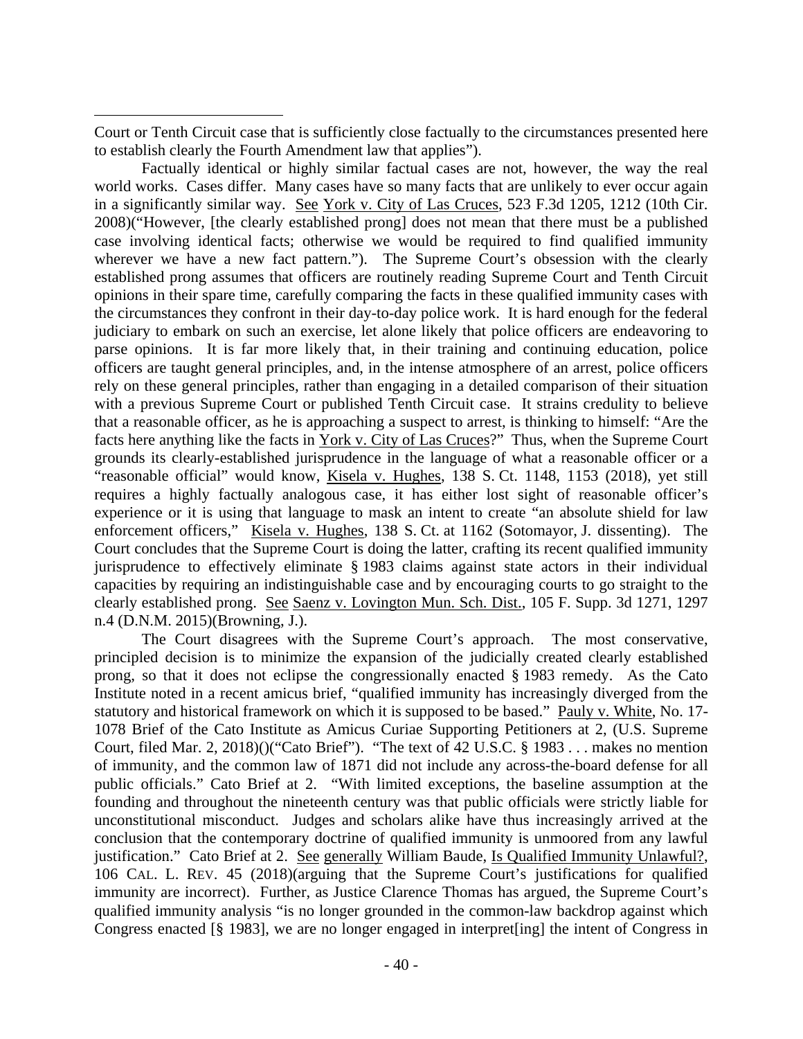Court or Tenth Circuit case that is sufficiently close factually to the circumstances presented here to establish clearly the Fourth Amendment law that applies").

Factually identical or highly similar factual cases are not, however, the way the real world works. Cases differ. Many cases have so many facts that are unlikely to ever occur again in a significantly similar way. See York v. City of Las Cruces, 523 F.3d 1205, 1212 (10th Cir. 2008)("However, [the clearly established prong] does not mean that there must be a published case involving identical facts; otherwise we would be required to find qualified immunity wherever we have a new fact pattern."). The Supreme Court's obsession with the clearly established prong assumes that officers are routinely reading Supreme Court and Tenth Circuit opinions in their spare time, carefully comparing the facts in these qualified immunity cases with the circumstances they confront in their day-to-day police work. It is hard enough for the federal judiciary to embark on such an exercise, let alone likely that police officers are endeavoring to parse opinions. It is far more likely that, in their training and continuing education, police officers are taught general principles, and, in the intense atmosphere of an arrest, police officers rely on these general principles, rather than engaging in a detailed comparison of their situation with a previous Supreme Court or published Tenth Circuit case. It strains credulity to believe that a reasonable officer, as he is approaching a suspect to arrest, is thinking to himself: "Are the facts here anything like the facts in York v. City of Las Cruces?" Thus, when the Supreme Court grounds its clearly-established jurisprudence in the language of what a reasonable officer or a "reasonable official" would know, Kisela v. Hughes, 138 S. Ct. 1148, 1153 (2018), yet still requires a highly factually analogous case, it has either lost sight of reasonable officer's experience or it is using that language to mask an intent to create "an absolute shield for law enforcement officers," Kisela v. Hughes, 138 S. Ct. at 1162 (Sotomayor, J. dissenting). The Court concludes that the Supreme Court is doing the latter, crafting its recent qualified immunity jurisprudence to effectively eliminate § 1983 claims against state actors in their individual capacities by requiring an indistinguishable case and by encouraging courts to go straight to the clearly established prong. See Saenz v. Lovington Mun. Sch. Dist., 105 F. Supp. 3d 1271, 1297 n.4 (D.N.M. 2015)(Browning, J.).

The Court disagrees with the Supreme Court's approach. The most conservative, principled decision is to minimize the expansion of the judicially created clearly established prong, so that it does not eclipse the congressionally enacted § 1983 remedy. As the Cato Institute noted in a recent amicus brief, "qualified immunity has increasingly diverged from the statutory and historical framework on which it is supposed to be based." Pauly v. White, No. 17-1078 Brief of the Cato Institute as Amicus Curiae Supporting Petitioners at 2, (U.S. Supreme Court, filed Mar. 2, 2018)()("Cato Brief"). "The text of 42 U.S.C. § 1983 . . . makes no mention of immunity, and the common law of 1871 did not include any across-the-board defense for all public officials." Cato Brief at 2. "With limited exceptions, the baseline assumption at the founding and throughout the nineteenth century was that public officials were strictly liable for unconstitutional misconduct. Judges and scholars alike have thus increasingly arrived at the conclusion that the contemporary doctrine of qualified immunity is unmoored from any lawful justification." Cato Brief at 2. See generally William Baude, Is Qualified Immunity Unlawful?, 106 CAL. L. REV. 45 (2018)(arguing that the Supreme Court's justifications for qualified immunity are incorrect). Further, as Justice Clarence Thomas has argued, the Supreme Court's qualified immunity analysis "is no longer grounded in the common-law backdrop against which Congress enacted [§ 1983], we are no longer engaged in interpret[ing] the intent of Congress in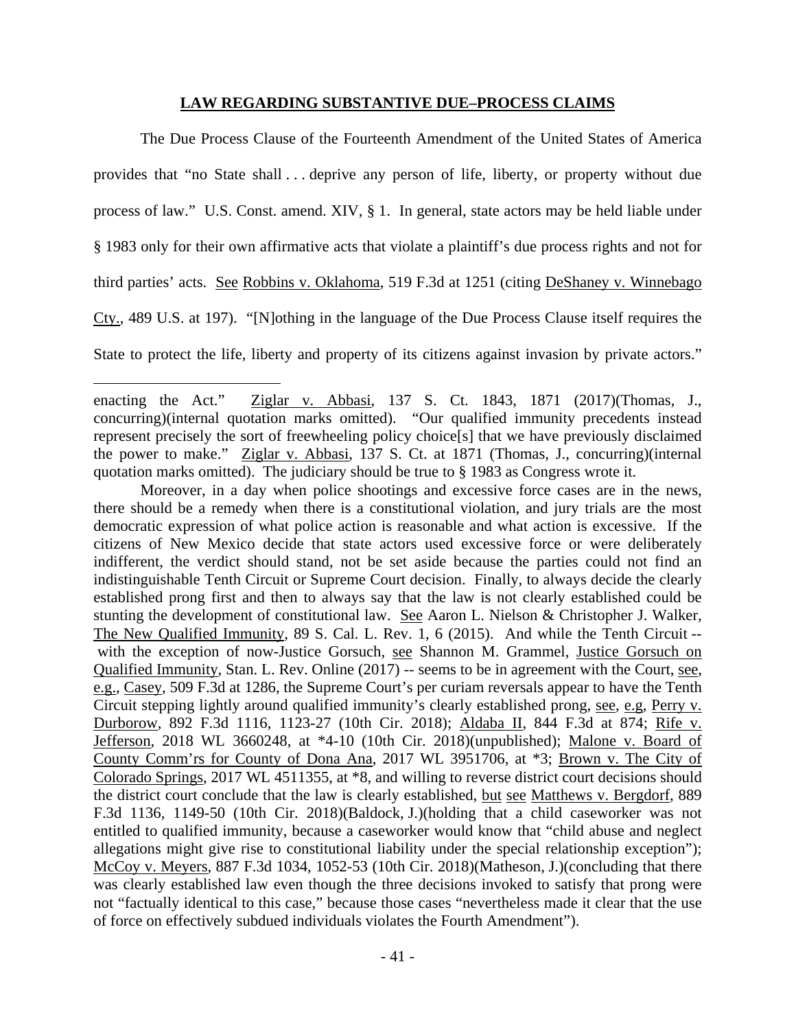## LAW REGARDING SUBSTANTIVE DUE–PROCESS CLAIMS

The Due Process Clause of the Fourteenth Amendment of the United States of America provides that "no State shall . . . deprive any person of life, liberty, or property without due process of law." U.S. Const. amend. XIV, § 1. In general, state actors may be held liable under § 1983 only for their own affirmative acts that violate a plaintiff's due process rights and not for third parties' acts. See Robbins v. Oklahoma, 519 F.3d at 1251 (citing DeShaney v. Winnebago Cty., 489 U.S. at 197). "[N]othing in the language of the Due Process Clause itself requires the State to protect the life, liberty and property of its citizens against invasion by private actors."

---

enacting the Act." Ziglar v. Abbasi, 137 S. Ct. 1843, 1871 (2017)(Thomas, J., concurring)(internal quotation marks omitted). "Our qualified immunity precedents instead represent precisely the sort of freewheeling policy choice[s] that we have previously disclaimed the power to make." Ziglar v. Abbasi, 137 S. Ct. at 1871 (Thomas, J., concurring)(internal quotation marks omitted). The judiciary should be true to § 1983 as Congress wrote it.

Moreover, in a day when police shootings and excessive force cases are in the news, there should be a remedy when there is a constitutional violation, and jury trials are the most democratic expression of what police action is reasonable and what action is excessive. If the citizens of New Mexico decide that state actors used excessive force or were deliberately indifferent, the verdict should stand, not be set aside because the parties could not find an indistinguishable Tenth Circuit or Supreme Court decision. Finally, to always decide the clearly established prong first and then to always say that the law is not clearly established could be stunting the development of constitutional law. See Aaron L. Nielson & Christopher J. Walker, The New Qualified Immunity, 89 S. Cal. L. Rev. 1, 6 (2015). And while the Tenth Circuit -- with the exception of now-Justice Gorsuch, see Shannon M. Grammel, Justice Gorsuch on Qualified Immunity, Stan. L. Rev. Online (2017) -- seems to be in agreement with the Court, see, e.g., Casey, 509 F.3d at 1286, the Supreme Court's per curiam reversals appear to have the Tenth Circuit stepping lightly around qualified immunity's clearly established prong, see, e.g, Perry v. Durborow, 892 F.3d 1116, 1123-27 (10th Cir. 2018); Aldaba II, 844 F.3d at 874; Rife v. Jefferson, 2018 WL 3660248, at *4-10 (10th Cir. 2018)(unpublished); Malone v. Board of County Comm'rs for County of Dona Ana, 2017 WL 3951706, at *3; Brown v. The City of Colorado Springs, 2017 WL 4511355, at *8, and willing to reverse district court decisions should the district court conclude that the law is clearly established, but see Matthews v. Bergdorf, 889 F.3d 1136, 1149-50 (10th Cir. 2018)(Baldock, J.)(holding that a child caseworker was not entitled to qualified immunity, because a caseworker would know that "child abuse and neglect allegations might give rise to constitutional liability under the special relationship exception"); McCoy v. Meyers, 887 F.3d 1034, 1052-53 (10th Cir. 2018)(Matheson, J.)(concluding that there was clearly established law even though the three decisions invoked to satisfy that prong were not "factually identical to this case," because those cases "nevertheless made it clear that the use of force on effectively subdued individuals violates the Fourth Amendment").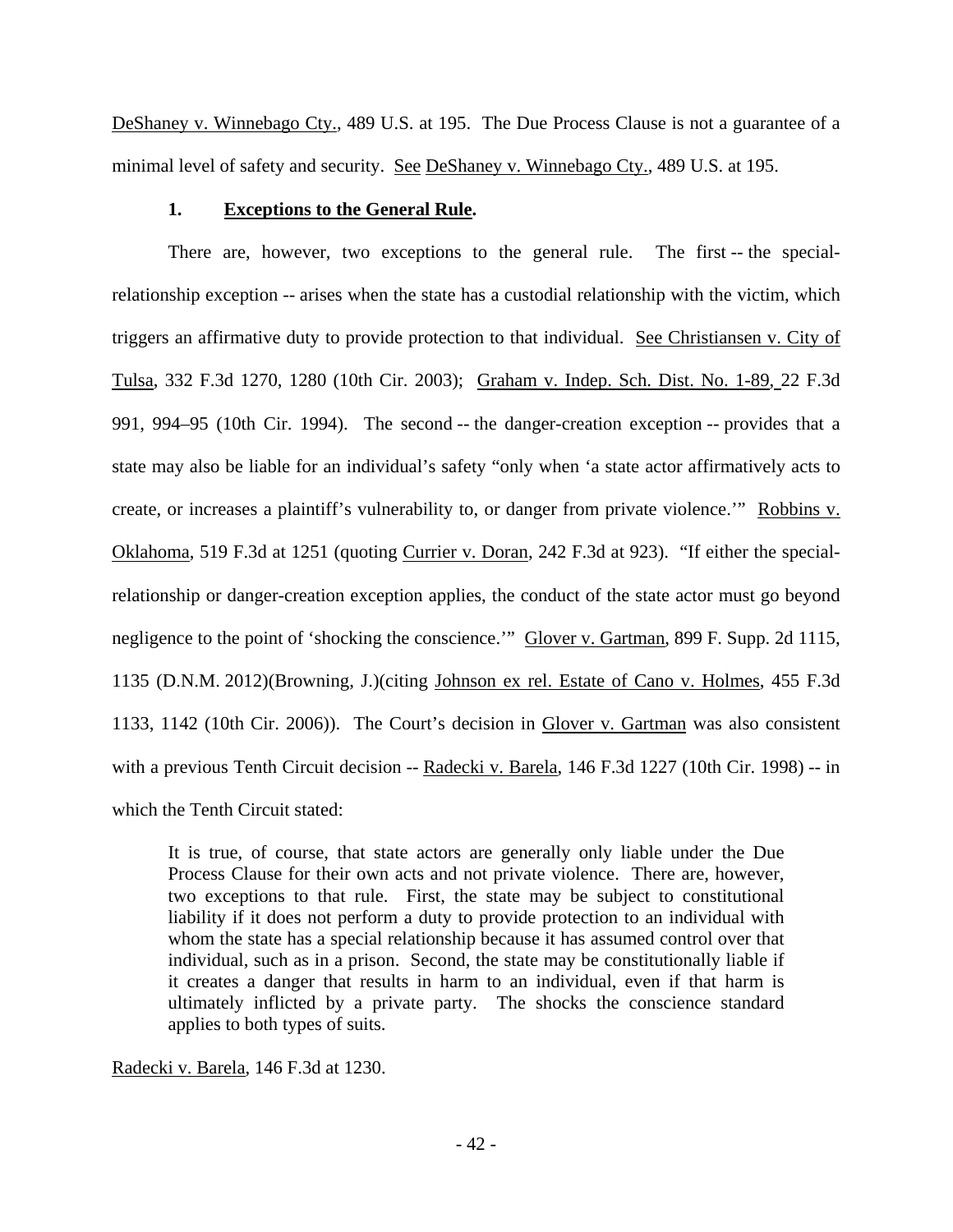DeShaney v. Winnebago Cty., 489 U.S. at 195. The Due Process Clause is not a guarantee of a minimal level of safety and security. See DeShaney v. Winnebago Cty., 489 U.S. at 195.

### 1. **Exceptions to the General Rule.**

There are, however, two exceptions to the general rule. The first -- the special-relationship exception -- arises when the state has a custodial relationship with the victim, which triggers an affirmative duty to provide protection to that individual. See Christiansen v. City of Tulsa, 332 F.3d 1270, 1280 (10th Cir. 2003); Graham v. Indep. Sch. Dist. No. 1-89, 22 F.3d 991, 994–95 (10th Cir. 1994). The second -- the danger-creation exception -- provides that a state may also be liable for an individual's safety "only when 'a state actor affirmatively acts to create, or increases a plaintiff's vulnerability to, or danger from private violence.'" Robbins v. Oklahoma, 519 F.3d at 1251 (quoting Currier v. Doran, 242 F.3d at 923). "If either the special-relationship or danger-creation exception applies, the conduct of the state actor must go beyond negligence to the point of 'shocking the conscience.'" Glover v. Gartman, 899 F. Supp. 2d 1115, 1135 (D.N.M. 2012)(Browning, J.)(citing Johnson ex rel. Estate of Cano v. Holmes, 455 F.3d 1133, 1142 (10th Cir. 2006)). The Court's decision in Glover v. Gartman was also consistent with a previous Tenth Circuit decision -- Radecki v. Barela, 146 F.3d 1227 (10th Cir. 1998) -- in which the Tenth Circuit stated:

> It is true, of course, that state actors are generally only liable under the Due Process Clause for their own acts and not private violence. There are, however, two exceptions to that rule. First, the state may be subject to constitutional liability if it does not perform a duty to provide protection to an individual with whom the state has a special relationship because it has assumed control over that individual, such as in a prison. Second, the state may be constitutionally liable if it creates a danger that results in harm to an individual, even if that harm is ultimately inflicted by a private party. The shocks the conscience standard applies to both types of suits.

Radecki v. Barela, 146 F.3d at 1230.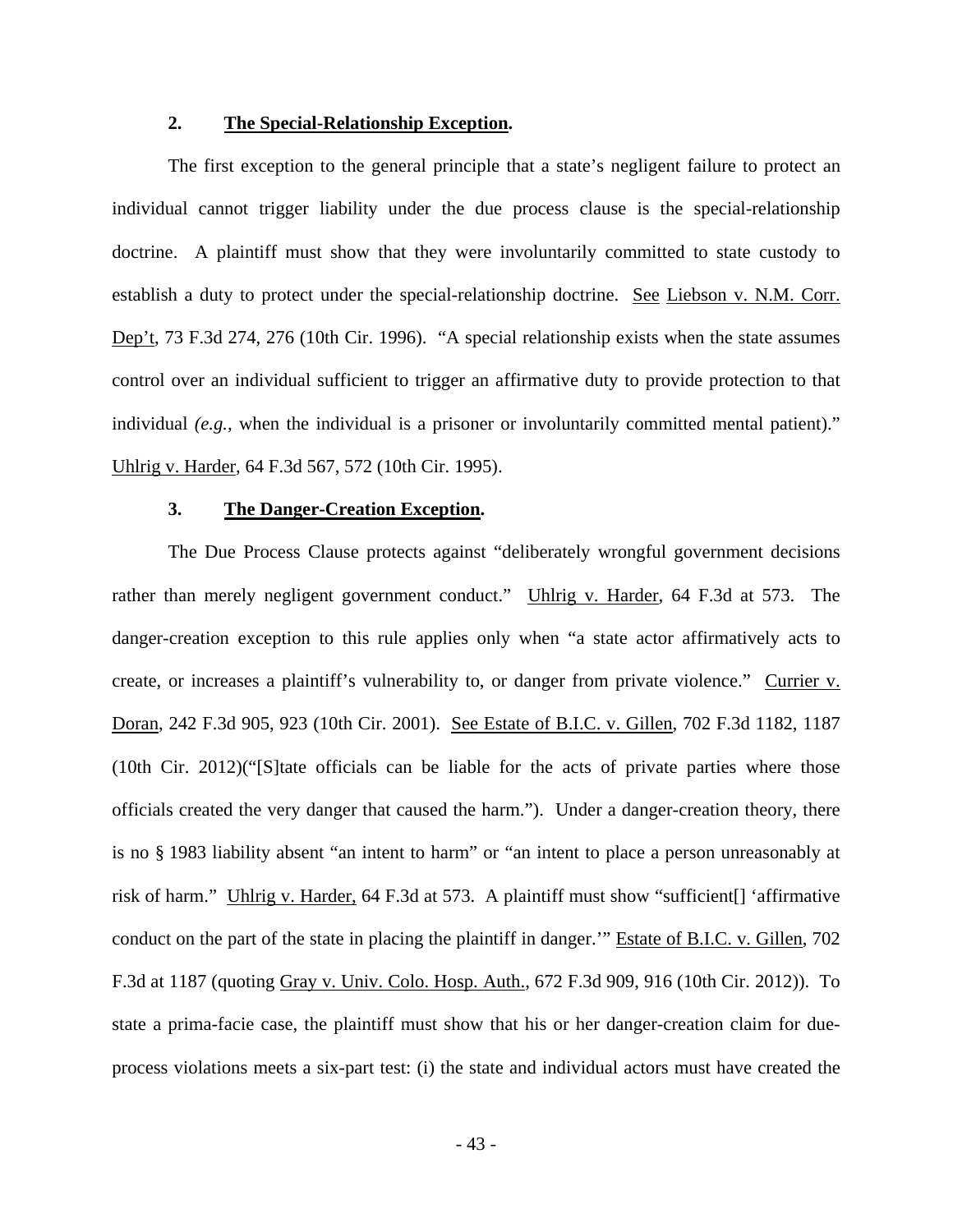### 2. **The Special-Relationship Exception**.

The first exception to the general principle that a state's negligent failure to protect an individual cannot trigger liability under the due process clause is the special-relationship doctrine. A plaintiff must show that they were involuntarily committed to state custody to establish a duty to protect under the special-relationship doctrine. See Liebson v. N.M. Corr. Dep't, 73 F.3d 274, 276 (10th Cir. 1996). "A special relationship exists when the state assumes control over an individual sufficient to trigger an affirmative duty to provide protection to that individual *(e.g.,* when the individual is a prisoner or involuntarily committed mental patient)." Uhlrig v. Harder, 64 F.3d 567, 572 (10th Cir. 1995).

### 3. **The Danger-Creation Exception**.

The Due Process Clause protects against "deliberately wrongful government decisions rather than merely negligent government conduct." Uhlrig v. Harder, 64 F.3d at 573. The danger-creation exception to this rule applies only when "a state actor affirmatively acts to create, or increases a plaintiff's vulnerability to, or danger from private violence." Currier v. Doran, 242 F.3d 905, 923 (10th Cir. 2001). See Estate of B.I.C. v. Gillen, 702 F.3d 1182, 1187 (10th Cir. 2012)("[S]tate officials can be liable for the acts of private parties where those officials created the very danger that caused the harm."). Under a danger-creation theory, there is no § 1983 liability absent "an intent to harm" or "an intent to place a person unreasonably at risk of harm." Uhlrig v. Harder, 64 F.3d at 573. A plaintiff must show "sufficient[] 'affirmative conduct on the part of the state in placing the plaintiff in danger.'" Estate of B.I.C. v. Gillen, 702 F.3d at 1187 (quoting Gray v. Univ. Colo. Hosp. Auth., 672 F.3d 909, 916 (10th Cir. 2012)). To state a prima-facie case, the plaintiff must show that his or her danger-creation claim for due-process violations meets a six-part test: (i) the state and individual actors must have created the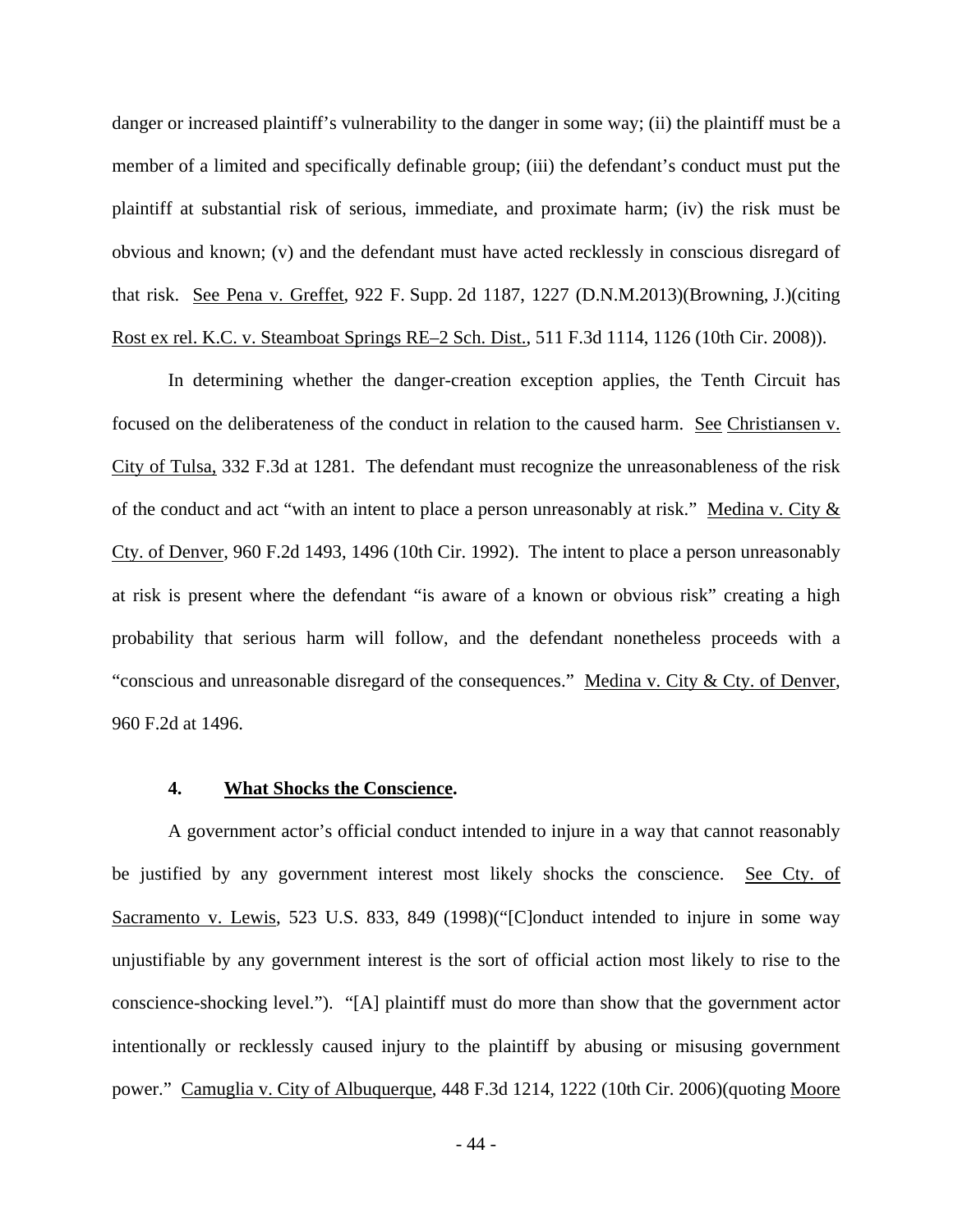danger or increased plaintiff's vulnerability to the danger in some way; (ii) the plaintiff must be a member of a limited and specifically definable group; (iii) the defendant's conduct must put the plaintiff at substantial risk of serious, immediate, and proximate harm; (iv) the risk must be obvious and known; (v) and the defendant must have acted recklessly in conscious disregard of that risk. See Pena v. Greffet, 922 F. Supp. 2d 1187, 1227 (D.N.M.2013)(Browning, J.)(citing Rost ex rel. K.C. v. Steamboat Springs RE–2 Sch. Dist., 511 F.3d 1114, 1126 (10th Cir. 2008)).

In determining whether the danger-creation exception applies, the Tenth Circuit has focused on the deliberateness of the conduct in relation to the caused harm. See Christiansen v. City of Tulsa, 332 F.3d at 1281. The defendant must recognize the unreasonableness of the risk of the conduct and act "with an intent to place a person unreasonably at risk." Medina v. City & Cty. of Denver, 960 F.2d 1493, 1496 (10th Cir. 1992). The intent to place a person unreasonably at risk is present where the defendant "is aware of a known or obvious risk" creating a high probability that serious harm will follow, and the defendant nonetheless proceeds with a "conscious and unreasonable disregard of the consequences." Medina v. City & Cty. of Denver, 960 F.2d at 1496.

#### 4. **What Shocks the Conscience.**

A government actor's official conduct intended to injure in a way that cannot reasonably be justified by any government interest most likely shocks the conscience. See Cty. of Sacramento v. Lewis, 523 U.S. 833, 849 (1998)("[C]onduct intended to injure in some way unjustifiable by any government interest is the sort of official action most likely to rise to the conscience-shocking level."). "[A] plaintiff must do more than show that the government actor intentionally or recklessly caused injury to the plaintiff by abusing or misusing government power." Camuglia v. City of Albuquerque, 448 F.3d 1214, 1222 (10th Cir. 2006)(quoting Moore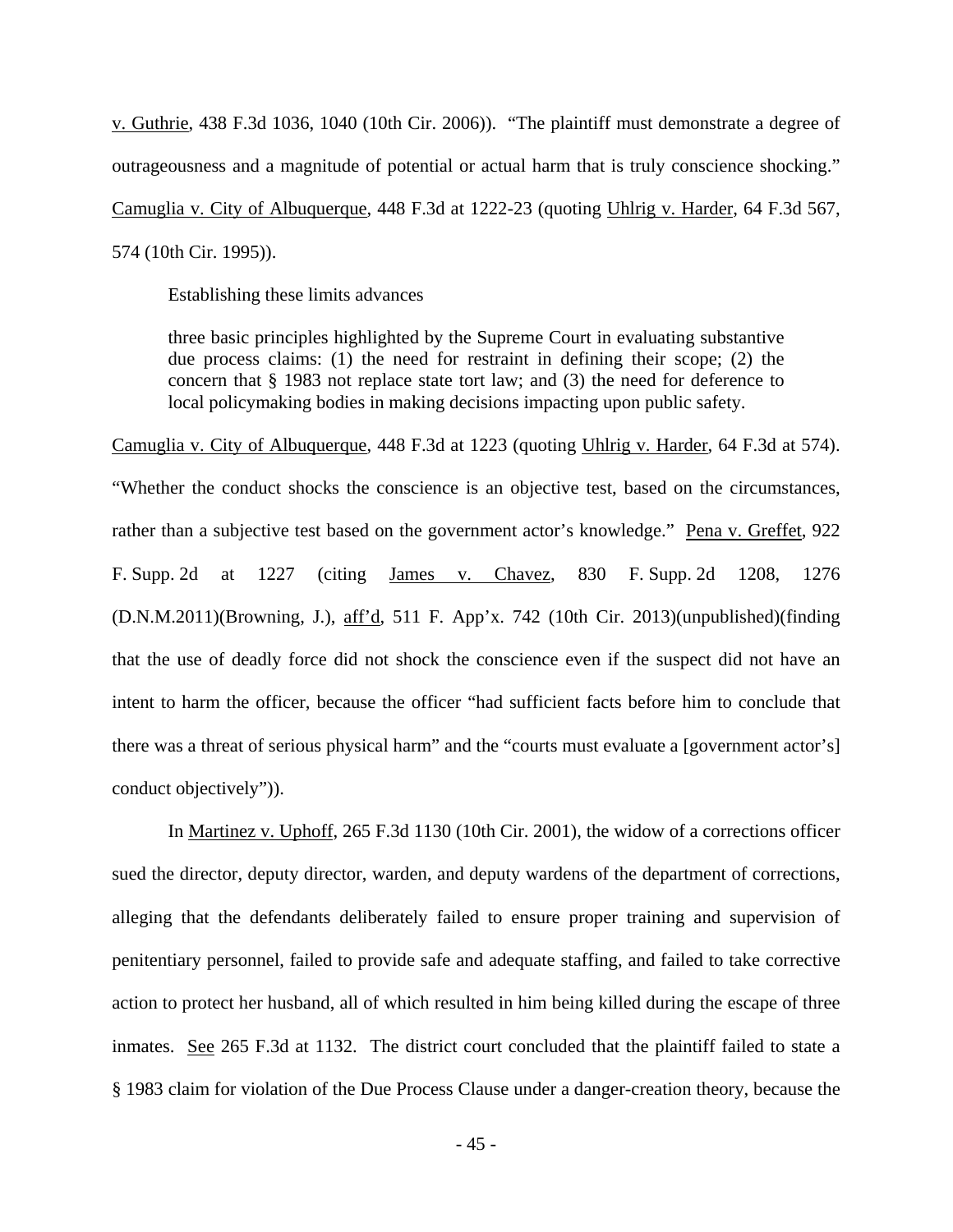v. Guthrie, 438 F.3d 1036, 1040 (10th Cir. 2006)). "The plaintiff must demonstrate a degree of outrageousness and a magnitude of potential or actual harm that is truly conscience shocking." Camuglia v. City of Albuquerque, 448 F.3d at 1222-23 (quoting Uhlrig v. Harder, 64 F.3d 567, 574 (10th Cir. 1995)).

Establishing these limits advances

> three basic principles highlighted by the Supreme Court in evaluating substantive due process claims: (1) the need for restraint in defining their scope; (2) the concern that § 1983 not replace state tort law; and (3) the need for deference to local policymaking bodies in making decisions impacting upon public safety.

Camuglia v. City of Albuquerque, 448 F.3d at 1223 (quoting Uhlrig v. Harder, 64 F.3d at 574). "Whether the conduct shocks the conscience is an objective test, based on the circumstances, rather than a subjective test based on the government actor's knowledge." Pena v. Greffet, 922 F. Supp. 2d at 1227 (citing James v. Chavez, 830 F. Supp. 2d 1208, 1276 (D.N.M.2011)(Browning, J.), aff'd, 511 F. App'x. 742 (10th Cir. 2013)(unpublished)(finding that the use of deadly force did not shock the conscience even if the suspect did not have an intent to harm the officer, because the officer "had sufficient facts before him to conclude that there was a threat of serious physical harm" and the "courts must evaluate a [government actor's] conduct objectively")).

In Martinez v. Uphoff, 265 F.3d 1130 (10th Cir. 2001), the widow of a corrections officer sued the director, deputy director, warden, and deputy wardens of the department of corrections, alleging that the defendants deliberately failed to ensure proper training and supervision of penitentiary personnel, failed to provide safe and adequate staffing, and failed to take corrective action to protect her husband, all of which resulted in him being killed during the escape of three inmates. See 265 F.3d at 1132. The district court concluded that the plaintiff failed to state a § 1983 claim for violation of the Due Process Clause under a danger-creation theory, because the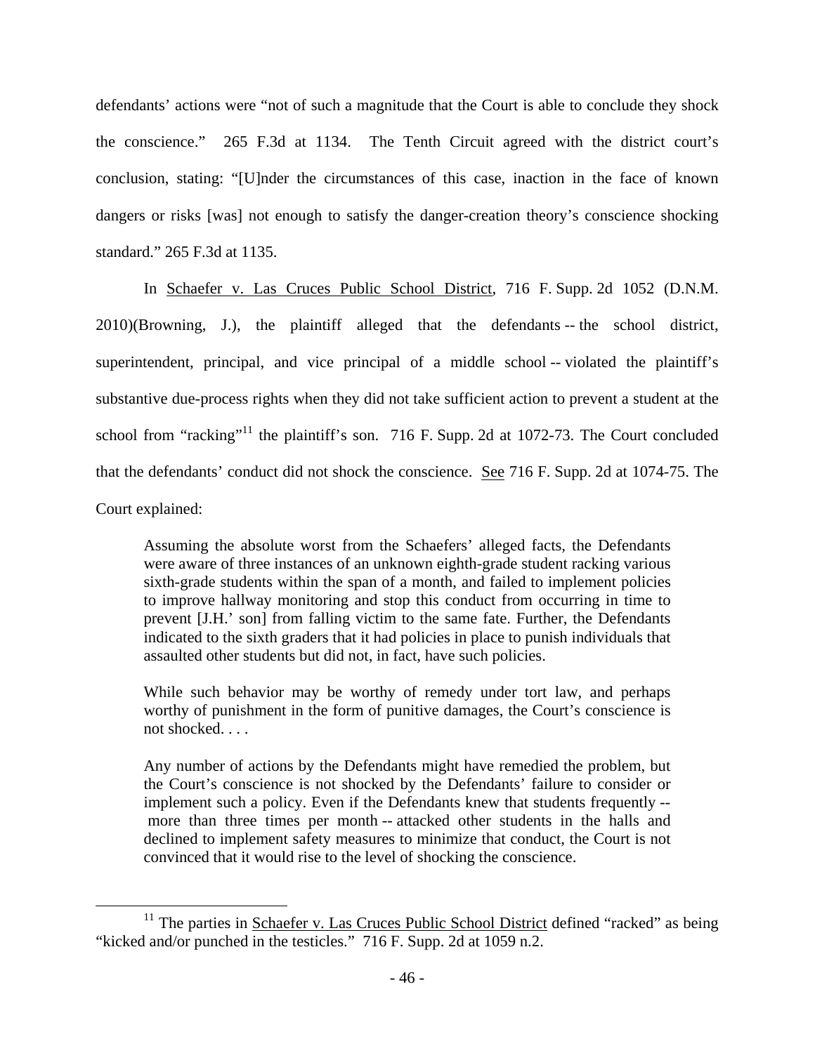defendants' actions were "not of such a magnitude that the Court is able to conclude they shock the conscience." 265 F.3d at 1134. The Tenth Circuit agreed with the district court's conclusion, stating: "[U]nder the circumstances of this case, inaction in the face of known dangers or risks [was] not enough to satisfy the danger-creation theory's conscience shocking standard." 265 F.3d at 1135.

In Schaefer v. Las Cruces Public School District, 716 F. Supp. 2d 1052 (D.N.M. 2010)(Browning, J.), the plaintiff alleged that the defendants -- the school district, superintendent, principal, and vice principal of a middle school -- violated the plaintiff's substantive due-process rights when they did not take sufficient action to prevent a student at the school from "racking"[11] the plaintiff's son. 716 F. Supp. 2d at 1072-73. The Court concluded that the defendants' conduct did not shock the conscience. See 716 F. Supp. 2d at 1074-75. The Court explained:

> Assuming the absolute worst from the Schaefers' alleged facts, the Defendants were aware of three instances of an unknown eighth-grade student racking various sixth-grade students within the span of a month, and failed to implement policies to improve hallway monitoring and stop this conduct from occurring in time to prevent [J.H.' son] from falling victim to the same fate. Further, the Defendants indicated to the sixth graders that it had policies in place to punish individuals that assaulted other students but did not, in fact, have such policies.
>
> While such behavior may be worthy of remedy under tort law, and perhaps worthy of punishment in the form of punitive damages, the Court's conscience is not shocked. . . .
>
> Any number of actions by the Defendants might have remedied the problem, but the Court's conscience is not shocked by the Defendants' failure to consider or implement such a policy. Even if the Defendants knew that students frequently -- more than three times per month -- attacked other students in the halls and declined to implement safety measures to minimize that conduct, the Court is not convinced that it would rise to the level of shocking the conscience.

---

[11] The parties in Schaefer v. Las Cruces Public School District defined "racked" as being "kicked and/or punched in the testicles." 716 F. Supp. 2d at 1059 n.2.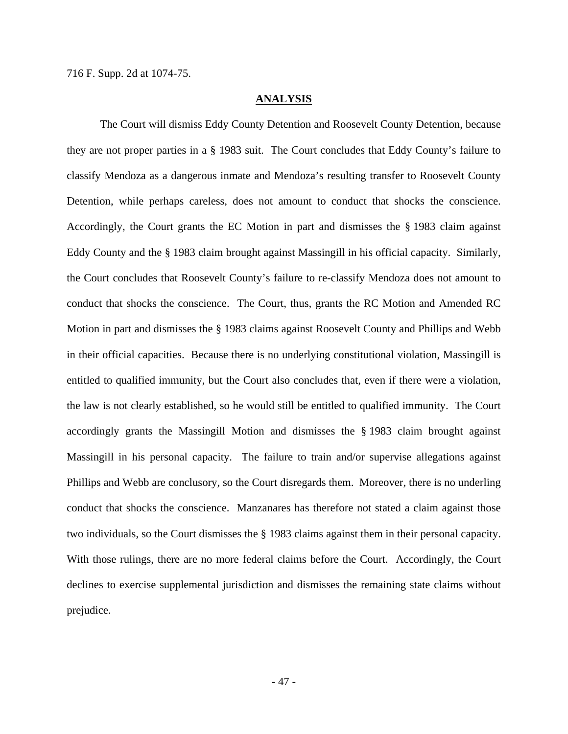716 F. Supp. 2d at 1074-75.

## ANALYSIS

The Court will dismiss Eddy County Detention and Roosevelt County Detention, because they are not proper parties in a § 1983 suit. The Court concludes that Eddy County's failure to classify Mendoza as a dangerous inmate and Mendoza's resulting transfer to Roosevelt County Detention, while perhaps careless, does not amount to conduct that shocks the conscience. Accordingly, the Court grants the EC Motion in part and dismisses the § 1983 claim against Eddy County and the § 1983 claim brought against Massingill in his official capacity. Similarly, the Court concludes that Roosevelt County's failure to re-classify Mendoza does not amount to conduct that shocks the conscience. The Court, thus, grants the RC Motion and Amended RC Motion in part and dismisses the § 1983 claims against Roosevelt County and Phillips and Webb in their official capacities. Because there is no underlying constitutional violation, Massingill is entitled to qualified immunity, but the Court also concludes that, even if there were a violation, the law is not clearly established, so he would still be entitled to qualified immunity. The Court accordingly grants the Massingill Motion and dismisses the § 1983 claim brought against Massingill in his personal capacity. The failure to train and/or supervise allegations against Phillips and Webb are conclusory, so the Court disregards them. Moreover, there is no underling conduct that shocks the conscience. Manzanares has therefore not stated a claim against those two individuals, so the Court dismisses the § 1983 claims against them in their personal capacity. With those rulings, there are no more federal claims before the Court. Accordingly, the Court declines to exercise supplemental jurisdiction and dismisses the remaining state claims without prejudice.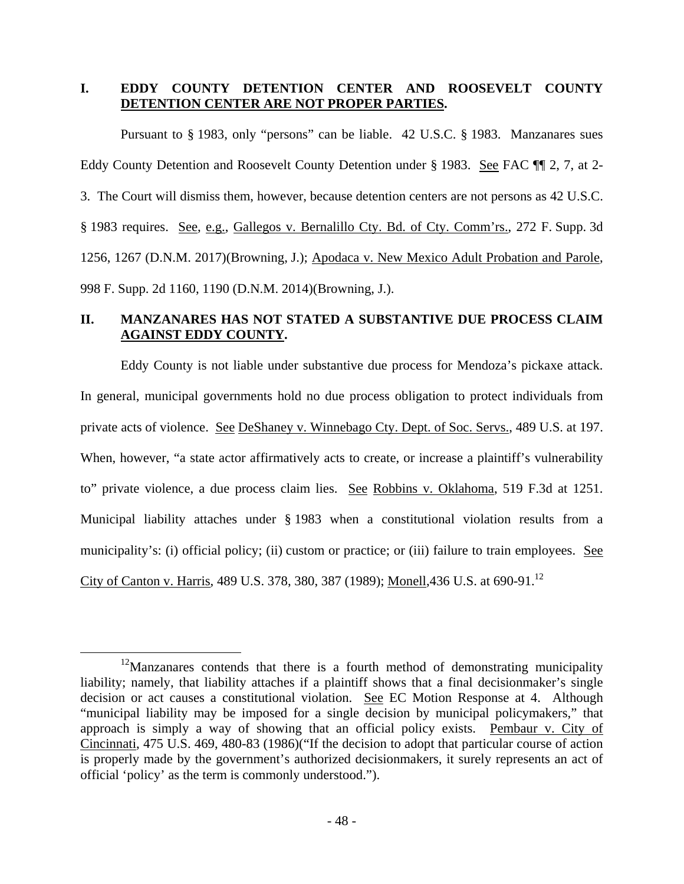## I. EDDY COUNTY DETENTION CENTER AND ROOSEVELT COUNTY DETENTION CENTER ARE NOT PROPER PARTIES.

Pursuant to § 1983, only "persons" can be liable. 42 U.S.C. § 1983. Manzanares sues Eddy County Detention and Roosevelt County Detention under § 1983. See FAC ¶¶ 2, 7, at 2-3. The Court will dismiss them, however, because detention centers are not persons as 42 U.S.C. § 1983 requires. See, e.g., Gallegos v. Bernalillo Cty. Bd. of Cty. Comm'rs., 272 F. Supp. 3d 1256, 1267 (D.N.M. 2017)(Browning, J.); Apodaca v. New Mexico Adult Probation and Parole, 998 F. Supp. 2d 1160, 1190 (D.N.M. 2014)(Browning, J.).

## II. MANZANARES HAS NOT STATED A SUBSTANTIVE DUE PROCESS CLAIM AGAINST EDDY COUNTY.

Eddy County is not liable under substantive due process for Mendoza's pickaxe attack. In general, municipal governments hold no due process obligation to protect individuals from private acts of violence. See DeShaney v. Winnebago Cty. Dept. of Soc. Servs., 489 U.S. at 197. When, however, "a state actor affirmatively acts to create, or increase a plaintiff's vulnerability to" private violence, a due process claim lies. See Robbins v. Oklahoma, 519 F.3d at 1251. Municipal liability attaches under § 1983 when a constitutional violation results from a municipality's: (i) official policy; (ii) custom or practice; or (iii) failure to train employees. See City of Canton v. Harris, 489 U.S. 378, 380, 387 (1989); Monell,436 U.S. at 690-91.[12]

---

[12]Manzanares contends that there is a fourth method of demonstrating municipality liability; namely, that liability attaches if a plaintiff shows that a final decisionmaker's single decision or act causes a constitutional violation. See EC Motion Response at 4. Although "municipal liability may be imposed for a single decision by municipal policymakers," that approach is simply a way of showing that an official policy exists. Pembaur v. City of Cincinnati, 475 U.S. 469, 480-83 (1986)("If the decision to adopt that particular course of action is properly made by the government's authorized decisionmakers, it surely represents an act of official 'policy' as the term is commonly understood.").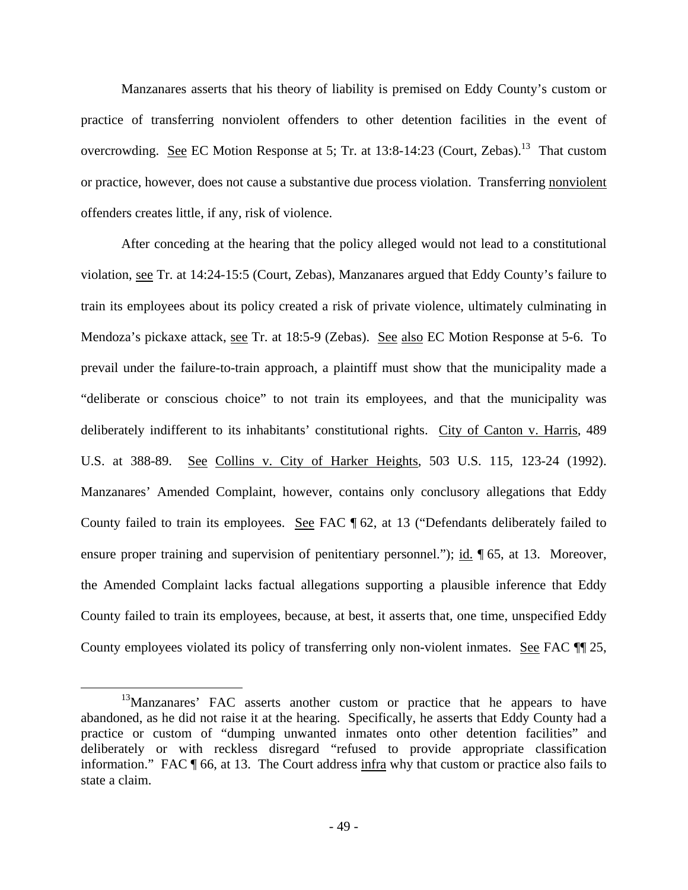Manzanares asserts that his theory of liability is premised on Eddy County's custom or practice of transferring nonviolent offenders to other detention facilities in the event of overcrowding. See EC Motion Response at 5; Tr. at 13:8-14:23 (Court, Zebas).[13] That custom or practice, however, does not cause a substantive due process violation. Transferring nonviolent offenders creates little, if any, risk of violence.

After conceding at the hearing that the policy alleged would not lead to a constitutional violation, see Tr. at 14:24-15:5 (Court, Zebas), Manzanares argued that Eddy County's failure to train its employees about its policy created a risk of private violence, ultimately culminating in Mendoza's pickaxe attack, see Tr. at 18:5-9 (Zebas). See also EC Motion Response at 5-6. To prevail under the failure-to-train approach, a plaintiff must show that the municipality made a "deliberate or conscious choice" to not train its employees, and that the municipality was deliberately indifferent to its inhabitants' constitutional rights. City of Canton v. Harris, 489 U.S. at 388-89. See Collins v. City of Harker Heights, 503 U.S. 115, 123-24 (1992). Manzanares' Amended Complaint, however, contains only conclusory allegations that Eddy County failed to train its employees. See FAC ¶ 62, at 13 ("Defendants deliberately failed to ensure proper training and supervision of penitentiary personnel."); id. ¶ 65, at 13. Moreover, the Amended Complaint lacks factual allegations supporting a plausible inference that Eddy County failed to train its employees, because, at best, it asserts that, one time, unspecified Eddy County employees violated its policy of transferring only non-violent inmates. See FAC ¶¶ 25,

---

[13] Manzanares' FAC asserts another custom or practice that he appears to have abandoned, as he did not raise it at the hearing. Specifically, he asserts that Eddy County had a practice or custom of "dumping unwanted inmates onto other detention facilities" and deliberately or with reckless disregard "refused to provide appropriate classification information." FAC ¶ 66, at 13. The Court address infra why that custom or practice also fails to state a claim.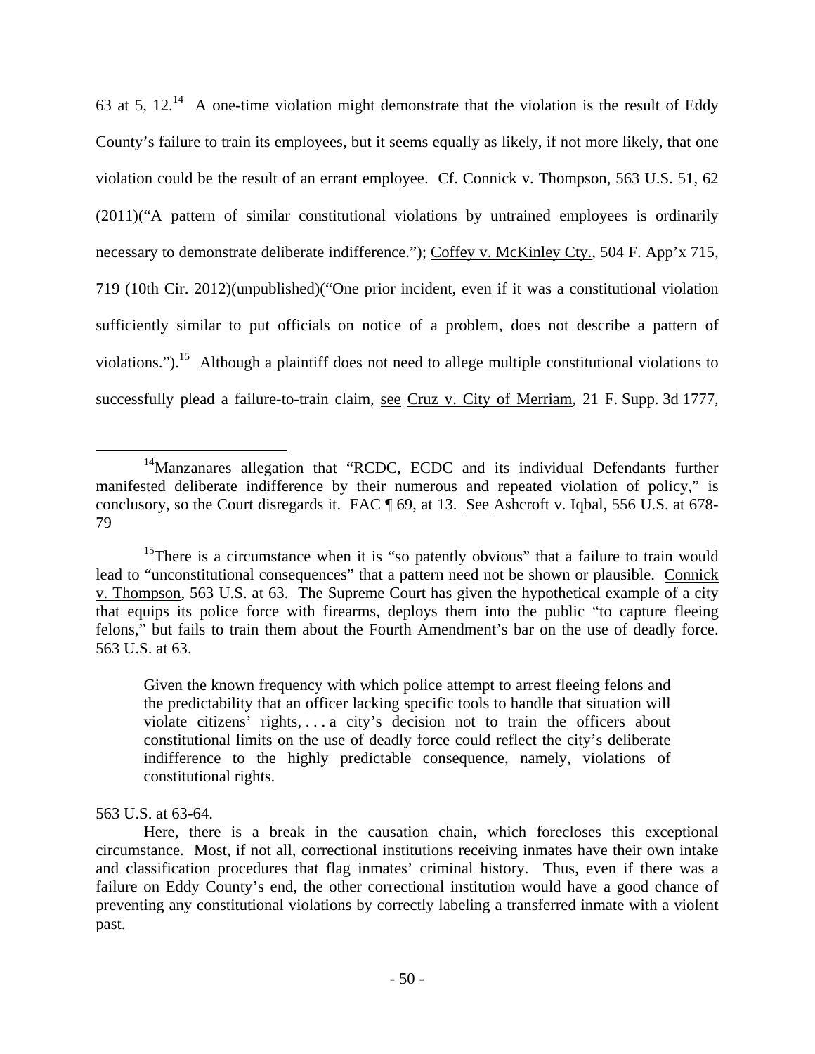63 at 5, 12.[14] A one-time violation might demonstrate that the violation is the result of Eddy County's failure to train its employees, but it seems equally as likely, if not more likely, that one violation could be the result of an errant employee. Cf. Connick v. Thompson, 563 U.S. 51, 62 (2011)("A pattern of similar constitutional violations by untrained employees is ordinarily necessary to demonstrate deliberate indifference."); Coffey v. McKinley Cty., 504 F. App'x 715, 719 (10th Cir. 2012)(unpublished)("One prior incident, even if it was a constitutional violation sufficiently similar to put officials on notice of a problem, does not describe a pattern of violations.").[15] Although a plaintiff does not need to allege multiple constitutional violations to successfully plead a failure-to-train claim, see Cruz v. City of Merriam, 21 F. Supp. 3d 1777,

---

[14]Manzanares allegation that "RCDC, ECDC and its individual Defendants further manifested deliberate indifference by their numerous and repeated violation of policy," is conclusory, so the Court disregards it. FAC ¶ 69, at 13. See Ashcroft v. Iqbal, 556 U.S. at 678-79

[15]There is a circumstance when it is "so patently obvious" that a failure to train would lead to "unconstitutional consequences" that a pattern need not be shown or plausible. Connick v. Thompson, 563 U.S. at 63. The Supreme Court has given the hypothetical example of a city that equips its police force with firearms, deploys them into the public "to capture fleeing felons," but fails to train them about the Fourth Amendment's bar on the use of deadly force. 563 U.S. at 63.

> Given the known frequency with which police attempt to arrest fleeing felons and the predictability that an officer lacking specific tools to handle that situation will violate citizens' rights, . . . a city's decision not to train the officers about constitutional limits on the use of deadly force could reflect the city's deliberate indifference to the highly predictable consequence, namely, violations of constitutional rights.

563 U.S. at 63-64.

Here, there is a break in the causation chain, which forecloses this exceptional circumstance. Most, if not all, correctional institutions receiving inmates have their own intake and classification procedures that flag inmates' criminal history. Thus, even if there was a failure on Eddy County's end, the other correctional institution would have a good chance of preventing any constitutional violations by correctly labeling a transferred inmate with a violent past.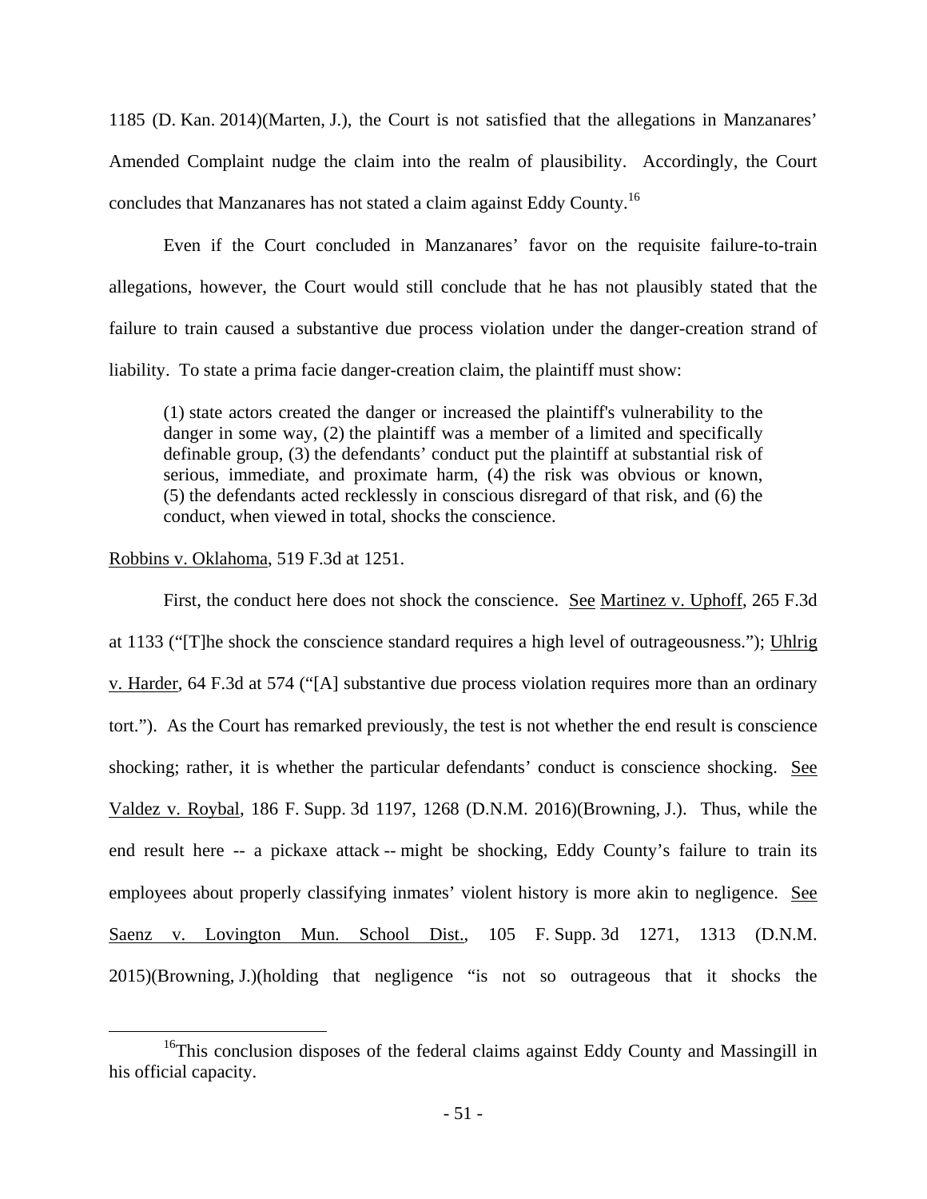1185 (D. Kan. 2014)(Marten, J.), the Court is not satisfied that the allegations in Manzanares' Amended Complaint nudge the claim into the realm of plausibility. Accordingly, the Court concludes that Manzanares has not stated a claim against Eddy County.[16]

Even if the Court concluded in Manzanares' favor on the requisite failure-to-train allegations, however, the Court would still conclude that he has not plausibly stated that the failure to train caused a substantive due process violation under the danger-creation strand of liability. To state a prima facie danger-creation claim, the plaintiff must show:

> (1) state actors created the danger or increased the plaintiff's vulnerability to the danger in some way, (2) the plaintiff was a member of a limited and specifically definable group, (3) the defendants' conduct put the plaintiff at substantial risk of serious, immediate, and proximate harm, (4) the risk was obvious or known, (5) the defendants acted recklessly in conscious disregard of that risk, and (6) the conduct, when viewed in total, shocks the conscience.

Robbins v. Oklahoma, 519 F.3d at 1251.

First, the conduct here does not shock the conscience. See Martinez v. Uphoff, 265 F.3d at 1133 ("[T]he shock the conscience standard requires a high level of outrageousness."); Uhlrig v. Harder, 64 F.3d at 574 ("[A] substantive due process violation requires more than an ordinary tort."). As the Court has remarked previously, the test is not whether the end result is conscience shocking; rather, it is whether the particular defendants' conduct is conscience shocking. See Valdez v. Roybal, 186 F. Supp. 3d 1197, 1268 (D.N.M. 2016)(Browning, J.). Thus, while the end result here -- a pickaxe attack -- might be shocking, Eddy County's failure to train its employees about properly classifying inmates' violent history is more akin to negligence. See Saenz v. Lovington Mun. School Dist., 105 F. Supp. 3d 1271, 1313 (D.N.M. 2015)(Browning, J.)(holding that negligence "is not so outrageous that it shocks the

[16]This conclusion disposes of the federal claims against Eddy County and Massingill in his official capacity.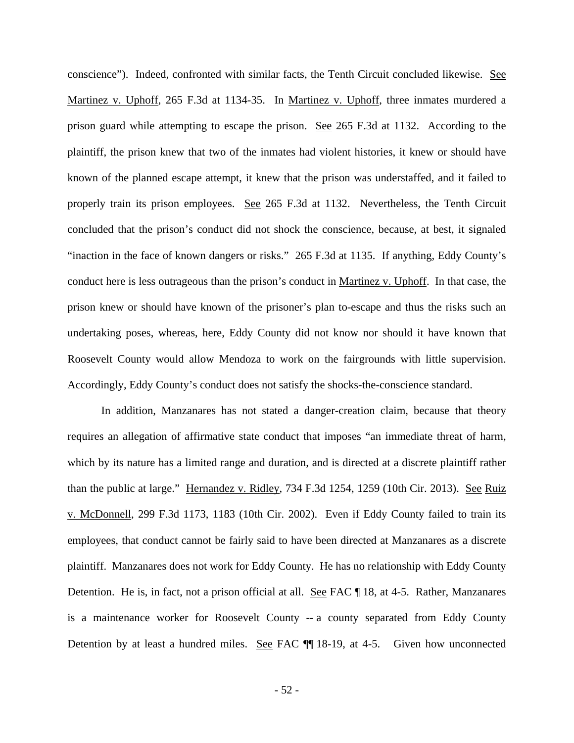conscience"). Indeed, confronted with similar facts, the Tenth Circuit concluded likewise. See Martinez v. Uphoff, 265 F.3d at 1134-35. In Martinez v. Uphoff, three inmates murdered a prison guard while attempting to escape the prison. See 265 F.3d at 1132. According to the plaintiff, the prison knew that two of the inmates had violent histories, it knew or should have known of the planned escape attempt, it knew that the prison was understaffed, and it failed to properly train its prison employees. See 265 F.3d at 1132. Nevertheless, the Tenth Circuit concluded that the prison's conduct did not shock the conscience, because, at best, it signaled "inaction in the face of known dangers or risks." 265 F.3d at 1135. If anything, Eddy County's conduct here is less outrageous than the prison's conduct in Martinez v. Uphoff. In that case, the prison knew or should have known of the prisoner's plan to-escape and thus the risks such an undertaking poses, whereas, here, Eddy County did not know nor should it have known that Roosevelt County would allow Mendoza to work on the fairgrounds with little supervision. Accordingly, Eddy County's conduct does not satisfy the shocks-the-conscience standard.

In addition, Manzanares has not stated a danger-creation claim, because that theory requires an allegation of affirmative state conduct that imposes "an immediate threat of harm, which by its nature has a limited range and duration, and is directed at a discrete plaintiff rather than the public at large." Hernandez v. Ridley, 734 F.3d 1254, 1259 (10th Cir. 2013). See Ruiz v. McDonnell, 299 F.3d 1173, 1183 (10th Cir. 2002). Even if Eddy County failed to train its employees, that conduct cannot be fairly said to have been directed at Manzanares as a discrete plaintiff. Manzanares does not work for Eddy County. He has no relationship with Eddy County Detention. He is, in fact, not a prison official at all. See FAC ¶ 18, at 4-5. Rather, Manzanares is a maintenance worker for Roosevelt County -- a county separated from Eddy County Detention by at least a hundred miles. See FAC ¶¶ 18-19, at 4-5. Given how unconnected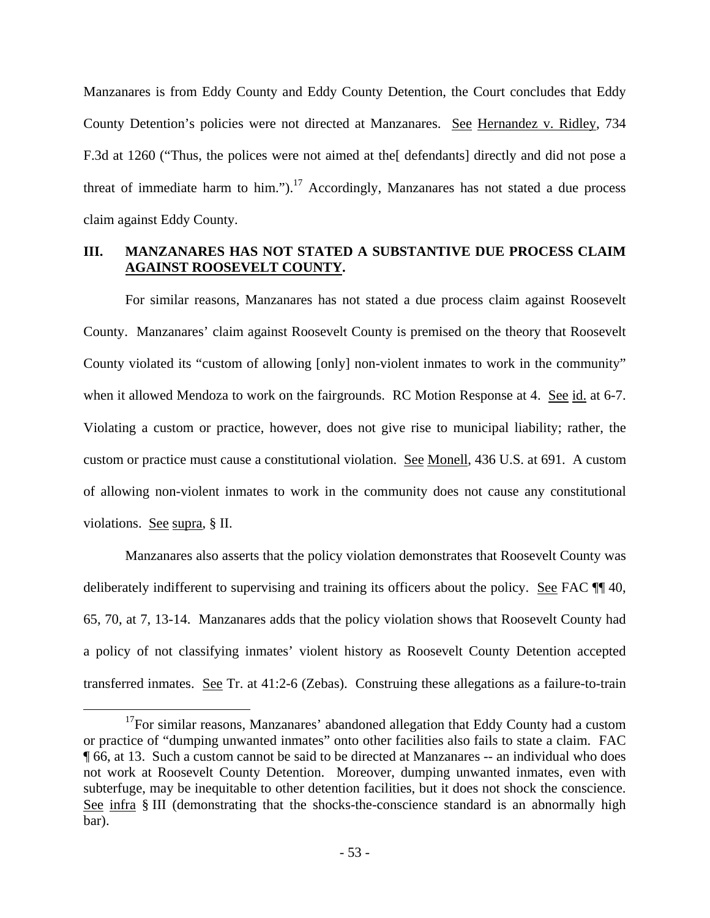Manzanares is from Eddy County and Eddy County Detention, the Court concludes that Eddy County Detention's policies were not directed at Manzanares. See Hernandez v. Ridley, 734 F.3d at 1260 ("Thus, the polices were not aimed at the[ defendants] directly and did not pose a threat of immediate harm to him.").[17] Accordingly, Manzanares has not stated a due process claim against Eddy County.

## III. MANZANARES HAS NOT STATED A SUBSTANTIVE DUE PROCESS CLAIM AGAINST ROOSEVELT COUNTY.

For similar reasons, Manzanares has not stated a due process claim against Roosevelt County. Manzanares' claim against Roosevelt County is premised on the theory that Roosevelt County violated its "custom of allowing [only] non-violent inmates to work in the community" when it allowed Mendoza to work on the fairgrounds. RC Motion Response at 4. See id. at 6-7. Violating a custom or practice, however, does not give rise to municipal liability; rather, the custom or practice must cause a constitutional violation. See Monell, 436 U.S. at 691. A custom of allowing non-violent inmates to work in the community does not cause any constitutional violations. See supra, § II.

Manzanares also asserts that the policy violation demonstrates that Roosevelt County was deliberately indifferent to supervising and training its officers about the policy. See FAC ¶¶ 40, 65, 70, at 7, 13-14. Manzanares adds that the policy violation shows that Roosevelt County had a policy of not classifying inmates' violent history as Roosevelt County Detention accepted transferred inmates. See Tr. at 41:2-6 (Zebas). Construing these allegations as a failure-to-train

[17] For similar reasons, Manzanares' abandoned allegation that Eddy County had a custom or practice of "dumping unwanted inmates" onto other facilities also fails to state a claim. FAC ¶ 66, at 13. Such a custom cannot be said to be directed at Manzanares -- an individual who does not work at Roosevelt County Detention. Moreover, dumping unwanted inmates, even with subterfuge, may be inequitable to other detention facilities, but it does not shock the conscience. See infra § III (demonstrating that the shocks-the-conscience standard is an abnormally high bar).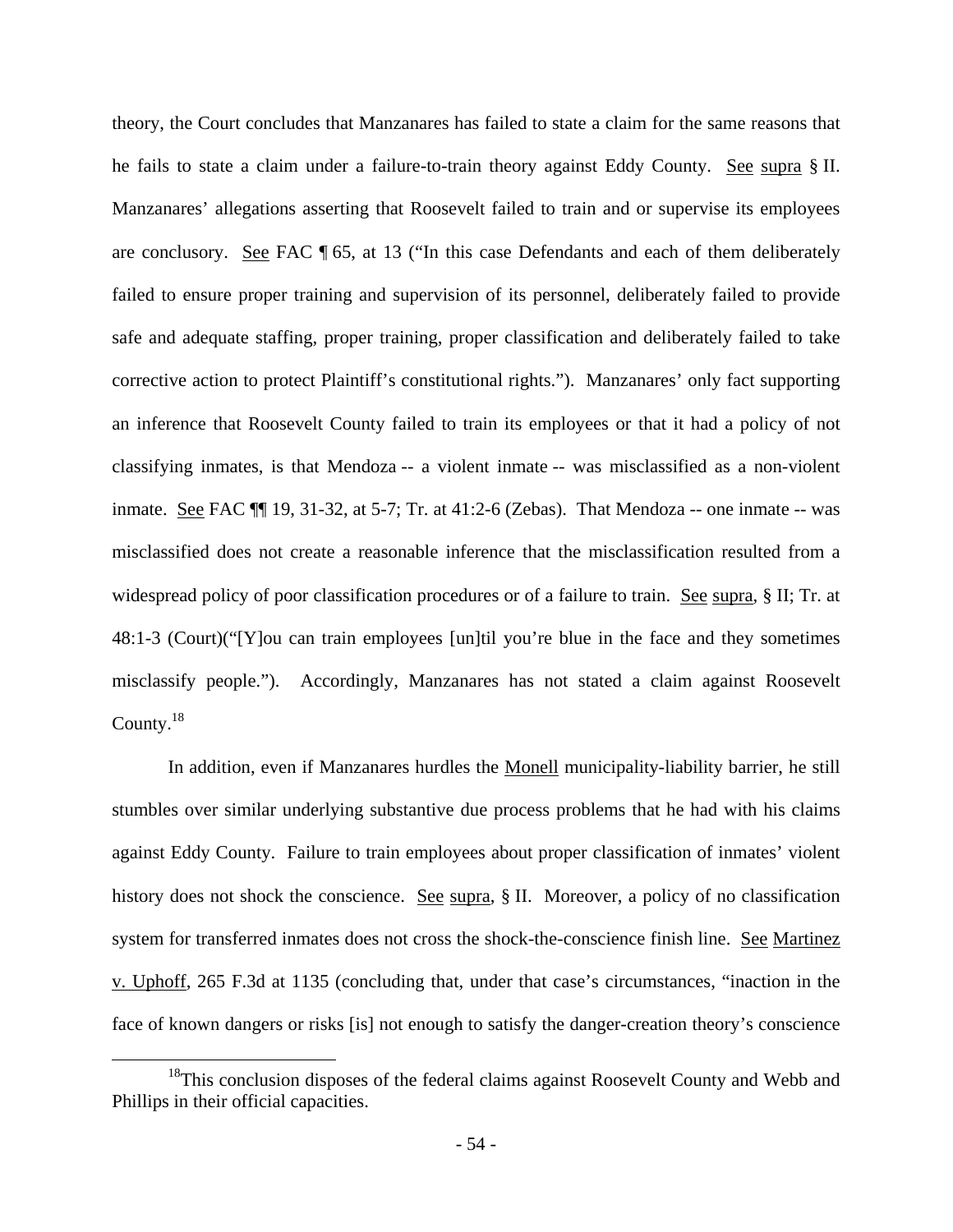theory, the Court concludes that Manzanares has failed to state a claim for the same reasons that he fails to state a claim under a failure-to-train theory against Eddy County. See supra § II. Manzanares' allegations asserting that Roosevelt failed to train and or supervise its employees are conclusory. See FAC ¶ 65, at 13 ("In this case Defendants and each of them deliberately failed to ensure proper training and supervision of its personnel, deliberately failed to provide safe and adequate staffing, proper training, proper classification and deliberately failed to take corrective action to protect Plaintiff's constitutional rights."). Manzanares' only fact supporting an inference that Roosevelt County failed to train its employees or that it had a policy of not classifying inmates, is that Mendoza -- a violent inmate -- was misclassified as a non-violent inmate. See FAC ¶¶ 19, 31-32, at 5-7; Tr. at 41:2-6 (Zebas). That Mendoza -- one inmate -- was misclassified does not create a reasonable inference that the misclassification resulted from a widespread policy of poor classification procedures or of a failure to train. See supra, § II; Tr. at 48:1-3 (Court)("[Y]ou can train employees [un]til you're blue in the face and they sometimes misclassify people."). Accordingly, Manzanares has not stated a claim against Roosevelt County.[18]

In addition, even if Manzanares hurdles the Monell municipality-liability barrier, he still stumbles over similar underlying substantive due process problems that he had with his claims against Eddy County. Failure to train employees about proper classification of inmates' violent history does not shock the conscience. See supra, § II. Moreover, a policy of no classification system for transferred inmates does not cross the shock-the-conscience finish line. See Martinez v. Uphoff, 265 F.3d at 1135 (concluding that, under that case's circumstances, "inaction in the face of known dangers or risks [is] not enough to satisfy the danger-creation theory's conscience

[18] This conclusion disposes of the federal claims against Roosevelt County and Webb and Phillips in their official capacities.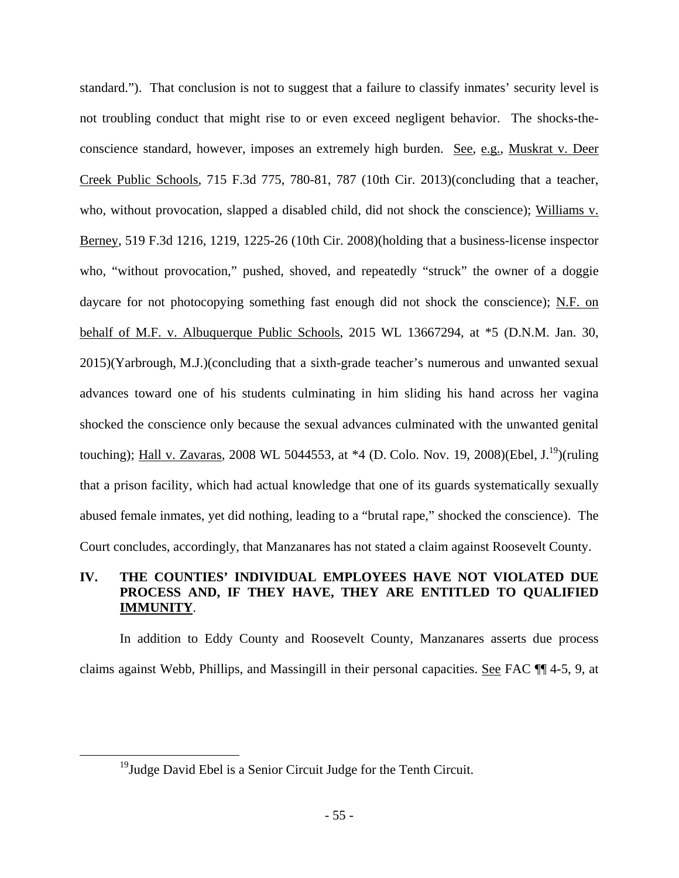standard."). That conclusion is not to suggest that a failure to classify inmates' security level is not troubling conduct that might rise to or even exceed negligent behavior. The shocks-the-conscience standard, however, imposes an extremely high burden. See, e.g., Muskrat v. Deer Creek Public Schools, 715 F.3d 775, 780-81, 787 (10th Cir. 2013)(concluding that a teacher, who, without provocation, slapped a disabled child, did not shock the conscience); Williams v. Berney, 519 F.3d 1216, 1219, 1225-26 (10th Cir. 2008)(holding that a business-license inspector who, "without provocation," pushed, shoved, and repeatedly "struck" the owner of a doggie daycare for not photocopying something fast enough did not shock the conscience); N.F. on behalf of M.F. v. Albuquerque Public Schools, 2015 WL 13667294, at *5 (D.N.M. Jan. 30, 2015)(Yarbrough, M.J.)(concluding that a sixth-grade teacher's numerous and unwanted sexual advances toward one of his students culminating in him sliding his hand across her vagina shocked the conscience only because the sexual advances culminated with the unwanted genital touching); Hall v. Zavaras, 2008 WL 5044553, at *4 (D. Colo. Nov. 19, 2008)(Ebel, J.[19])(ruling that a prison facility, which had actual knowledge that one of its guards systematically sexually abused female inmates, yet did nothing, leading to a "brutal rape," shocked the conscience). The Court concludes, accordingly, that Manzanares has not stated a claim against Roosevelt County.

## IV. THE COUNTIES' INDIVIDUAL EMPLOYEES HAVE NOT VIOLATED DUE PROCESS AND, IF THEY HAVE, THEY ARE ENTITLED TO QUALIFIED IMMUNITY.

In addition to Eddy County and Roosevelt County, Manzanares asserts due process claims against Webb, Phillips, and Massingill in their personal capacities. See FAC ¶¶ 4-5, 9, at

[19] Judge David Ebel is a Senior Circuit Judge for the Tenth Circuit.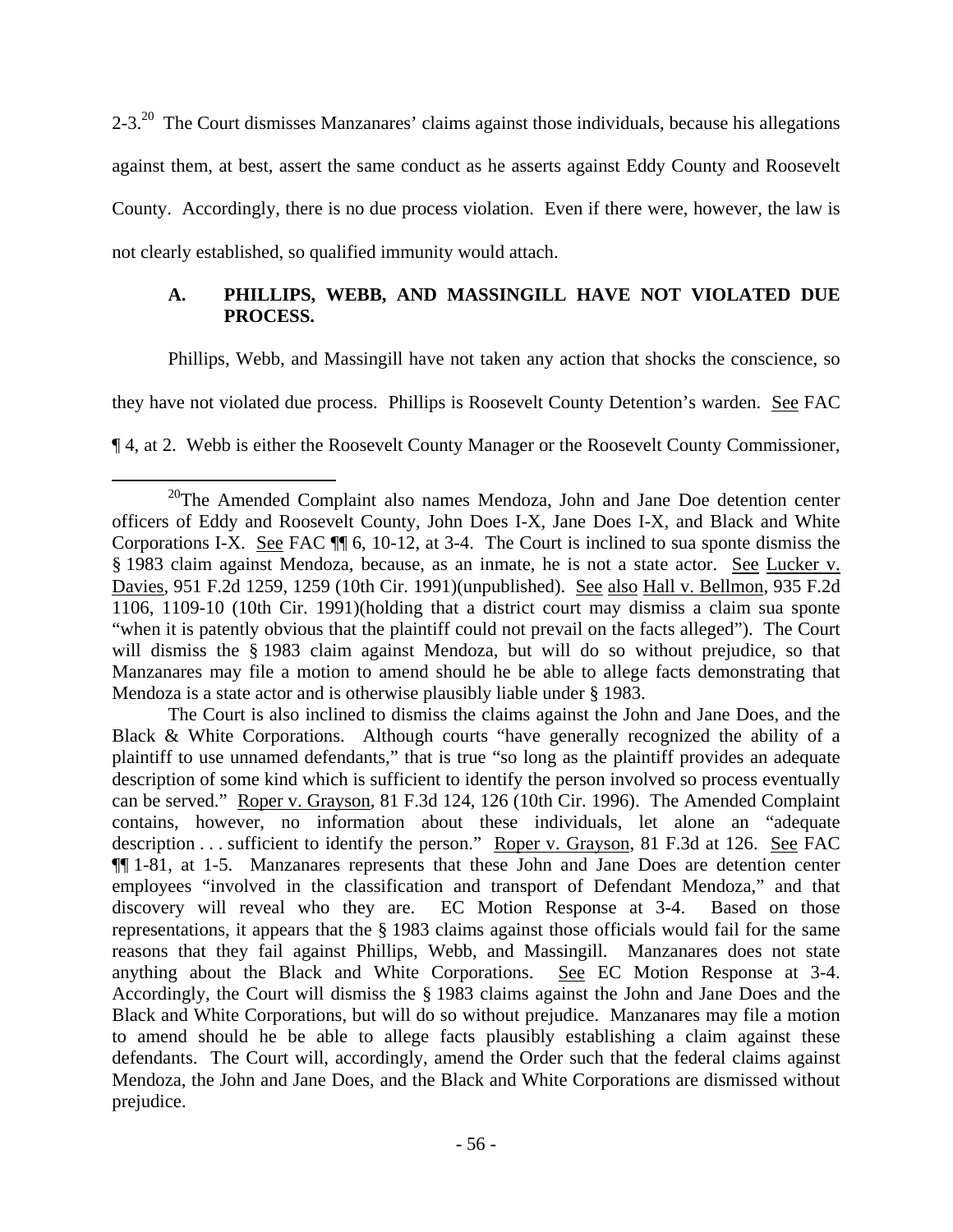2-3.[20] The Court dismisses Manzanares' claims against those individuals, because his allegations against them, at best, assert the same conduct as he asserts against Eddy County and Roosevelt County. Accordingly, there is no due process violation. Even if there were, however, the law is not clearly established, so qualified immunity would attach.

### A. PHILLIPS, WEBB, AND MASSINGILL HAVE NOT VIOLATED DUE PROCESS.

Phillips, Webb, and Massingill have not taken any action that shocks the conscience, so they have not violated due process. Phillips is Roosevelt County Detention's warden. See FAC ¶ 4, at 2. Webb is either the Roosevelt County Manager or the Roosevelt County Commissioner,

---

[20]The Amended Complaint also names Mendoza, John and Jane Doe detention center officers of Eddy and Roosevelt County, John Does I-X, Jane Does I-X, and Black and White Corporations I-X. See FAC ¶¶ 6, 10-12, at 3-4. The Court is inclined to sua sponte dismiss the § 1983 claim against Mendoza, because, as an inmate, he is not a state actor. See Lucker v. Davies, 951 F.2d 1259, 1259 (10th Cir. 1991)(unpublished). See also Hall v. Bellmon, 935 F.2d 1106, 1109-10 (10th Cir. 1991)(holding that a district court may dismiss a claim sua sponte "when it is patently obvious that the plaintiff could not prevail on the facts alleged"). The Court will dismiss the § 1983 claim against Mendoza, but will do so without prejudice, so that Manzanares may file a motion to amend should he be able to allege facts demonstrating that Mendoza is a state actor and is otherwise plausibly liable under § 1983.

The Court is also inclined to dismiss the claims against the John and Jane Does, and the Black & White Corporations. Although courts "have generally recognized the ability of a plaintiff to use unnamed defendants," that is true "so long as the plaintiff provides an adequate description of some kind which is sufficient to identify the person involved so process eventually can be served." Roper v. Grayson, 81 F.3d 124, 126 (10th Cir. 1996). The Amended Complaint contains, however, no information about these individuals, let alone an "adequate description . . . sufficient to identify the person." Roper v. Grayson, 81 F.3d at 126. See FAC ¶¶ 1-81, at 1-5. Manzanares represents that these John and Jane Does are detention center employees "involved in the classification and transport of Defendant Mendoza," and that discovery will reveal who they are. EC Motion Response at 3-4. Based on those representations, it appears that the § 1983 claims against those officials would fail for the same reasons that they fail against Phillips, Webb, and Massingill. Manzanares does not state anything about the Black and White Corporations. See EC Motion Response at 3-4. Accordingly, the Court will dismiss the § 1983 claims against the John and Jane Does and the Black and White Corporations, but will do so without prejudice. Manzanares may file a motion to amend should he be able to allege facts plausibly establishing a claim against these defendants. The Court will, accordingly, amend the Order such that the federal claims against Mendoza, the John and Jane Does, and the Black and White Corporations are dismissed without prejudice.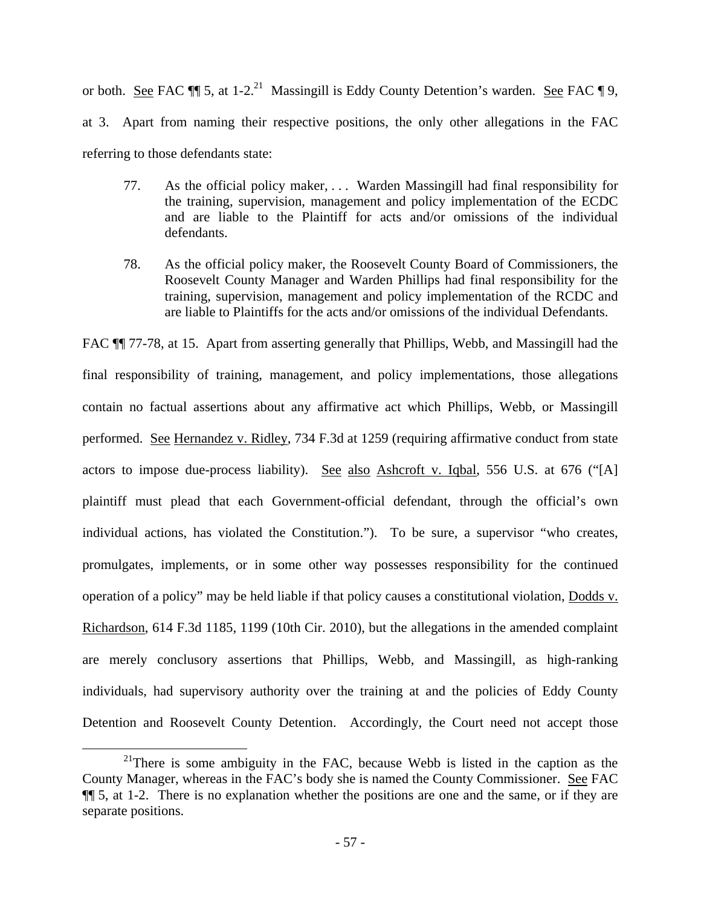or both. See FAC ¶¶ 5, at 1-2.[21] Massingill is Eddy County Detention's warden. See FAC ¶ 9, at 3. Apart from naming their respective positions, the only other allegations in the FAC referring to those defendants state:

> 77. As the official policy maker, . . . Warden Massingill had final responsibility for the training, supervision, management and policy implementation of the ECDC and are liable to the Plaintiff for acts and/or omissions of the individual defendants.
>
> 78. As the official policy maker, the Roosevelt County Board of Commissioners, the Roosevelt County Manager and Warden Phillips had final responsibility for the training, supervision, management and policy implementation of the RCDC and are liable to Plaintiffs for the acts and/or omissions of the individual Defendants.

FAC ¶¶ 77-78, at 15. Apart from asserting generally that Phillips, Webb, and Massingill had the final responsibility of training, management, and policy implementations, those allegations contain no factual assertions about any affirmative act which Phillips, Webb, or Massingill performed. See Hernandez v. Ridley, 734 F.3d at 1259 (requiring affirmative conduct from state actors to impose due-process liability). See also Ashcroft v. Iqbal, 556 U.S. at 676 ("[A] plaintiff must plead that each Government-official defendant, through the official's own individual actions, has violated the Constitution."). To be sure, a supervisor "who creates, promulgates, implements, or in some other way possesses responsibility for the continued operation of a policy" may be held liable if that policy causes a constitutional violation, Dodds v. Richardson, 614 F.3d 1185, 1199 (10th Cir. 2010), but the allegations in the amended complaint are merely conclusory assertions that Phillips, Webb, and Massingill, as high-ranking individuals, had supervisory authority over the training at and the policies of Eddy County Detention and Roosevelt County Detention. Accordingly, the Court need not accept those

[21] There is some ambiguity in the FAC, because Webb is listed in the caption as the County Manager, whereas in the FAC's body she is named the County Commissioner. See FAC ¶¶ 5, at 1-2. There is no explanation whether the positions are one and the same, or if they are separate positions.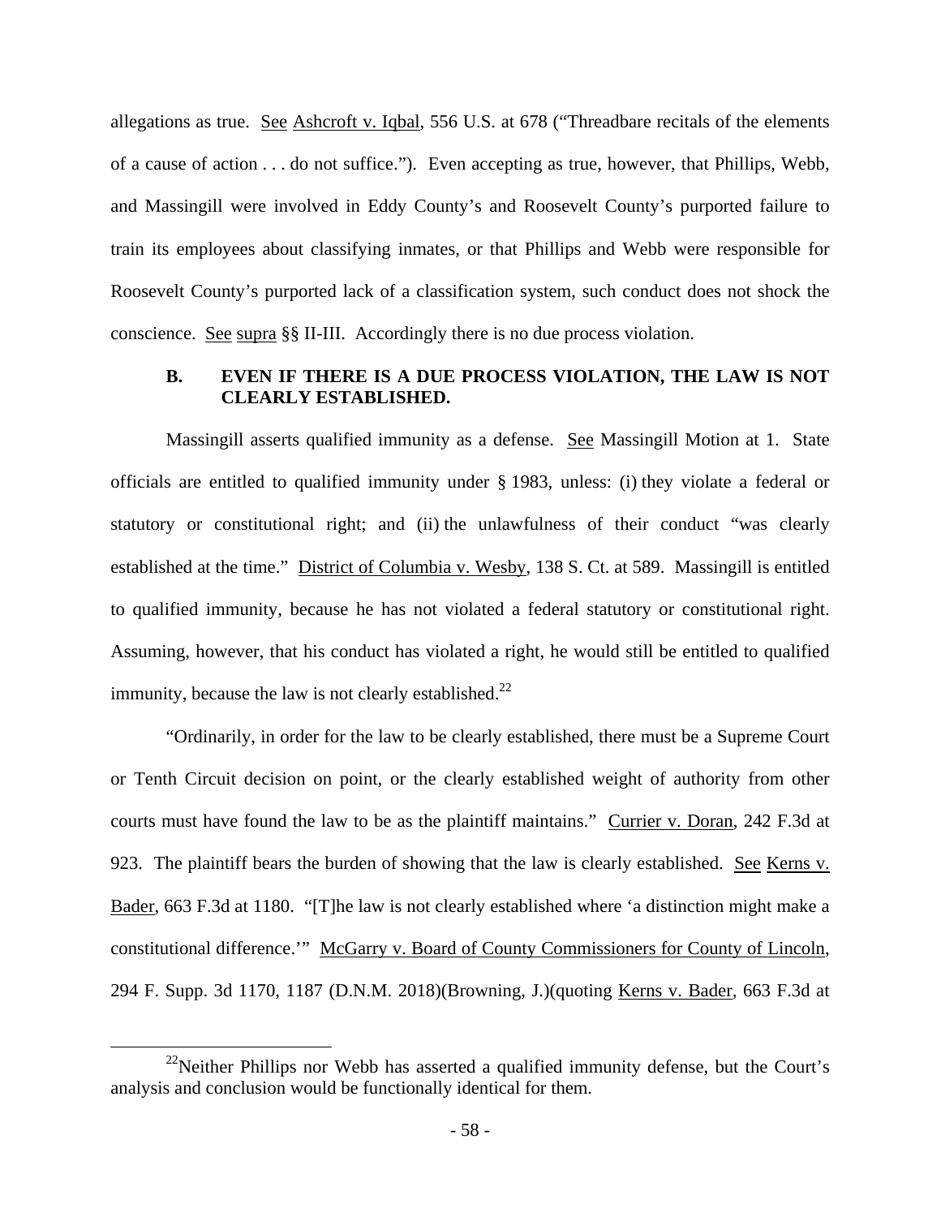allegations as true. See Ashcroft v. Iqbal, 556 U.S. at 678 ("Threadbare recitals of the elements of a cause of action . . . do not suffice."). Even accepting as true, however, that Phillips, Webb, and Massingill were involved in Eddy County's and Roosevelt County's purported failure to train its employees about classifying inmates, or that Phillips and Webb were responsible for Roosevelt County's purported lack of a classification system, such conduct does not shock the conscience. See supra §§ II-III. Accordingly there is no due process violation.

### B. EVEN IF THERE IS A DUE PROCESS VIOLATION, THE LAW IS NOT CLEARLY ESTABLISHED.

Massingill asserts qualified immunity as a defense. See Massingill Motion at 1. State officials are entitled to qualified immunity under § 1983, unless: (i) they violate a federal or statutory or constitutional right; and (ii) the unlawfulness of their conduct "was clearly established at the time." District of Columbia v. Wesby, 138 S. Ct. at 589. Massingill is entitled to qualified immunity, because he has not violated a federal statutory or constitutional right. Assuming, however, that his conduct has violated a right, he would still be entitled to qualified immunity, because the law is not clearly established.[22]

"Ordinarily, in order for the law to be clearly established, there must be a Supreme Court or Tenth Circuit decision on point, or the clearly established weight of authority from other courts must have found the law to be as the plaintiff maintains." Currier v. Doran, 242 F.3d at 923. The plaintiff bears the burden of showing that the law is clearly established. See Kerns v. Bader, 663 F.3d at 1180. "[T]he law is not clearly established where 'a distinction might make a constitutional difference.'" McGarry v. Board of County Commissioners for County of Lincoln, 294 F. Supp. 3d 1170, 1187 (D.N.M. 2018)(Browning, J.)(quoting Kerns v. Bader, 663 F.3d at

[22] Neither Phillips nor Webb has asserted a qualified immunity defense, but the Court's analysis and conclusion would be functionally identical for them.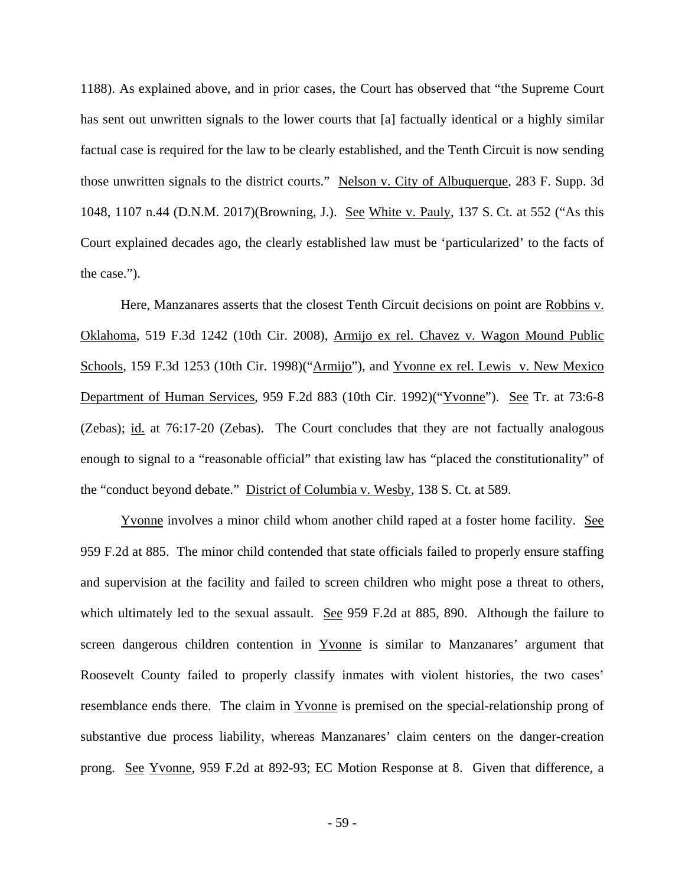1188). As explained above, and in prior cases, the Court has observed that "the Supreme Court has sent out unwritten signals to the lower courts that [a] factually identical or a highly similar factual case is required for the law to be clearly established, and the Tenth Circuit is now sending those unwritten signals to the district courts." Nelson v. City of Albuquerque, 283 F. Supp. 3d 1048, 1107 n.44 (D.N.M. 2017)(Browning, J.). See White v. Pauly, 137 S. Ct. at 552 ("As this Court explained decades ago, the clearly established law must be 'particularized' to the facts of the case.").

Here, Manzanares asserts that the closest Tenth Circuit decisions on point are Robbins v. Oklahoma, 519 F.3d 1242 (10th Cir. 2008), Armijo ex rel. Chavez v. Wagon Mound Public Schools, 159 F.3d 1253 (10th Cir. 1998)("Armijo"), and Yvonne ex rel. Lewis v. New Mexico Department of Human Services, 959 F.2d 883 (10th Cir. 1992)("Yvonne"). See Tr. at 73:6-8 (Zebas); id. at 76:17-20 (Zebas). The Court concludes that they are not factually analogous enough to signal to a "reasonable official" that existing law has "placed the constitutionality" of the "conduct beyond debate." District of Columbia v. Wesby, 138 S. Ct. at 589.

Yvonne involves a minor child whom another child raped at a foster home facility. See 959 F.2d at 885. The minor child contended that state officials failed to properly ensure staffing and supervision at the facility and failed to screen children who might pose a threat to others, which ultimately led to the sexual assault. See 959 F.2d at 885, 890. Although the failure to screen dangerous children contention in Yvonne is similar to Manzanares' argument that Roosevelt County failed to properly classify inmates with violent histories, the two cases' resemblance ends there. The claim in Yvonne is premised on the special-relationship prong of substantive due process liability, whereas Manzanares' claim centers on the danger-creation prong. See Yvonne, 959 F.2d at 892-93; EC Motion Response at 8. Given that difference, a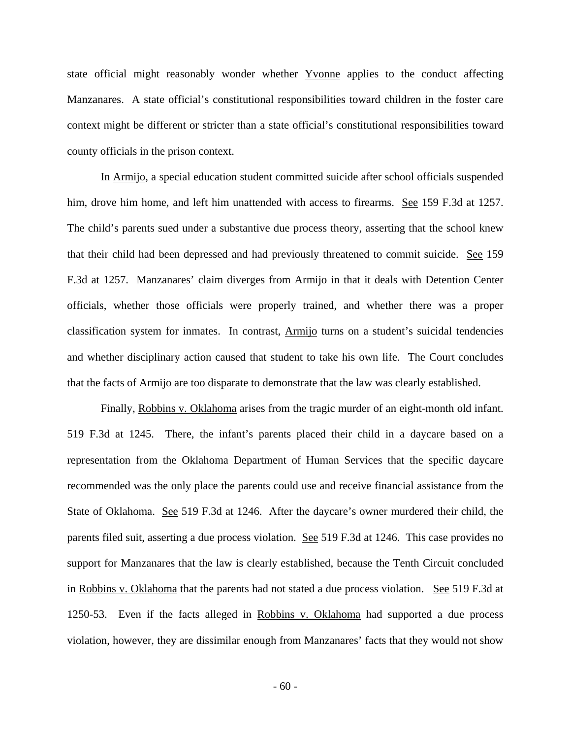state official might reasonably wonder whether Yvonne applies to the conduct affecting Manzanares. A state official's constitutional responsibilities toward children in the foster care context might be different or stricter than a state official's constitutional responsibilities toward county officials in the prison context.

In Armijo, a special education student committed suicide after school officials suspended him, drove him home, and left him unattended with access to firearms. See 159 F.3d at 1257. The child's parents sued under a substantive due process theory, asserting that the school knew that their child had been depressed and had previously threatened to commit suicide. See 159 F.3d at 1257. Manzanares' claim diverges from Armijo in that it deals with Detention Center officials, whether those officials were properly trained, and whether there was a proper classification system for inmates. In contrast, Armijo turns on a student's suicidal tendencies and whether disciplinary action caused that student to take his own life. The Court concludes that the facts of Armijo are too disparate to demonstrate that the law was clearly established.

Finally, Robbins v. Oklahoma arises from the tragic murder of an eight-month old infant. 519 F.3d at 1245. There, the infant's parents placed their child in a daycare based on a representation from the Oklahoma Department of Human Services that the specific daycare recommended was the only place the parents could use and receive financial assistance from the State of Oklahoma. See 519 F.3d at 1246. After the daycare's owner murdered their child, the parents filed suit, asserting a due process violation. See 519 F.3d at 1246. This case provides no support for Manzanares that the law is clearly established, because the Tenth Circuit concluded in Robbins v. Oklahoma that the parents had not stated a due process violation. See 519 F.3d at 1250-53. Even if the facts alleged in Robbins v. Oklahoma had supported a due process violation, however, they are dissimilar enough from Manzanares' facts that they would not show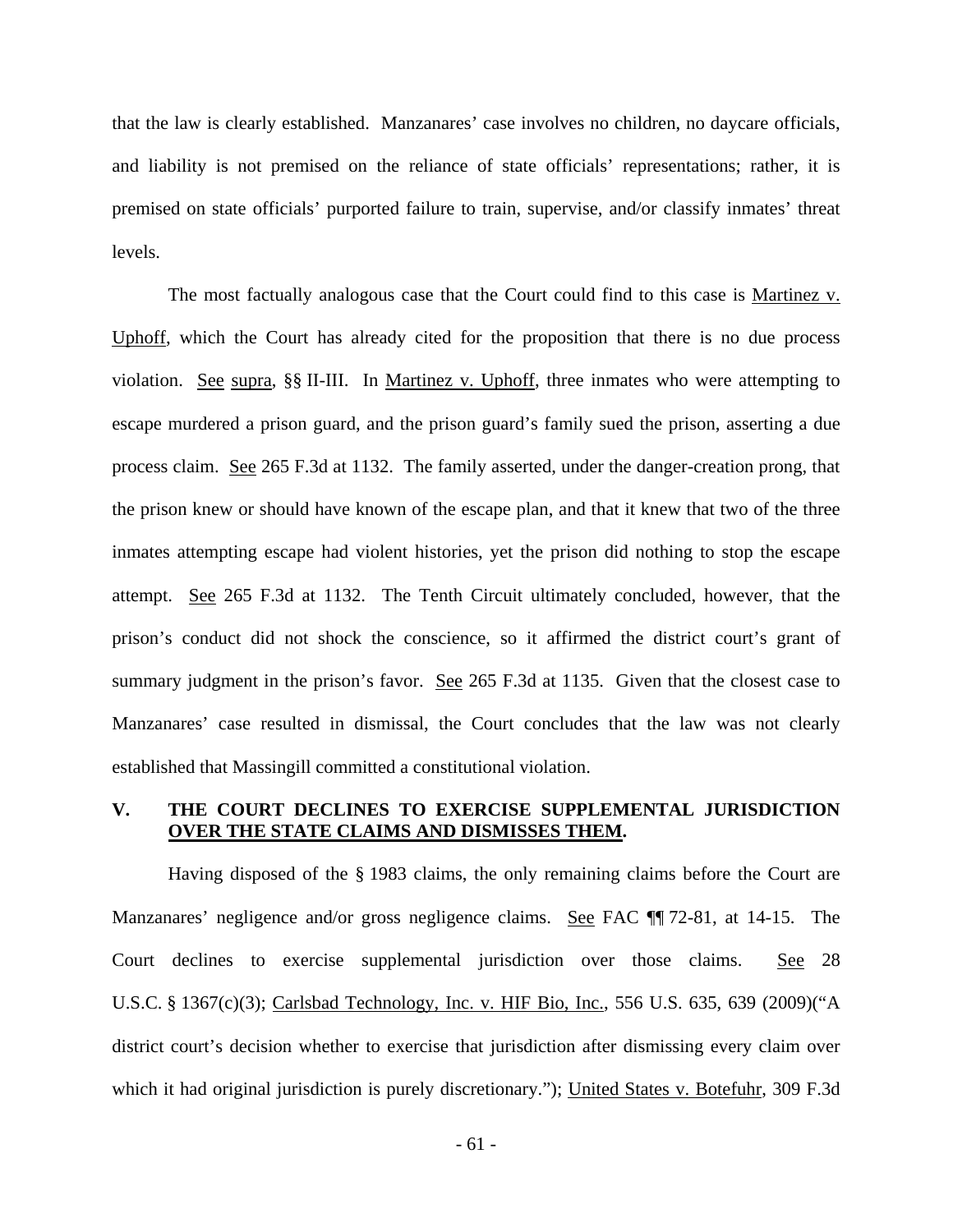that the law is clearly established. Manzanares' case involves no children, no daycare officials, and liability is not premised on the reliance of state officials' representations; rather, it is premised on state officials' purported failure to train, supervise, and/or classify inmates' threat levels.

The most factually analogous case that the Court could find to this case is Martinez v. Uphoff, which the Court has already cited for the proposition that there is no due process violation. See supra, §§ II-III. In Martinez v. Uphoff, three inmates who were attempting to escape murdered a prison guard, and the prison guard's family sued the prison, asserting a due process claim. See 265 F.3d at 1132. The family asserted, under the danger-creation prong, that the prison knew or should have known of the escape plan, and that it knew that two of the three inmates attempting escape had violent histories, yet the prison did nothing to stop the escape attempt. See 265 F.3d at 1132. The Tenth Circuit ultimately concluded, however, that the prison's conduct did not shock the conscience, so it affirmed the district court's grant of summary judgment in the prison's favor. See 265 F.3d at 1135. Given that the closest case to Manzanares' case resulted in dismissal, the Court concludes that the law was not clearly established that Massingill committed a constitutional violation.

## V. THE COURT DECLINES TO EXERCISE SUPPLEMENTAL JURISDICTION OVER THE STATE CLAIMS AND DISMISSES THEM.

Having disposed of the § 1983 claims, the only remaining claims before the Court are Manzanares' negligence and/or gross negligence claims. See FAC ¶¶ 72-81, at 14-15. The Court declines to exercise supplemental jurisdiction over those claims. See 28 U.S.C. § 1367(c)(3); Carlsbad Technology, Inc. v. HIF Bio, Inc., 556 U.S. 635, 639 (2009)("A district court's decision whether to exercise that jurisdiction after dismissing every claim over which it had original jurisdiction is purely discretionary."); United States v. Botefuhr, 309 F.3d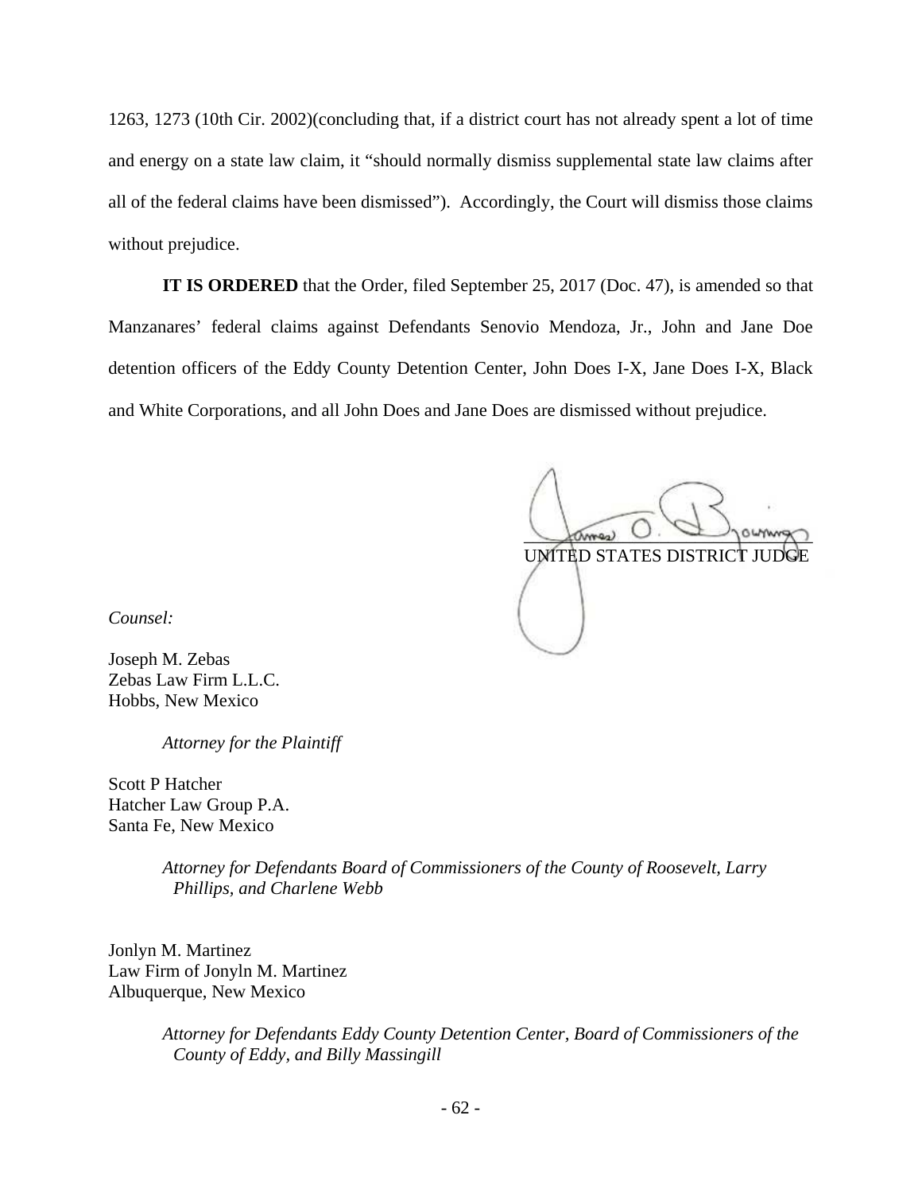1263, 1273 (10th Cir. 2002)(concluding that, if a district court has not already spent a lot of time and energy on a state law claim, it "should normally dismiss supplemental state law claims after all of the federal claims have been dismissed"). Accordingly, the Court will dismiss those claims without prejudice.

**IT IS ORDERED** that the Order, filed September 25, 2017 (Doc. 47), is amended so that Manzanares' federal claims against Defendants Senovio Mendoza, Jr., John and Jane Doe detention officers of the Eddy County Detention Center, John Does I-X, Jane Does I-X, Black and White Corporations, and all John Does and Jane Does are dismissed without prejudice.

UNITED STATES DISTRICT JUDGE

*Counsel:*

Joseph M. Zebas
Zebas Law Firm L.L.C.
Hobbs, New Mexico

*Attorney for the Plaintiff*

Scott P Hatcher
Hatcher Law Group P.A.
Santa Fe, New Mexico

*Attorney for Defendants Board of Commissioners of the County of Roosevelt, Larry Phillips, and Charlene Webb*

Jonlyn M. Martinez
Law Firm of Jonyln M. Martinez
Albuquerque, New Mexico

*Attorney for Defendants Eddy County Detention Center, Board of Commissioners of the County of Eddy, and Billy Massingill*